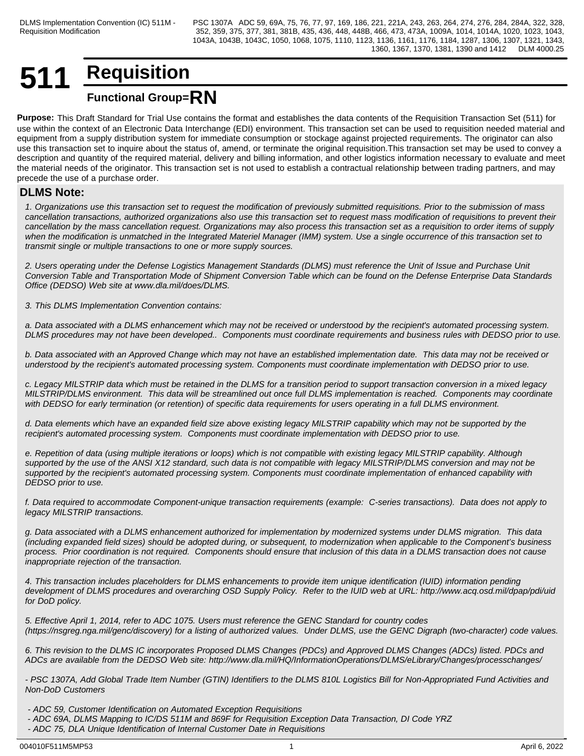# 511 Requisition

## Functional Group=RN

**Purpose:** This Draft Standard for Trial Use contains the format and establishes the data contents of the Requisition Transaction Set (511) for use within the context of an Electronic Data Interchange (EDI) environment. This transaction set can be used to requisition needed material and equipment from a supply distribution system for immediate consumption or stockage against projected requirements. The originator can also use this transaction set to inquire about the status of, amend, or terminate the original requisition.This transaction set may be used to convey a description and quantity of the required material, delivery and billing information, and other logistics information necessary to evaluate and meet the material needs of the originator. This transaction set is not used to establish a contractual relationship between trading partners, and may precede the use of a purchase order.

### DLMS Note:

*1. Organizations use this transaction set to request the modification of previously submitted requisitions. Prior to the submission of mass cancellation transactions, authorized organizations also use this transaction set to request mass modification of requisitions to prevent their cancellation by the mass cancellation request. Organizations may also process this transaction set as a requisition to order items of supply when the modification is unmatched in the Integrated Materiel Manager (IMM) system. Use a single occurrence of this transaction set to transmit single or multiple transactions to one or more supply sources.*

*2. Users operating under the Defense Logistics Management Standards (DLMS) must reference the Unit of Issue and Purchase Unit Conversion Table and Transportation Mode of Shipment Conversion Table which can be found on the Defense Enterprise Data Standards Office (DEDSO) Web site at www.dla.mil/does/DLMS.*

*3. This DLMS Implementation Convention contains:*

*a. Data associated with a DLMS enhancement which may not be received or understood by the recipient's automated processing system. DLMS procedures may not have been developed.. Components must coordinate requirements and business rules with DEDSO prior to use.*

*b. Data associated with an Approved Change which may not have an established implementation date. This data may not be received or understood by the recipient's automated processing system. Components must coordinate implementation with DEDSO prior to use.*

*c. Legacy MILSTRIP data which must be retained in the DLMS for a transition period to support transaction conversion in a mixed legacy MILSTRIP/DLMS environment. This data will be streamlined out once full DLMS implementation is reached. Components may coordinate with DEDSO for early termination (or retention) of specific data requirements for users operating in a full DLMS environment.*

*d. Data elements which have an expanded field size above existing legacy MILSTRIP capability which may not be supported by the recipient's automated processing system. Components must coordinate implementation with DEDSO prior to use.*

*e. Repetition of data (using multiple iterations or loops) which is not compatible with existing legacy MILSTRIP capability. Although supported by the use of the ANSI X12 standard, such data is not compatible with legacy MILSTRIP/DLMS conversion and may not be supported by the recipient's automated processing system. Components must coordinate implementation of enhanced capability with DEDSO prior to use.*

*f. Data required to accommodate Component-unique transaction requirements (example: C-series transactions). Data does not apply to legacy MILSTRIP transactions.*

*g. Data associated with a DLMS enhancement authorized for implementation by modernized systems under DLMS migration. This data (including expanded field sizes) should be adopted during, or subsequent, to modernization when applicable to the Component's business process. Prior coordination is not required. Components should ensure that inclusion of this data in a DLMS transaction does not cause inappropriate rejection of the transaction.*

*4. This transaction includes placeholders for DLMS enhancements to provide item unique identification (IUID) information pending development of DLMS procedures and overarching OSD Supply Policy. Refer to the IUID web at URL: http://www.acq.osd.mil/dpap/pdi/uid for DoD policy.*

*5. Effective April 1, 2014, refer to ADC 1075. Users must reference the GENC Standard for country codes (https://nsgreg.nga.mil/genc/discovery) for a listing of authorized values. Under DLMS, use the GENC Digraph (two-character) code values.*

*6. This revision to the DLMS IC incorporates Proposed DLMS Changes (PDCs) and Approved DLMS Changes (ADCs) listed. PDCs and ADCs are available from the DEDSO Web site: http://www.dla.mil/HQ/InformationOperations/DLMS/eLibrary/Changes/processchanges/*

*- PSC 1307A, Add Global Trade Item Number (GTIN) Identifiers to the DLMS 810L Logistics Bill for Non-Appropriated Fund Activities and Non-DoD Customers*

*- ADC 59, Customer Identification on Automated Exception Requisitions*
*- ADC 69A, DLMS Mapping to IC/DS 511M and 869F for Requisition Exception Data Transaction, DI Code YRZ*
*- ADC 75, DLA Unique Identification of Internal Customer Date in Requisitions*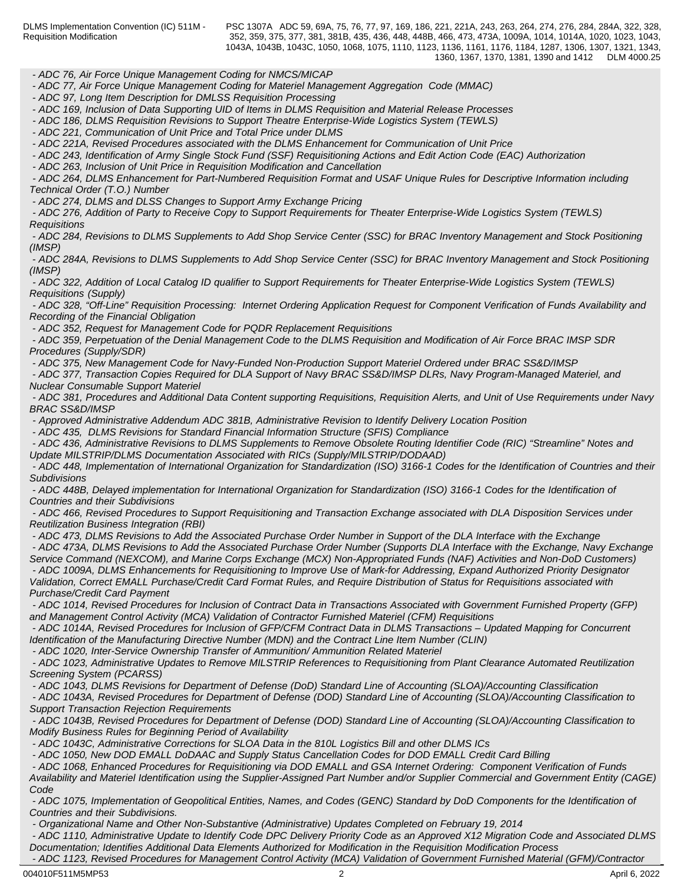*- ADC 76, Air Force Unique Management Coding for NMCS/MICAP*
*- ADC 77, Air Force Unique Management Coding for Materiel Management Aggregation Code (MMAC)*
*- ADC 97, Long Item Description for DMLSS Requisition Processing*
*- ADC 169, Inclusion of Data Supporting UID of Items in DLMS Requisition and Material Release Processes*
*- ADC 186, DLMS Requisition Revisions to Support Theatre Enterprise-Wide Logistics System (TEWLS)*
*- ADC 221, Communication of Unit Price and Total Price under DLMS*
*- ADC 221A, Revised Procedures associated with the DLMS Enhancement for Communication of Unit Price*
*- ADC 243, Identification of Army Single Stock Fund (SSF) Requisitioning Actions and Edit Action Code (EAC) Authorization*
*- ADC 263, Inclusion of Unit Price in Requisition Modification and Cancellation*
*- ADC 264, DLMS Enhancement for Part-Numbered Requisition Format and USAF Unique Rules for Descriptive Information including Technical Order (T.O.) Number*
*- ADC 274, DLMS and DLSS Changes to Support Army Exchange Pricing*
*- ADC 276, Addition of Party to Receive Copy to Support Requirements for Theater Enterprise-Wide Logistics System (TEWLS) Requisitions*
*- ADC 284, Revisions to DLMS Supplements to Add Shop Service Center (SSC) for BRAC Inventory Management and Stock Positioning (IMSP)*
*- ADC 284A, Revisions to DLMS Supplements to Add Shop Service Center (SSC) for BRAC Inventory Management and Stock Positioning (IMSP)*
*- ADC 322, Addition of Local Catalog ID qualifier to Support Requirements for Theater Enterprise-Wide Logistics System (TEWLS) Requisitions (Supply)*
*- ADC 328, "Off-Line" Requisition Processing: Internet Ordering Application Request for Component Verification of Funds Availability and Recording of the Financial Obligation*
*- ADC 352, Request for Management Code for PQDR Replacement Requisitions*
*- ADC 359, Perpetuation of the Denial Management Code to the DLMS Requisition and Modification of Air Force BRAC IMSP SDR Procedures (Supply/SDR)*
*- ADC 375, New Management Code for Navy-Funded Non-Production Support Materiel Ordered under BRAC SS&D/IMSP*
*- ADC 377, Transaction Copies Required for DLA Support of Navy BRAC SS&D/IMSP DLRs, Navy Program-Managed Materiel, and Nuclear Consumable Support Materiel*
*- ADC 381, Procedures and Additional Data Content supporting Requisitions, Requisition Alerts, and Unit of Use Requirements under Navy BRAC SS&D/IMSP*
*- Approved Administrative Addendum ADC 381B, Administrative Revision to Identify Delivery Location Position*
*- ADC 435, DLMS Revisions for Standard Financial Information Structure (SFIS) Compliance*
*- ADC 436, Administrative Revisions to DLMS Supplements to Remove Obsolete Routing Identifier Code (RIC) "Streamline" Notes and Update MILSTRIP/DLMS Documentation Associated with RICs (Supply/MILSTRIP/DODAAD)*
*- ADC 448, Implementation of International Organization for Standardization (ISO) 3166-1 Codes for the Identification of Countries and their Subdivisions*
*- ADC 448B, Delayed implementation for International Organization for Standardization (ISO) 3166-1 Codes for the Identification of Countries and their Subdivisions*
*- ADC 466, Revised Procedures to Support Requisitioning and Transaction Exchange associated with DLA Disposition Services under Reutilization Business Integration (RBI)*
*- ADC 473, DLMS Revisions to Add the Associated Purchase Order Number in Support of the DLA Interface with the Exchange*
*- ADC 473A, DLMS Revisions to Add the Associated Purchase Order Number (Supports DLA Interface with the Exchange, Navy Exchange Service Command (NEXCOM), and Marine Corps Exchange (MCX) Non-Appropriated Funds (NAF) Activities and Non-DoD Customers)*
*- ADC 1009A, DLMS Enhancements for Requisitioning to Improve Use of Mark-for Addressing, Expand Authorized Priority Designator Validation, Correct EMALL Purchase/Credit Card Format Rules, and Require Distribution of Status for Requisitions associated with Purchase/Credit Card Payment*
*- ADC 1014, Revised Procedures for Inclusion of Contract Data in Transactions Associated with Government Furnished Property (GFP) and Management Control Activity (MCA) Validation of Contractor Furnished Materiel (CFM) Requisitions*
*- ADC 1014A, Revised Procedures for Inclusion of GFP/CFM Contract Data in DLMS Transactions – Updated Mapping for Concurrent Identification of the Manufacturing Directive Number (MDN) and the Contract Line Item Number (CLIN)*
*- ADC 1020, Inter-Service Ownership Transfer of Ammunition/ Ammunition Related Materiel*
*- ADC 1023, Administrative Updates to Remove MILSTRIP References to Requisitioning from Plant Clearance Automated Reutilization Screening System (PCARSS)*
*- ADC 1043, DLMS Revisions for Department of Defense (DoD) Standard Line of Accounting (SLOA)/Accounting Classification*
*- ADC 1043A, Revised Procedures for Department of Defense (DOD) Standard Line of Accounting (SLOA)/Accounting Classification to Support Transaction Rejection Requirements*
*- ADC 1043B, Revised Procedures for Department of Defense (DOD) Standard Line of Accounting (SLOA)/Accounting Classification to Modify Business Rules for Beginning Period of Availability*
*- ADC 1043C, Administrative Corrections for SLOA Data in the 810L Logistics Bill and other DLMS ICs*
*- ADC 1050, New DOD EMALL DoDAAC and Supply Status Cancellation Codes for DOD EMALL Credit Card Billing*
*- ADC 1068, Enhanced Procedures for Requisitioning via DOD EMALL and GSA Internet Ordering: Component Verification of Funds Availability and Materiel Identification using the Supplier-Assigned Part Number and/or Supplier Commercial and Government Entity (CAGE) Code*
*- ADC 1075, Implementation of Geopolitical Entities, Names, and Codes (GENC) Standard by DoD Components for the Identification of Countries and their Subdivisions.*
*- Organizational Name and Other Non-Substantive (Administrative) Updates Completed on February 19, 2014*
*- ADC 1110, Administrative Update to Identify Code DPC Delivery Priority Code as an Approved X12 Migration Code and Associated DLMS Documentation; Identifies Additional Data Elements Authorized for Modification in the Requisition Modification Process*
*- ADC 1123, Revised Procedures for Management Control Activity (MCA) Validation of Government Furnished Material (GFM)/Contractor*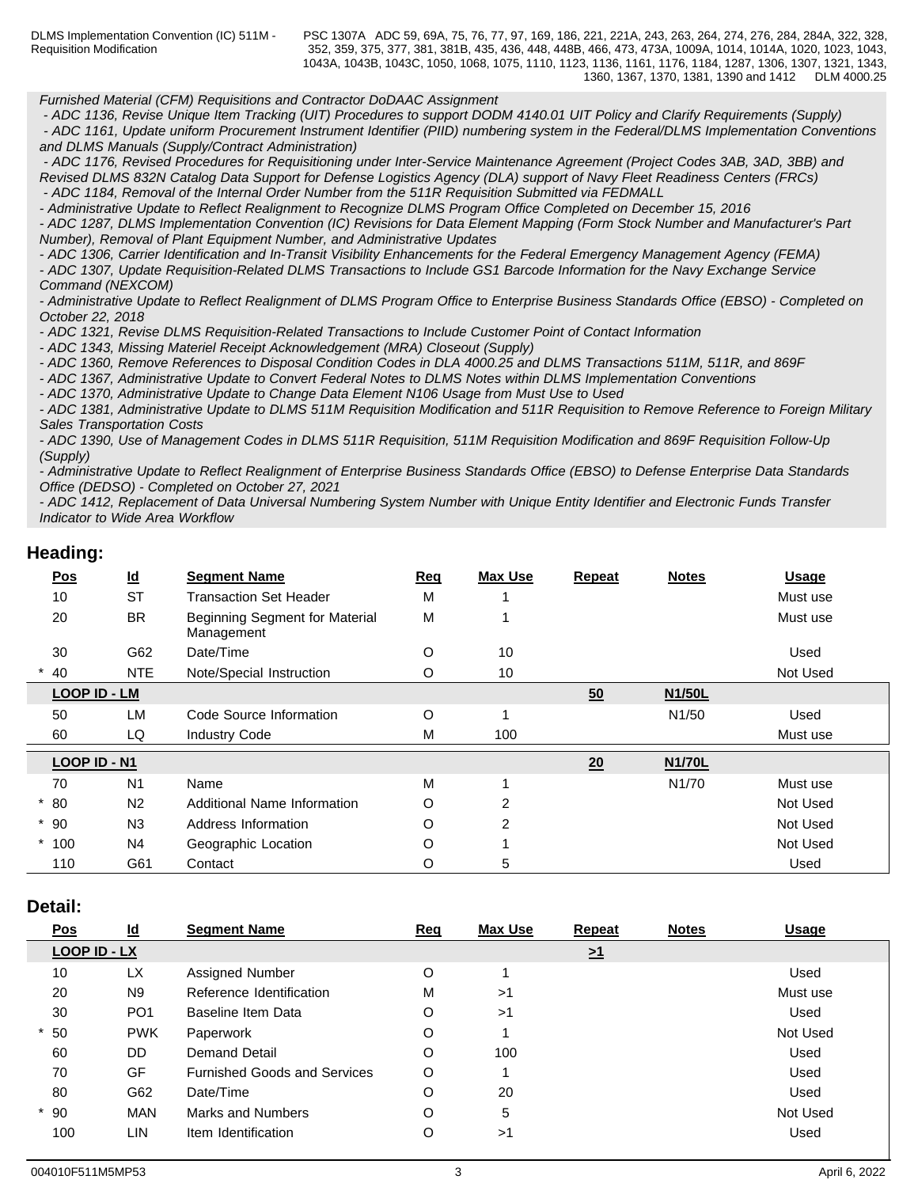*Furnished Material (CFM) Requisitions and Contractor DoDAAC Assignment*
*- ADC 1136, Revise Unique Item Tracking (UIT) Procedures to support DODM 4140.01 UIT Policy and Clarify Requirements (Supply)*
*- ADC 1161, Update uniform Procurement Instrument Identifier (PIID) numbering system in the Federal/DLMS Implementation Conventions and DLMS Manuals (Supply/Contract Administration)*
*- ADC 1176, Revised Procedures for Requisitioning under Inter-Service Maintenance Agreement (Project Codes 3AB, 3AD, 3BB) and Revised DLMS 832N Catalog Data Support for Defense Logistics Agency (DLA) support of Navy Fleet Readiness Centers (FRCs)*
*- ADC 1184, Removal of the Internal Order Number from the 511R Requisition Submitted via FEDMALL*
*- Administrative Update to Reflect Realignment to Recognize DLMS Program Office Completed on December 15, 2016*
*- ADC 1287, DLMS Implementation Convention (IC) Revisions for Data Element Mapping (Form Stock Number and Manufacturer's Part Number), Removal of Plant Equipment Number, and Administrative Updates*
*- ADC 1306, Carrier Identification and In-Transit Visibility Enhancements for the Federal Emergency Management Agency (FEMA)*
*- ADC 1307, Update Requisition-Related DLMS Transactions to Include GS1 Barcode Information for the Navy Exchange Service Command (NEXCOM)*
*- Administrative Update to Reflect Realignment of DLMS Program Office to Enterprise Business Standards Office (EBSO) - Completed on October 22, 2018*
*- ADC 1321, Revise DLMS Requisition-Related Transactions to Include Customer Point of Contact Information*
*- ADC 1343, Missing Materiel Receipt Acknowledgement (MRA) Closeout (Supply)*
*- ADC 1360, Remove References to Disposal Condition Codes in DLA 4000.25 and DLMS Transactions 511M, 511R, and 869F*
*- ADC 1367, Administrative Update to Convert Federal Notes to DLMS Notes within DLMS Implementation Conventions*
*- ADC 1370, Administrative Update to Change Data Element N106 Usage from Must Use to Used*
*- ADC 1381, Administrative Update to DLMS 511M Requisition Modification and 511R Requisition to Remove Reference to Foreign Military Sales Transportation Costs*
*- ADC 1390, Use of Management Codes in DLMS 511R Requisition, 511M Requisition Modification and 869F Requisition Follow-Up (Supply)*
*- Administrative Update to Reflect Realignment of Enterprise Business Standards Office (EBSO) to Defense Enterprise Data Standards Office (DEDSO) - Completed on October 27, 2021*
*- ADC 1412, Replacement of Data Universal Numbering System Number with Unique Entity Identifier and Electronic Funds Transfer Indicator to Wide Area Workflow*

## Heading:

| Pos | Id | Segment Name | Req | Max Use | Repeat | Notes | Usage |
|---|---|---|---|---|---|---|---|
| 10 | ST | Transaction Set Header | M | 1 | | | Must use |
| 20 | BR | Beginning Segment for Material Management | M | 1 | | | Must use |
| 30 | G62 | Date/Time | O | 10 | | | Used |
| * 40 | NTE | Note/Special Instruction | O | 10 | | | Not Used |
| **LOOP ID - LM** | | | | | **50** | **N1/50L** | |
| 50 | LM | Code Source Information | O | 1 | | N1/50 | Used |
| 60 | LQ | Industry Code | M | 100 | | | Must use |
| **LOOP ID - N1** | | | | | **20** | **N1/70L** | |
| 70 | N1 | Name | M | 1 | | N1/70 | Must use |
| * 80 | N2 | Additional Name Information | O | 2 | | | Not Used |
| * 90 | N3 | Address Information | O | 2 | | | Not Used |
| * 100 | N4 | Geographic Location | O | 1 | | | Not Used |
| 110 | G61 | Contact | O | 5 | | | Used |

## Detail:

| Pos | Id | Segment Name | Req | Max Use | Repeat | Notes | Usage |
|---|---|---|---|---|---|---|---|
| **LOOP ID - LX** | | | | | **>1** | | |
| 10 | LX | Assigned Number | O | 1 | | | Used |
| 20 | N9 | Reference Identification | M | >1 | | | Must use |
| 30 | PO1 | Baseline Item Data | O | >1 | | | Used |
| * 50 | PWK | Paperwork | O | 1 | | | Not Used |
| 60 | DD | Demand Detail | O | 100 | | | Used |
| 70 | GF | Furnished Goods and Services | O | 1 | | | Used |
| 80 | G62 | Date/Time | O | 20 | | | Used |
| * 90 | MAN | Marks and Numbers | O | 5 | | | Not Used |
| 100 | LIN | Item Identification | O | >1 | | | Used |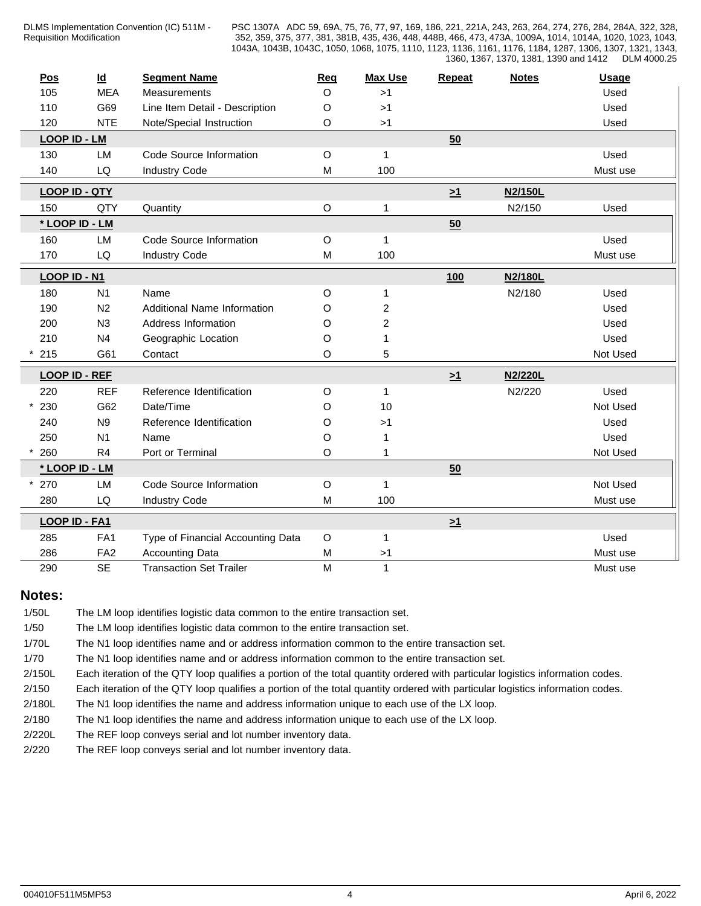| Pos | Id | Segment Name | Req | Max Use | Repeat | Notes | Usage |
|---|---|---|---|---|---|---|---|
| 105 | MEA | Measurements | O | >1 | | | Used |
| 110 | G69 | Line Item Detail - Description | O | >1 | | | Used |
| 120 | NTE | Note/Special Instruction | O | >1 | | | Used |
| **LOOP ID - LM** | | | | | 50 | | |
| 130 | LM | Code Source Information | O | 1 | | | Used |
| 140 | LQ | Industry Code | M | 100 | | | Must use |
| **LOOP ID - QTY** | | | | | >1 | N2/150L | |
| 150 | QTY | Quantity | O | 1 | | N2/150 | Used |
| *** LOOP ID - LM** | | | | | 50 | | |
| 160 | LM | Code Source Information | O | 1 | | | Used |
| 170 | LQ | Industry Code | M | 100 | | | Must use |
| **LOOP ID - N1** | | | | | 100 | N2/180L | |
| 180 | N1 | Name | O | 1 | | N2/180 | Used |
| 190 | N2 | Additional Name Information | O | 2 | | | Used |
| 200 | N3 | Address Information | O | 2 | | | Used |
| 210 | N4 | Geographic Location | O | 1 | | | Used |
| * 215 | G61 | Contact | O | 5 | | | Not Used |
| **LOOP ID - REF** | | | | | >1 | N2/220L | |
| 220 | REF | Reference Identification | O | 1 | | N2/220 | Used |
| * 230 | G62 | Date/Time | O | 10 | | | Not Used |
| 240 | N9 | Reference Identification | O | >1 | | | Used |
| 250 | N1 | Name | O | 1 | | | Used |
| * 260 | R4 | Port or Terminal | O | 1 | | | Not Used |
| *** LOOP ID - LM** | | | | | 50 | | |
| * 270 | LM | Code Source Information | O | 1 | | | Not Used |
| 280 | LQ | Industry Code | M | 100 | | | Must use |
| **LOOP ID - FA1** | | | | | >1 | | |
| 285 | FA1 | Type of Financial Accounting Data | O | 1 | | | Used |
| 286 | FA2 | Accounting Data | M | >1 | | | Must use |
| 290 | SE | Transaction Set Trailer | M | 1 | | | Must use |

## Notes:

| | |
|---|---|
| 1/50L | The LM loop identifies logistic data common to the entire transaction set. |
| 1/50 | The LM loop identifies logistic data common to the entire transaction set. |
| 1/70L | The N1 loop identifies name and or address information common to the entire transaction set. |
| 1/70 | The N1 loop identifies name and or address information common to the entire transaction set. |
| 2/150L | Each iteration of the QTY loop qualifies a portion of the total quantity ordered with particular logistics information codes. |
| 2/150 | Each iteration of the QTY loop qualifies a portion of the total quantity ordered with particular logistics information codes. |
| 2/180L | The N1 loop identifies the name and address information unique to each use of the LX loop. |
| 2/180 | The N1 loop identifies the name and address information unique to each use of the LX loop. |
| 2/220L | The REF loop conveys serial and lot number inventory data. |
| 2/220 | The REF loop conveys serial and lot number inventory data. |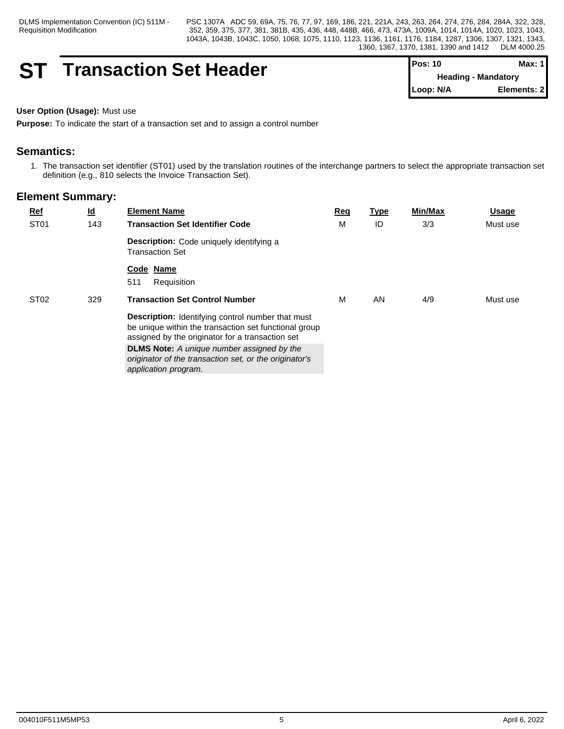# ST Transaction Set Header

| Pos: 10 | Max: 1 |
|---|---|
| Heading - Mandatory | |
| Loop: N/A | Elements: 2 |

**User Option (Usage):** Must use

**Purpose:** To indicate the start of a transaction set and to assign a control number

## Semantics:

1. The transaction set identifier (ST01) used by the translation routines of the interchange partners to select the appropriate transaction set definition (e.g., 810 selects the Invoice Transaction Set).

## Element Summary:

| Ref | Id | Element Name | Req | Type | Min/Max | Usage |
|---|---|---|---|---|---|---|
| ST01 | 143 | **Transaction Set Identifier Code**<br>**Description:** Code uniquely identifying a Transaction Set<br>**Code Name**<br>511 Requisition | M | ID | 3/3 | Must use |
| ST02 | 329 | **Transaction Set Control Number**<br>**Description:** Identifying control number that must be unique within the transaction set functional group assigned by the originator for a transaction set<br>**DLMS Note:** *A unique number assigned by the originator of the transaction set, or the originator's application program.* | M | AN | 4/9 | Must use |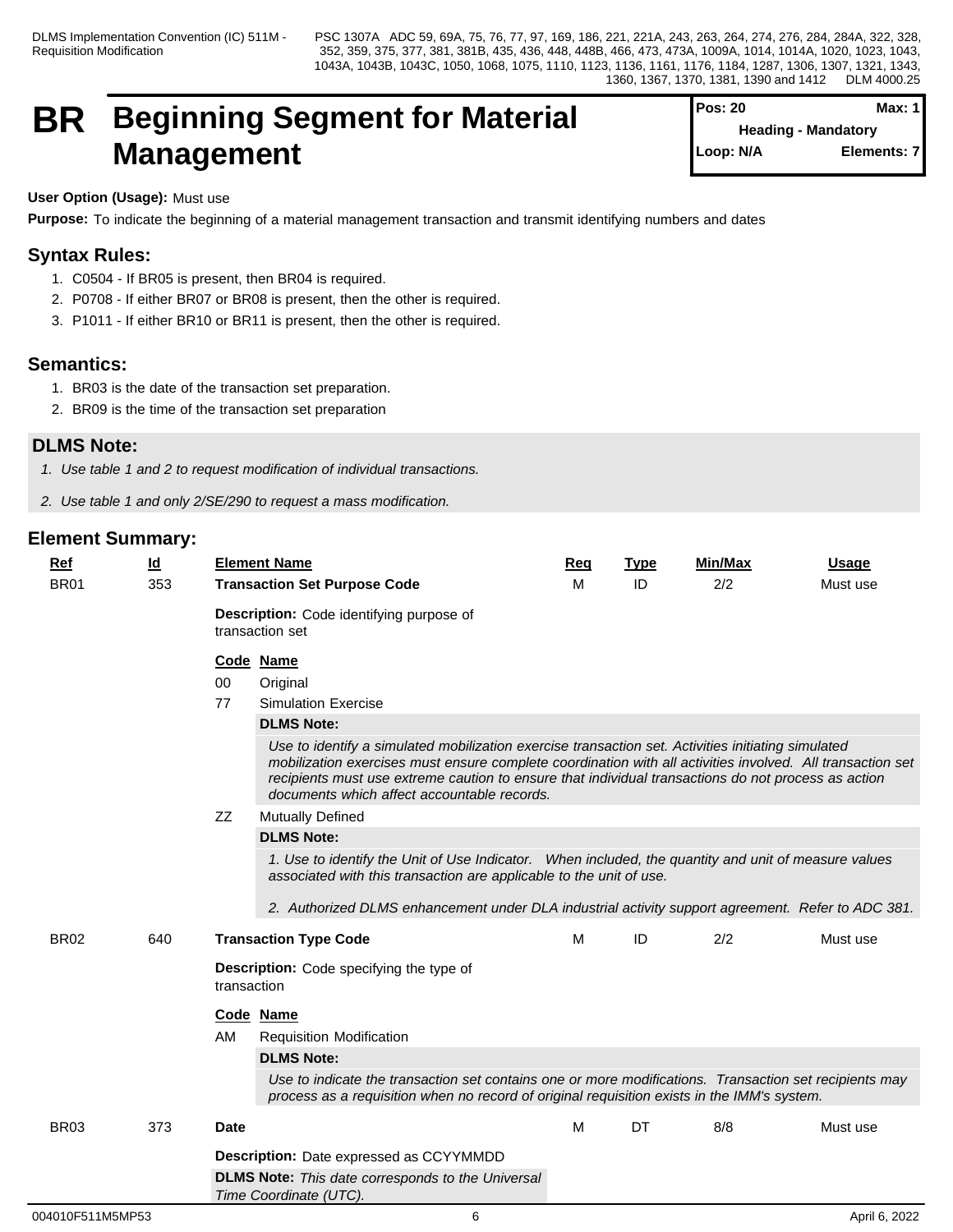# BR Beginning Segment for Material Management

**Pos: 20** | **Max: 1**
**Heading - Mandatory**
**Loop: N/A** | **Elements: 7**

**User Option (Usage):** Must use

**Purpose:** To indicate the beginning of a material management transaction and transmit identifying numbers and dates

## Syntax Rules:

1. C0504 - If BR05 is present, then BR04 is required.
2. P0708 - If either BR07 or BR08 is present, then the other is required.
3. P1011 - If either BR10 or BR11 is present, then the other is required.

## Semantics:

1. BR03 is the date of the transaction set preparation.
2. BR09 is the time of the transaction set preparation

## DLMS Note:

1. *Use table 1 and 2 to request modification of individual transactions.*
2. *Use table 1 and only 2/SE/290 to request a mass modification.*

## Element Summary:

| Ref | Id | Element Name | Req | Type | Min/Max | Usage |
|---|---|---|---|---|---|---|
| BR01 | 353 | **Transaction Set Purpose Code** | M | ID | 2/2 | Must use |

**Description:** Code identifying purpose of transaction set

| Code | Name |
|---|---|
| 00 | Original |
| 77 | Simulation Exercise |
| ZZ | Mutually Defined |

77 — **DLMS Note:**

*Use to identify a simulated mobilization exercise transaction set. Activities initiating simulated mobilization exercises must ensure complete coordination with all activities involved. All transaction set recipients must use extreme caution to ensure that individual transactions do not process as action documents which affect accountable records.*

ZZ — **DLMS Note:**

*1. Use to identify the Unit of Use Indicator. When included, the quantity and unit of measure values associated with this transaction are applicable to the unit of use.*

*2. Authorized DLMS enhancement under DLA industrial activity support agreement. Refer to ADC 381.*

| Ref | Id | Element Name | Req | Type | Min/Max | Usage |
|---|---|---|---|---|---|---|
| BR02 | 640 | **Transaction Type Code** | M | ID | 2/2 | Must use |

**Description:** Code specifying the type of transaction

| Code | Name |
|---|---|
| AM | Requisition Modification |

AM — **DLMS Note:**

*Use to indicate the transaction set contains one or more modifications. Transaction set recipients may process as a requisition when no record of original requisition exists in the IMM's system.*

| Ref | Id | Element Name | Req | Type | Min/Max | Usage |
|---|---|---|---|---|---|---|
| BR03 | 373 | **Date** | M | DT | 8/8 | Must use |

**Description:** Date expressed as CCYYMMDD

**DLMS Note:** *This date corresponds to the Universal Time Coordinate (UTC).*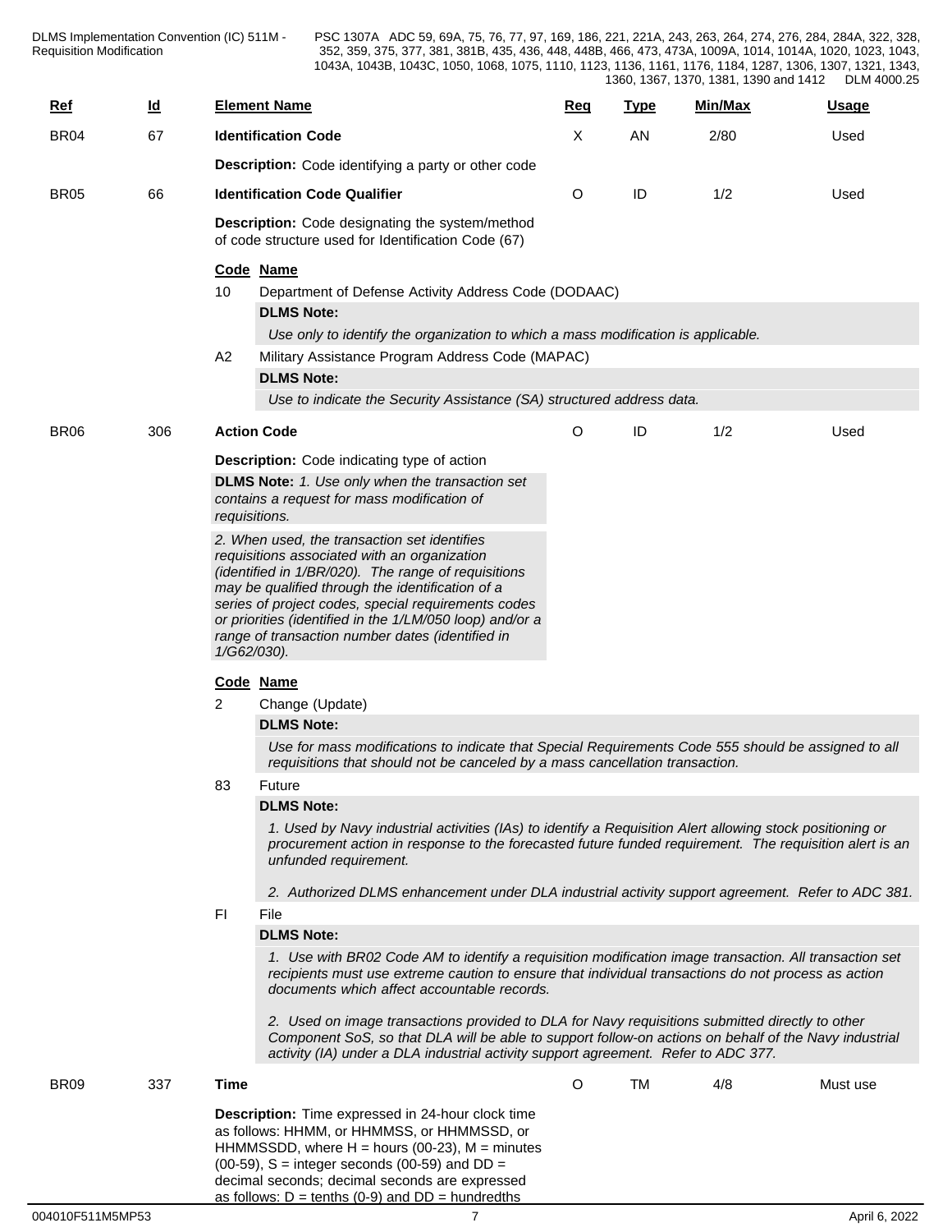| Ref | Id | Element Name | Req | Type | Min/Max | Usage |
|---|---|---|---|---|---|---|
| BR04 | 67 | **Identification Code** | X | AN | 2/80 | Used |

**Description:** Code identifying a party or other code

| Ref | Id | Element Name | Req | Type | Min/Max | Usage |
|---|---|---|---|---|---|---|
| BR05 | 66 | **Identification Code Qualifier** | O | ID | 1/2 | Used |

**Description:** Code designating the system/method of code structure used for Identification Code (67)

**Code Name**

10 Department of Defense Activity Address Code (DODAAC)

**DLMS Note:**

*Use only to identify the organization to which a mass modification is applicable.*

A2 Military Assistance Program Address Code (MAPAC)

**DLMS Note:**

*Use to indicate the Security Assistance (SA) structured address data.*

| Ref | Id | Element Name | Req | Type | Min/Max | Usage |
|---|---|---|---|---|---|---|
| BR06 | 306 | **Action Code** | O | ID | 1/2 | Used |

**Description:** Code indicating type of action

**DLMS Note:** *1. Use only when the transaction set contains a request for mass modification of requisitions.*

*2. When used, the transaction set identifies requisitions associated with an organization (identified in 1/BR/020). The range of requisitions may be qualified through the identification of a series of project codes, special requirements codes or priorities (identified in the 1/LM/050 loop) and/or a range of transaction number dates (identified in 1/G62/030).*

**Code Name**

2 Change (Update)

**DLMS Note:**

*Use for mass modifications to indicate that Special Requirements Code 555 should be assigned to all requisitions that should not be canceled by a mass cancellation transaction.*

83 Future

**DLMS Note:**

*1. Used by Navy industrial activities (IAs) to identify a Requisition Alert allowing stock positioning or procurement action in response to the forecasted future funded requirement. The requisition alert is an unfunded requirement.*

*2. Authorized DLMS enhancement under DLA industrial activity support agreement. Refer to ADC 381.*

FI File

**DLMS Note:**

*1. Use with BR02 Code AM to identify a requisition modification image transaction. All transaction set recipients must use extreme caution to ensure that individual transactions do not process as action documents which affect accountable records.*

*2. Used on image transactions provided to DLA for Navy requisitions submitted directly to other Component SoS, so that DLA will be able to support follow-on actions on behalf of the Navy industrial activity (IA) under a DLA industrial activity support agreement. Refer to ADC 377.*

| Ref | Id | Element Name | Req | Type | Min/Max | Usage |
|---|---|---|---|---|---|---|
| BR09 | 337 | **Time** | O | TM | 4/8 | Must use |

**Description:** Time expressed in 24-hour clock time as follows: HHMM, or HHMMSS, or HHMMSSD, or HHMMSSDD, where H = hours (00-23), M = minutes (00-59), S = integer seconds (00-59) and DD = decimal seconds; decimal seconds are expressed as follows: D = tenths (0-9) and DD = hundredths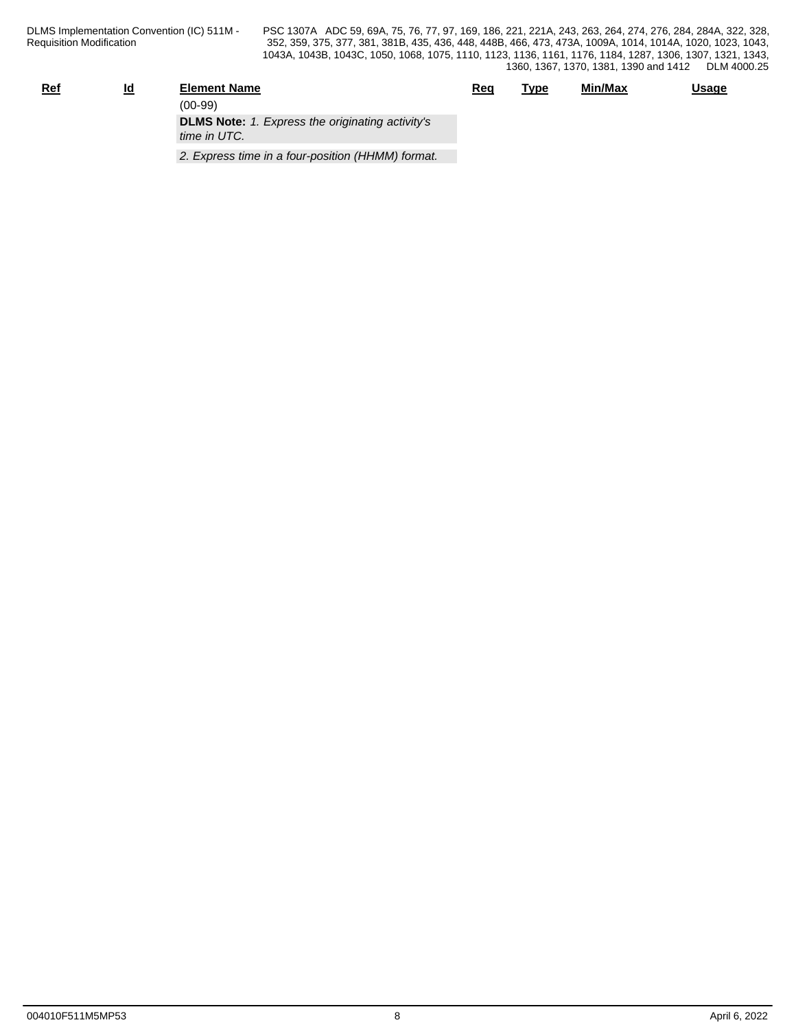| Ref | Id | Element Name | Req | Type | Min/Max | Usage |
|---|---|---|---|---|---|---|
| | | (00-99) | | | | |
| | | **DLMS Note:** *1. Express the originating activity's time in UTC.* | | | | |
| | | *2. Express time in a four-position (HHMM) format.* | | | | |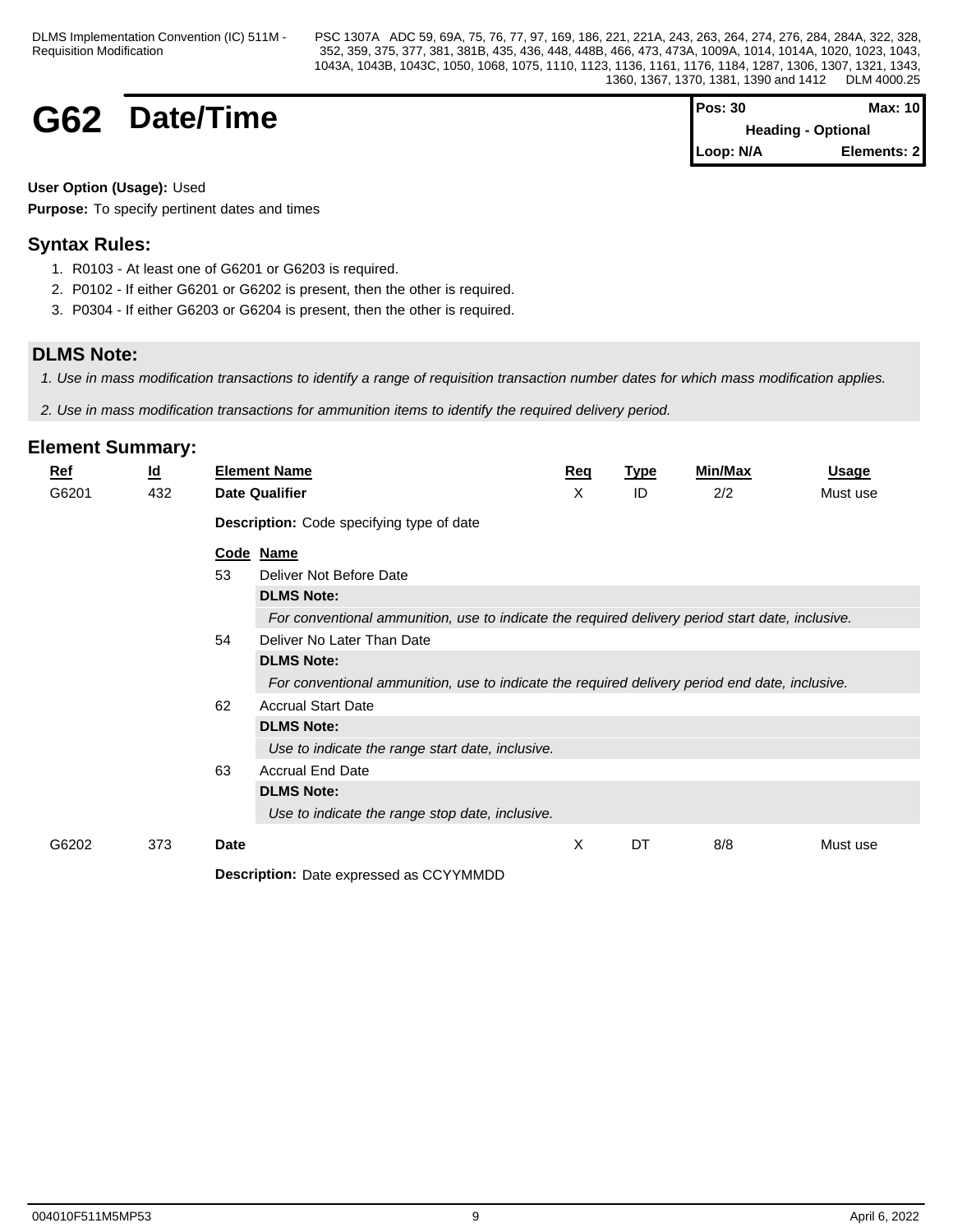# G62 Date/Time

| Pos: 30 | Max: 10 |
| --- | --- |
| Heading - Optional | |
| Loop: N/A | Elements: 2 |

**User Option (Usage):** Used

**Purpose:** To specify pertinent dates and times

## Syntax Rules:

1. R0103 - At least one of G6201 or G6203 is required.
2. P0102 - If either G6201 or G6202 is present, then the other is required.
3. P0304 - If either G6203 or G6204 is present, then the other is required.

## DLMS Note:

*1. Use in mass modification transactions to identify a range of requisition transaction number dates for which mass modification applies.*

*2. Use in mass modification transactions for ammunition items to identify the required delivery period.*

## Element Summary:

| Ref | Id | Element Name | Req | Type | Min/Max | Usage |
| --- | --- | --- | --- | --- | --- | --- |
| G6201 | 432 | **Date Qualifier** | X | ID | 2/2 | Must use |

**Description:** Code specifying type of date

| Code | Name |
| --- | --- |
| 53 | Deliver Not Before Date<br>**DLMS Note:**<br>*For conventional ammunition, use to indicate the required delivery period start date, inclusive.* |
| 54 | Deliver No Later Than Date<br>**DLMS Note:**<br>*For conventional ammunition, use to indicate the required delivery period end date, inclusive.* |
| 62 | Accrual Start Date<br>**DLMS Note:**<br>*Use to indicate the range start date, inclusive.* |
| 63 | Accrual End Date<br>**DLMS Note:**<br>*Use to indicate the range stop date, inclusive.* |

| Ref | Id | Element Name | Req | Type | Min/Max | Usage |
| --- | --- | --- | --- | --- | --- | --- |
| G6202 | 373 | **Date** | X | DT | 8/8 | Must use |

**Description:** Date expressed as CCYYMMDD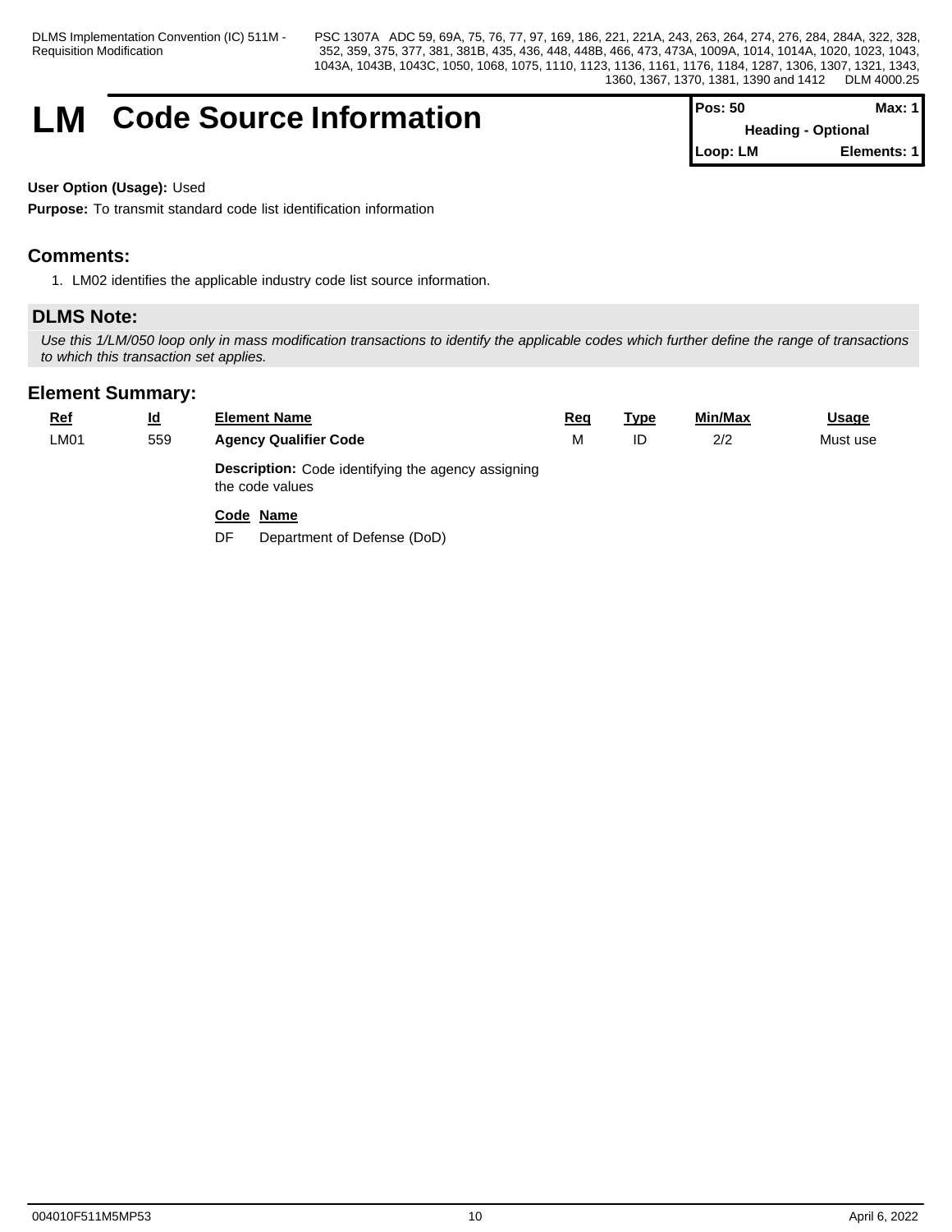# LM Code Source Information

| Pos: 50 | Max: 1 |
|---|---|
| Heading - Optional | |
| Loop: LM | Elements: 1 |

**User Option (Usage):** Used

**Purpose:** To transmit standard code list identification information

## Comments:

1. LM02 identifies the applicable industry code list source information.

## DLMS Note:

*Use this 1/LM/050 loop only in mass modification transactions to identify the applicable codes which further define the range of transactions to which this transaction set applies.*

## Element Summary:

| Ref | Id | Element Name | Req | Type | Min/Max | Usage |
|---|---|---|---|---|---|---|
| LM01 | 559 | **Agency Qualifier Code** | M | ID | 2/2 | Must use |

**Description:** Code identifying the agency assigning the code values

| Code | Name |
|---|---|
| DF | Department of Defense (DoD) |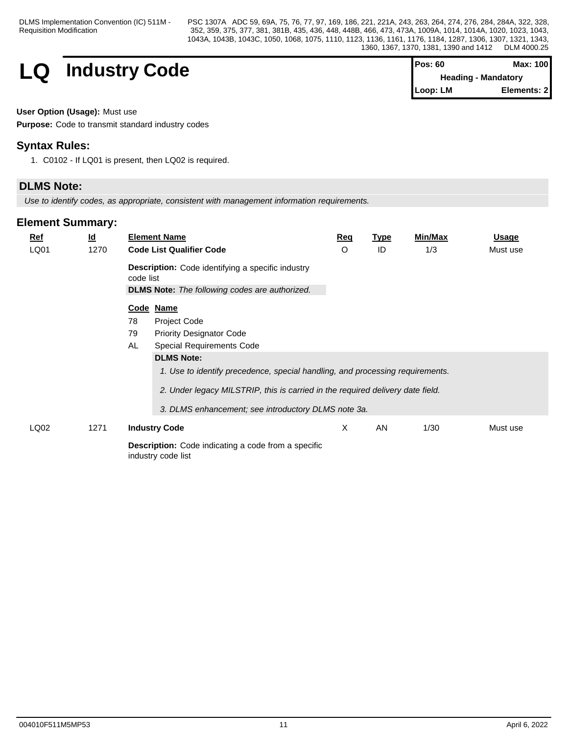# LQ Industry Code

| Pos: 60 | Max: 100 |
|---|---|
| Heading - Mandatory | |
| Loop: LM | Elements: 2 |

**User Option (Usage):** Must use

**Purpose:** Code to transmit standard industry codes

## Syntax Rules:

1. C0102 - If LQ01 is present, then LQ02 is required.

## DLMS Note:

*Use to identify codes, as appropriate, consistent with management information requirements.*

## Element Summary:

| Ref | Id | Element Name | Req | Type | Min/Max | Usage |
|---|---|---|---|---|---|---|
| LQ01 | 1270 | **Code List Qualifier Code** | O | ID | 1/3 | Must use |
| LQ02 | 1271 | **Industry Code** | X | AN | 1/30 | Must use |

**LQ01 – Code List Qualifier Code**

**Description:** Code identifying a specific industry code list

**DLMS Note:** *The following codes are authorized.*

| Code | Name |
|---|---|
| 78 | Project Code |
| 79 | Priority Designator Code |
| AL | Special Requirements Code |

**DLMS Note:**

*1. Use to identify precedence, special handling, and processing requirements.*

*2. Under legacy MILSTRIP, this is carried in the required delivery date field.*

*3. DLMS enhancement; see introductory DLMS note 3a.*

**LQ02 – Industry Code**

**Description:** Code indicating a code from a specific industry code list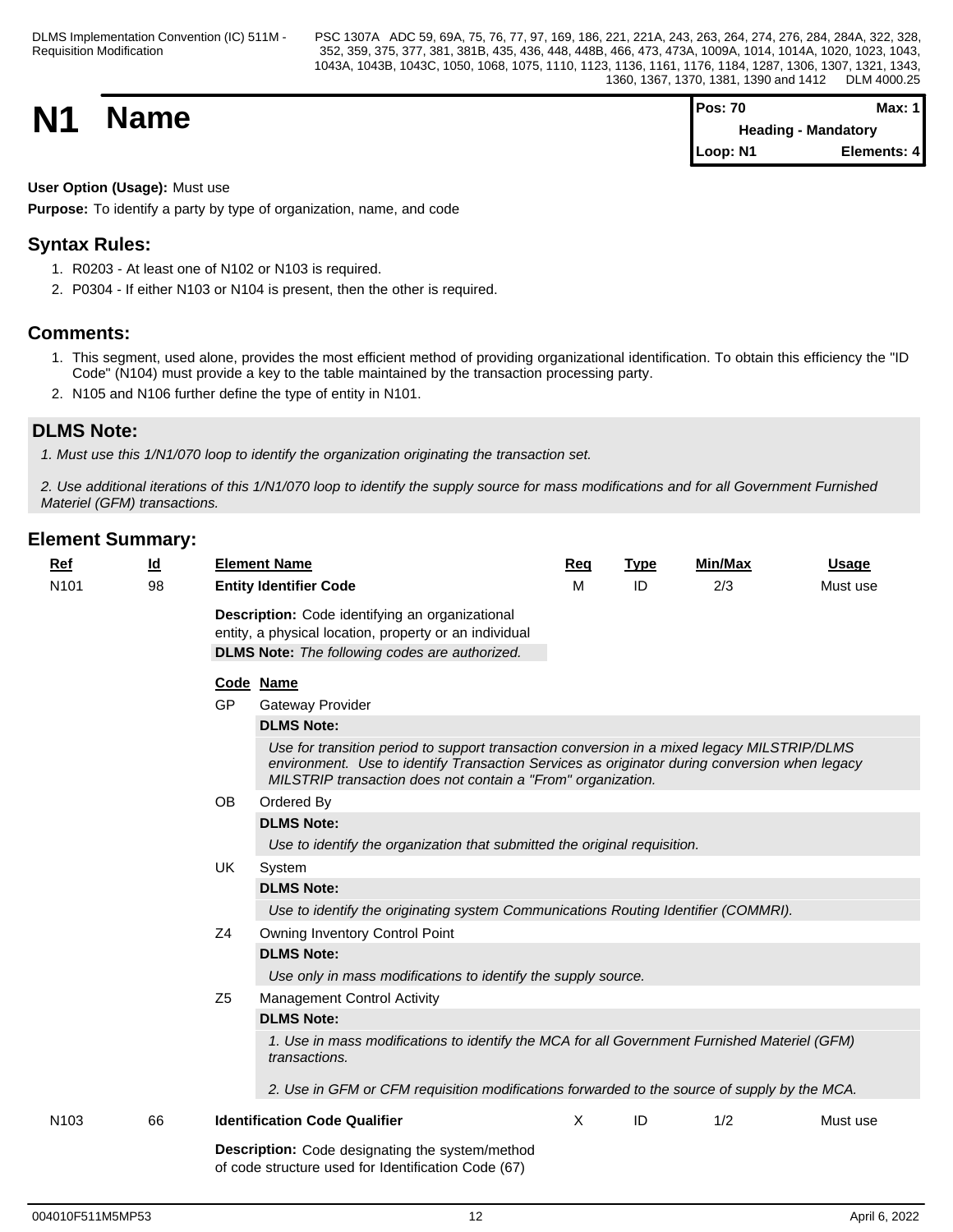# N1 Name

| Pos: 70 | Max: 1 |
|---|---|
| Heading - Mandatory | |
| Loop: N1 | Elements: 4 |

**User Option (Usage):** Must use

**Purpose:** To identify a party by type of organization, name, and code

## Syntax Rules:

1. R0203 - At least one of N102 or N103 is required.
2. P0304 - If either N103 or N104 is present, then the other is required.

## Comments:

1. This segment, used alone, provides the most efficient method of providing organizational identification. To obtain this efficiency the "ID Code" (N104) must provide a key to the table maintained by the transaction processing party.
2. N105 and N106 further define the type of entity in N101.

## DLMS Note:

*1. Must use this 1/N1/070 loop to identify the organization originating the transaction set.*

*2. Use additional iterations of this 1/N1/070 loop to identify the supply source for mass modifications and for all Government Furnished Materiel (GFM) transactions.*

## Element Summary:

| Ref | Id | Element Name | Req | Type | Min/Max | Usage |
|---|---|---|---|---|---|---|
| N101 | 98 | **Entity Identifier Code** | M | ID | 2/3 | Must use |

**Description:** Code identifying an organizational entity, a physical location, property or an individual

**DLMS Note:** *The following codes are authorized.*

| Code | Name |
|---|---|
| GP | Gateway Provider |
| | **DLMS Note:** *Use for transition period to support transaction conversion in a mixed legacy MILSTRIP/DLMS environment. Use to identify Transaction Services as originator during conversion when legacy MILSTRIP transaction does not contain a "From" organization.* |
| OB | Ordered By |
| | **DLMS Note:** *Use to identify the organization that submitted the original requisition.* |
| UK | System |
| | **DLMS Note:** *Use to identify the originating system Communications Routing Identifier (COMMRI).* |
| Z4 | Owning Inventory Control Point |
| | **DLMS Note:** *Use only in mass modifications to identify the supply source.* |
| Z5 | Management Control Activity |
| | **DLMS Note:** *1. Use in mass modifications to identify the MCA for all Government Furnished Materiel (GFM) transactions.* *2. Use in GFM or CFM requisition modifications forwarded to the source of supply by the MCA.* |

| Ref | Id | Element Name | Req | Type | Min/Max | Usage |
|---|---|---|---|---|---|---|
| N103 | 66 | **Identification Code Qualifier** | X | ID | 1/2 | Must use |

**Description:** Code designating the system/method of code structure used for Identification Code (67)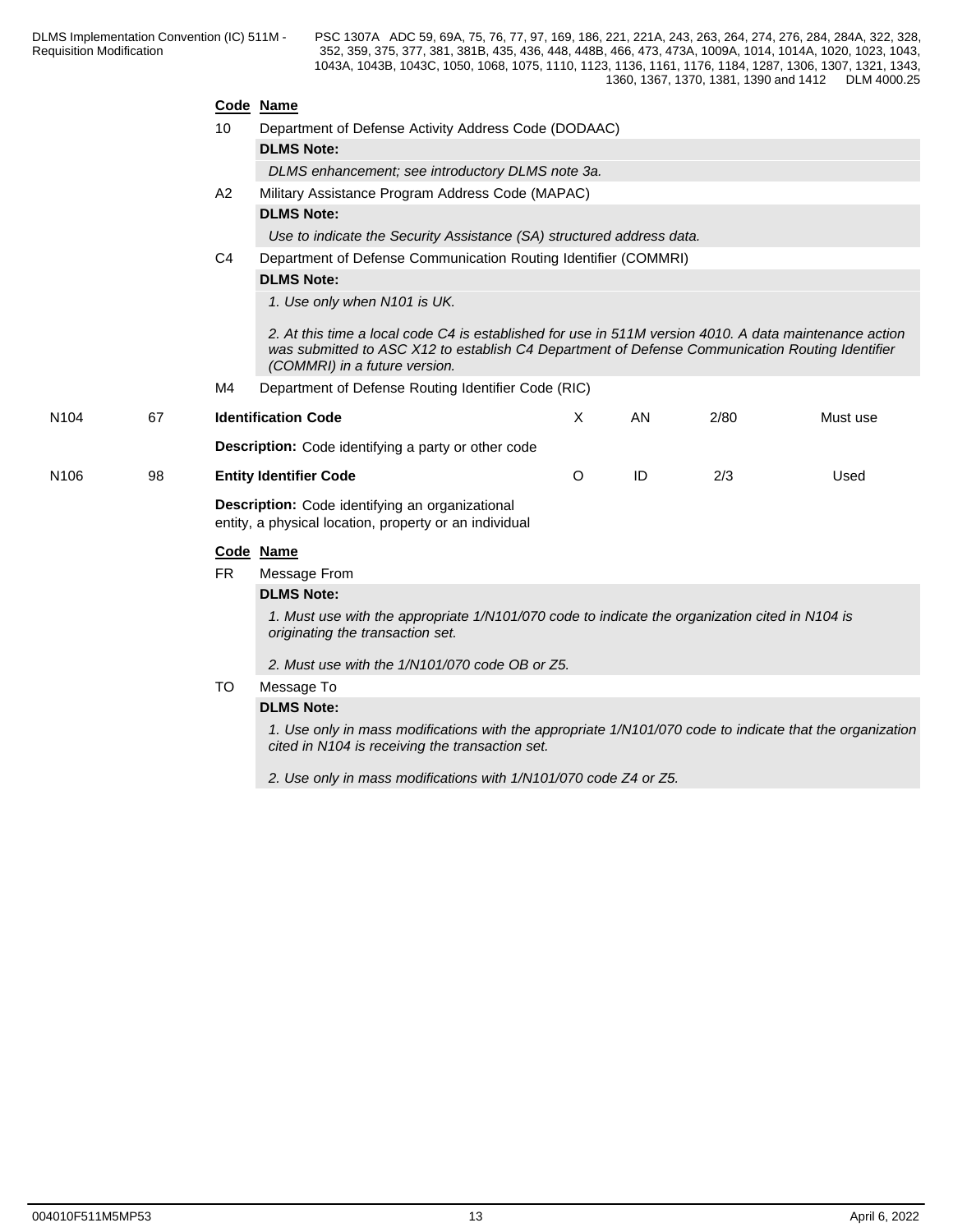**Code Name**

10 Department of Defense Activity Address Code (DODAAC)

**DLMS Note:**

*DLMS enhancement; see introductory DLMS note 3a.*

A2 Military Assistance Program Address Code (MAPAC)

**DLMS Note:**

*Use to indicate the Security Assistance (SA) structured address data.*

C4 Department of Defense Communication Routing Identifier (COMMRI)

**DLMS Note:**

*1. Use only when N101 is UK.*

*2. At this time a local code C4 is established for use in 511M version 4010. A data maintenance action was submitted to ASC X12 to establish C4 Department of Defense Communication Routing Identifier (COMMRI) in a future version.*

M4 Department of Defense Routing Identifier Code (RIC)

| | | | | | | |
|---|---|---|---|---|---|---|
| N104 | 67 | **Identification Code** | X | AN | 2/80 | Must use |

**Description:** Code identifying a party or other code

| | | | | | | |
|---|---|---|---|---|---|---|
| N106 | 98 | **Entity Identifier Code** | O | ID | 2/3 | Used |

**Description:** Code identifying an organizational entity, a physical location, property or an individual

**Code Name**

FR Message From

**DLMS Note:**

*1. Must use with the appropriate 1/N101/070 code to indicate the organization cited in N104 is originating the transaction set.*

*2. Must use with the 1/N101/070 code OB or Z5.*

TO Message To

**DLMS Note:**

*1. Use only in mass modifications with the appropriate 1/N101/070 code to indicate that the organization cited in N104 is receiving the transaction set.*

*2. Use only in mass modifications with 1/N101/070 code Z4 or Z5.*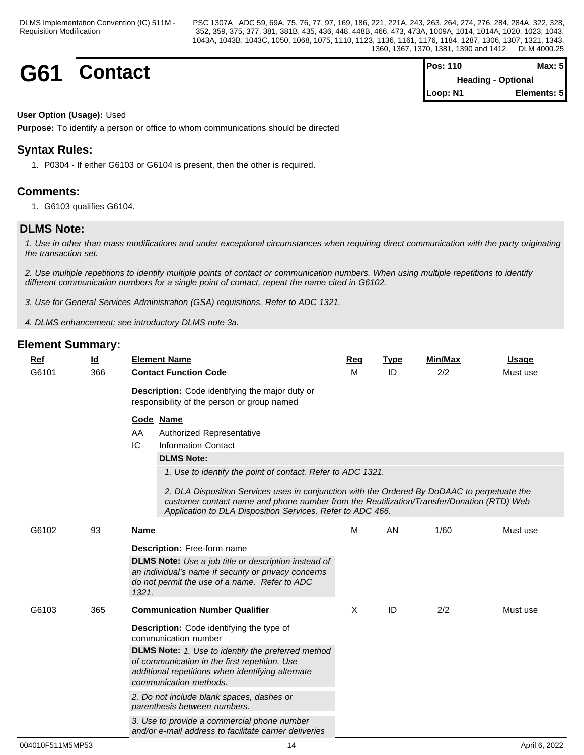# G61 Contact

| Pos: 110 | Max: 5 |
|---|---|
| Heading - Optional | |
| Loop: N1 | Elements: 5 |

**User Option (Usage):** Used

**Purpose:** To identify a person or office to whom communications should be directed

## Syntax Rules:

1. P0304 - If either G6103 or G6104 is present, then the other is required.

## Comments:

1. G6103 qualifies G6104.

## DLMS Note:

*1. Use in other than mass modifications and under exceptional circumstances when requiring direct communication with the party originating the transaction set.*

*2. Use multiple repetitions to identify multiple points of contact or communication numbers. When using multiple repetitions to identify different communication numbers for a single point of contact, repeat the name cited in G6102.*

*3. Use for General Services Administration (GSA) requisitions. Refer to ADC 1321.*

*4. DLMS enhancement; see introductory DLMS note 3a.*

## Element Summary:

| Ref | Id | Element Name | Req | Type | Min/Max | Usage |
|---|---|---|---|---|---|---|
| G6101 | 366 | **Contact Function Code** | M | ID | 2/2 | Must use |
| | | **Description:** Code identifying the major duty or responsibility of the person or group named | | | | |
| | | **Code Name**<br>AA Authorized Representative<br>IC Information Contact | | | | |
| | | **DLMS Note:**<br>*1. Use to identify the point of contact. Refer to ADC 1321.*<br>*2. DLA Disposition Services uses in conjunction with the Ordered By DoDAAC to perpetuate the customer contact name and phone number from the Reutilization/Transfer/Donation (RTD) Web Application to DLA Disposition Services. Refer to ADC 466.* | | | | |
| G6102 | 93 | **Name** | M | AN | 1/60 | Must use |
| | | **Description:** Free-form name | | | | |
| | | **DLMS Note:** *Use a job title or description instead of an individual's name if security or privacy concerns do not permit the use of a name. Refer to ADC 1321.* | | | | |
| G6103 | 365 | **Communication Number Qualifier** | X | ID | 2/2 | Must use |
| | | **Description:** Code identifying the type of communication number | | | | |
| | | **DLMS Note:** *1. Use to identify the preferred method of communication in the first repetition. Use additional repetitions when identifying alternate communication methods.* | | | | |
| | | *2. Do not include blank spaces, dashes or parenthesis between numbers.* | | | | |
| | | *3. Use to provide a commercial phone number and/or e-mail address to facilitate carrier deliveries* | | | | |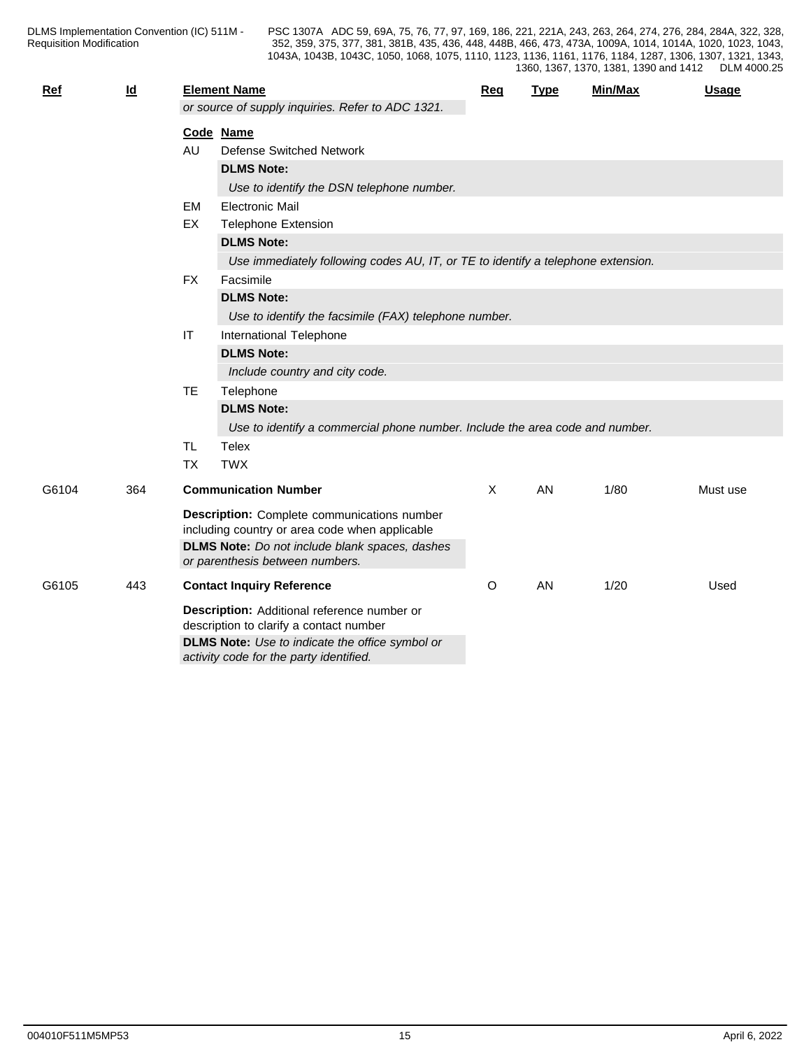| Ref | Id | Element Name | Req | Type | Min/Max | Usage |
|---|---|---|---|---|---|---|
| | | *or source of supply inquiries. Refer to ADC 1321.* | | | | |

**Code Name**

- **AU** Defense Switched Network
  - **DLMS Note:**
  - *Use to identify the DSN telephone number.*
- **EM** Electronic Mail
- **EX** Telephone Extension
  - **DLMS Note:**
  - *Use immediately following codes AU, IT, or TE to identify a telephone extension.*
- **FX** Facsimile
  - **DLMS Note:**
  - *Use to identify the facsimile (FAX) telephone number.*
- **IT** International Telephone
  - **DLMS Note:**
  - *Include country and city code.*
- **TE** Telephone
  - **DLMS Note:**
  - *Use to identify a commercial phone number. Include the area code and number.*
- **TL** Telex
- **TX** TWX

| Ref | Id | Element Name | Req | Type | Min/Max | Usage |
|---|---|---|---|---|---|---|
| G6104 | 364 | **Communication Number** | X | AN | 1/80 | Must use |

**Description:** Complete communications number including country or area code when applicable

**DLMS Note:** *Do not include blank spaces, dashes or parenthesis between numbers.*

| Ref | Id | Element Name | Req | Type | Min/Max | Usage |
|---|---|---|---|---|---|---|
| G6105 | 443 | **Contact Inquiry Reference** | O | AN | 1/20 | Used |

**Description:** Additional reference number or description to clarify a contact number

**DLMS Note:** *Use to indicate the office symbol or activity code for the party identified.*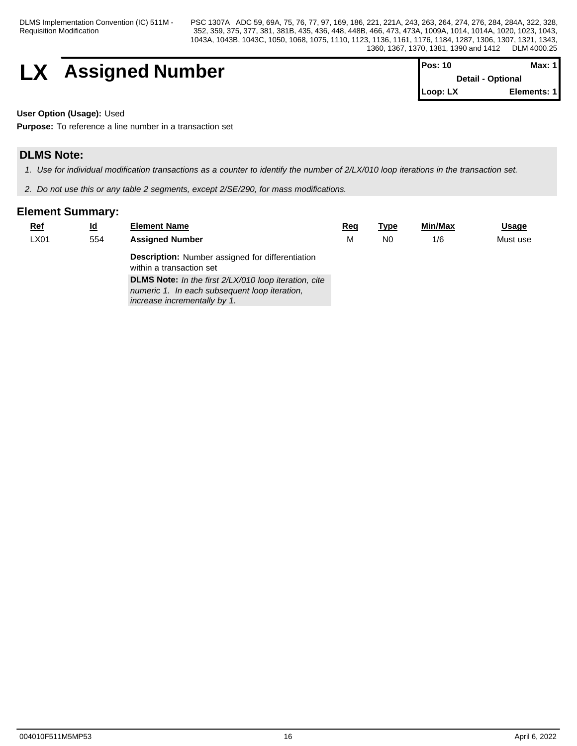# LX Assigned Number

| Pos: 10 | Max: 1 |
|---|---|
| Detail - Optional | |
| Loop: LX | Elements: 1 |

**User Option (Usage):** Used

**Purpose:** To reference a line number in a transaction set

## DLMS Note:

1. *Use for individual modification transactions as a counter to identify the number of 2/LX/010 loop iterations in the transaction set.*
2. *Do not use this or any table 2 segments, except 2/SE/290, for mass modifications.*

## Element Summary:

| Ref | Id | Element Name | Req | Type | Min/Max | Usage |
|---|---|---|---|---|---|---|
| LX01 | 554 | **Assigned Number**<br>**Description:** Number assigned for differentiation within a transaction set<br>**DLMS Note:** *In the first 2/LX/010 loop iteration, cite numeric 1. In each subsequent loop iteration, increase incrementally by 1.* | M | N0 | 1/6 | Must use |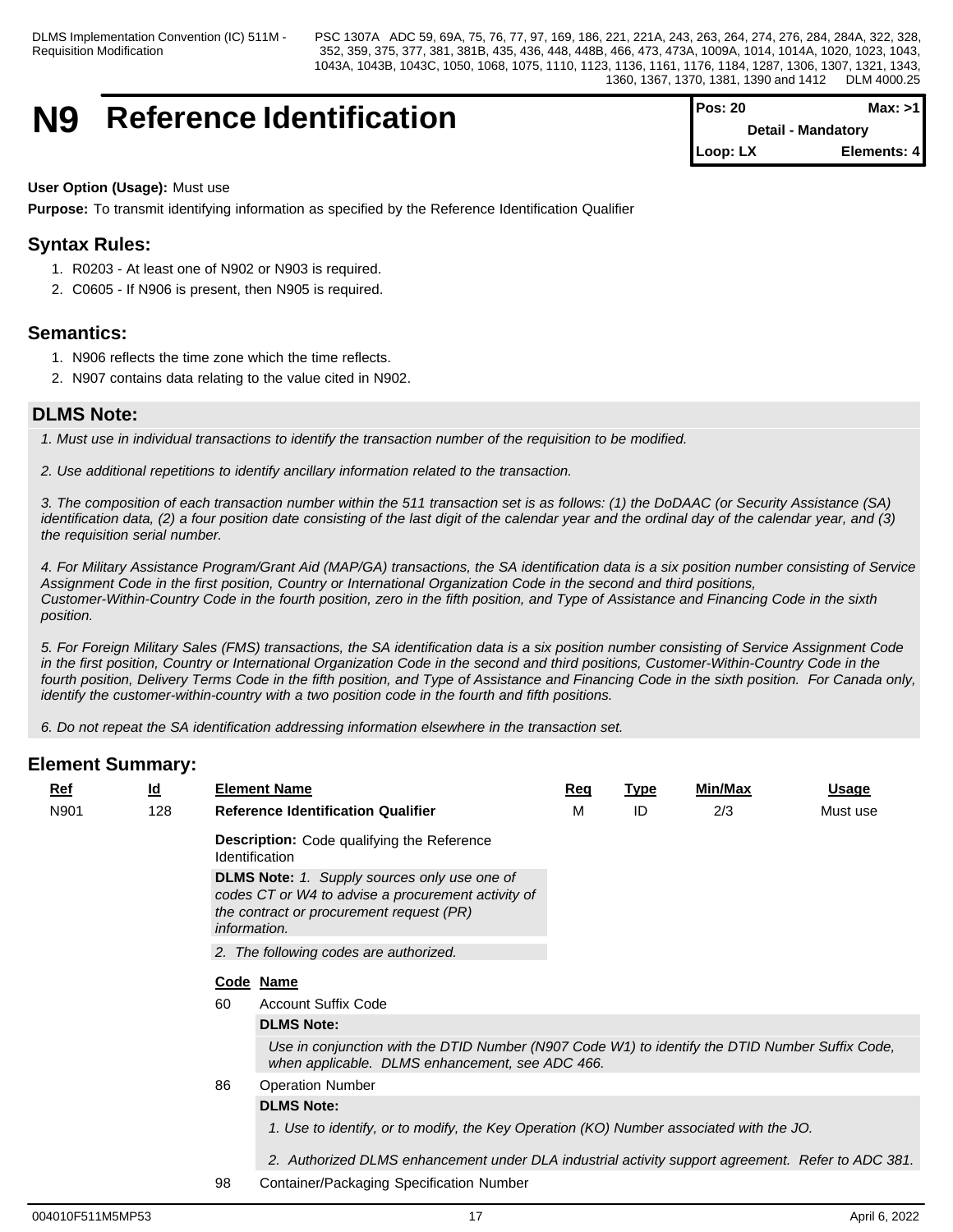# N9 Reference Identification

| Pos: 20 | Max: >1 |
|---|---|
| Detail - Mandatory | |
| Loop: LX | Elements: 4 |

**User Option (Usage):** Must use

**Purpose:** To transmit identifying information as specified by the Reference Identification Qualifier

## Syntax Rules:

1. R0203 - At least one of N902 or N903 is required.
2. C0605 - If N906 is present, then N905 is required.

## Semantics:

1. N906 reflects the time zone which the time reflects.
2. N907 contains data relating to the value cited in N902.

## DLMS Note:

*1. Must use in individual transactions to identify the transaction number of the requisition to be modified.*

*2. Use additional repetitions to identify ancillary information related to the transaction.*

*3. The composition of each transaction number within the 511 transaction set is as follows: (1) the DoDAAC (or Security Assistance (SA) identification data, (2) a four position date consisting of the last digit of the calendar year and the ordinal day of the calendar year, and (3) the requisition serial number.*

*4. For Military Assistance Program/Grant Aid (MAP/GA) transactions, the SA identification data is a six position number consisting of Service Assignment Code in the first position, Country or International Organization Code in the second and third positions, Customer-Within-Country Code in the fourth position, zero in the fifth position, and Type of Assistance and Financing Code in the sixth position.*

*5. For Foreign Military Sales (FMS) transactions, the SA identification data is a six position number consisting of Service Assignment Code in the first position, Country or International Organization Code in the second and third positions, Customer-Within-Country Code in the fourth position, Delivery Terms Code in the fifth position, and Type of Assistance and Financing Code in the sixth position. For Canada only, identify the customer-within-country with a two position code in the fourth and fifth positions.*

*6. Do not repeat the SA identification addressing information elsewhere in the transaction set.*

## Element Summary:

| Ref | Id | Element Name | Req | Type | Min/Max | Usage |
|---|---|---|---|---|---|---|
| N901 | 128 | **Reference Identification Qualifier** | M | ID | 2/3 | Must use |

**Description:** Code qualifying the Reference Identification

**DLMS Note:** *1. Supply sources only use one of codes CT or W4 to advise a procurement activity of the contract or procurement request (PR) information.*

*2. The following codes are authorized.*

| Code | Name |
|---|---|
| 60 | Account Suffix Code |
| 86 | Operation Number |
| 98 | Container/Packaging Specification Number |

**60 - DLMS Note:**

*Use in conjunction with the DTID Number (N907 Code W1) to identify the DTID Number Suffix Code, when applicable. DLMS enhancement, see ADC 466.*

**86 - DLMS Note:**

*1. Use to identify, or to modify, the Key Operation (KO) Number associated with the JO.*

*2. Authorized DLMS enhancement under DLA industrial activity support agreement. Refer to ADC 381.*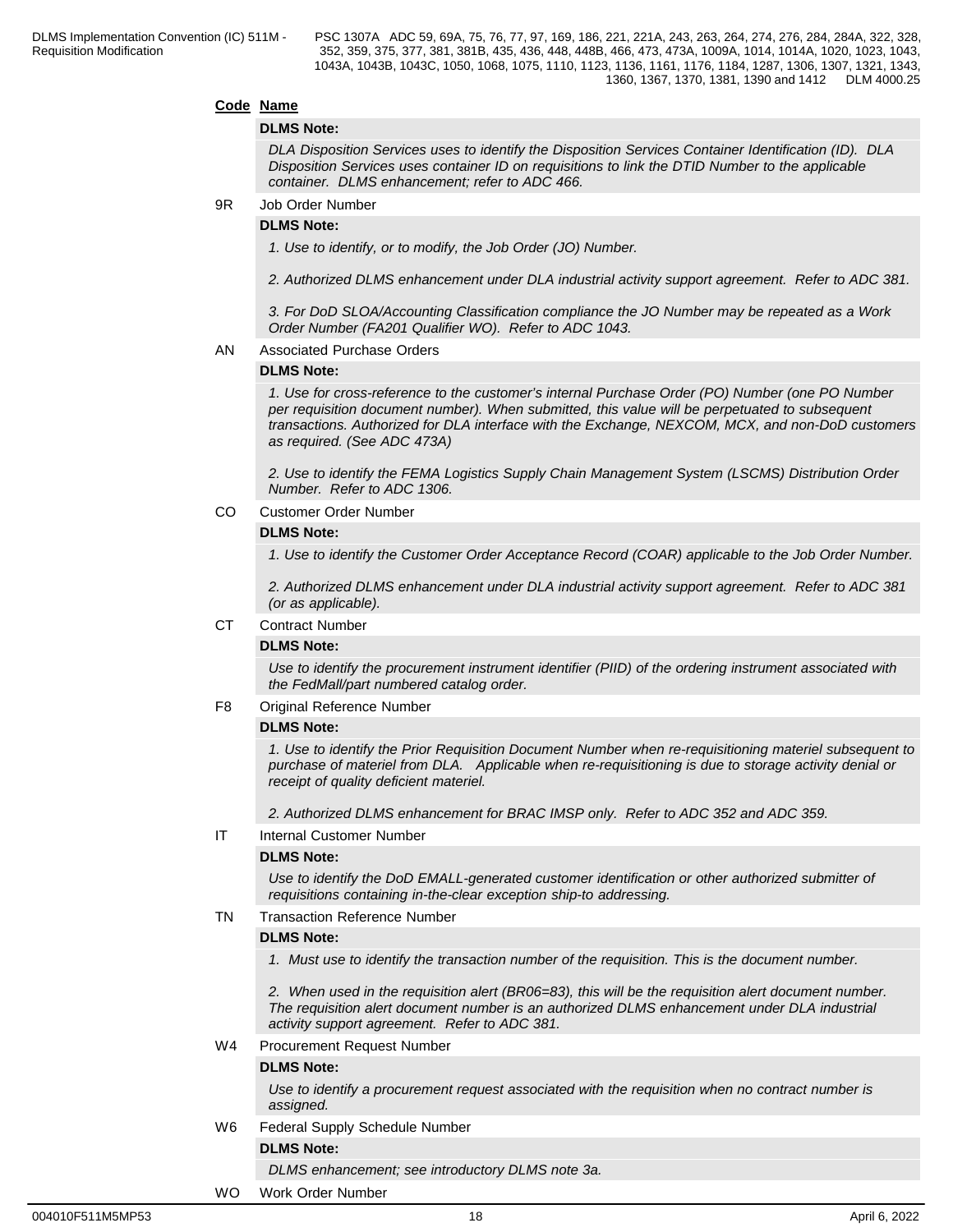**Code Name**

**DLMS Note:**

*DLA Disposition Services uses to identify the Disposition Services Container Identification (ID). DLA Disposition Services uses container ID on requisitions to link the DTID Number to the applicable container. DLMS enhancement; refer to ADC 466.*

9R Job Order Number

**DLMS Note:**

*1. Use to identify, or to modify, the Job Order (JO) Number.*

*2. Authorized DLMS enhancement under DLA industrial activity support agreement. Refer to ADC 381.*

*3. For DoD SLOA/Accounting Classification compliance the JO Number may be repeated as a Work Order Number (FA201 Qualifier WO). Refer to ADC 1043.*

AN Associated Purchase Orders

**DLMS Note:**

*1. Use for cross-reference to the customer's internal Purchase Order (PO) Number (one PO Number per requisition document number). When submitted, this value will be perpetuated to subsequent transactions. Authorized for DLA interface with the Exchange, NEXCOM, MCX, and non-DoD customers as required. (See ADC 473A)*

*2. Use to identify the FEMA Logistics Supply Chain Management System (LSCMS) Distribution Order Number. Refer to ADC 1306.*

CO Customer Order Number

**DLMS Note:**

*1. Use to identify the Customer Order Acceptance Record (COAR) applicable to the Job Order Number.*

*2. Authorized DLMS enhancement under DLA industrial activity support agreement. Refer to ADC 381 (or as applicable).*

CT Contract Number

**DLMS Note:**

*Use to identify the procurement instrument identifier (PIID) of the ordering instrument associated with the FedMall/part numbered catalog order.*

F8 Original Reference Number

**DLMS Note:**

*1. Use to identify the Prior Requisition Document Number when re-requisitioning materiel subsequent to purchase of materiel from DLA. Applicable when re-requisitioning is due to storage activity denial or receipt of quality deficient materiel.*

*2. Authorized DLMS enhancement for BRAC IMSP only. Refer to ADC 352 and ADC 359.*

IT Internal Customer Number

**DLMS Note:**

*Use to identify the DoD EMALL-generated customer identification or other authorized submitter of requisitions containing in-the-clear exception ship-to addressing.*

TN Transaction Reference Number

**DLMS Note:**

*1. Must use to identify the transaction number of the requisition. This is the document number.*

*2. When used in the requisition alert (BR06=83), this will be the requisition alert document number. The requisition alert document number is an authorized DLMS enhancement under DLA industrial activity support agreement. Refer to ADC 381.*

W4 Procurement Request Number

**DLMS Note:**

*Use to identify a procurement request associated with the requisition when no contract number is assigned.*

W6 Federal Supply Schedule Number

**DLMS Note:**

*DLMS enhancement; see introductory DLMS note 3a.*

WO Work Order Number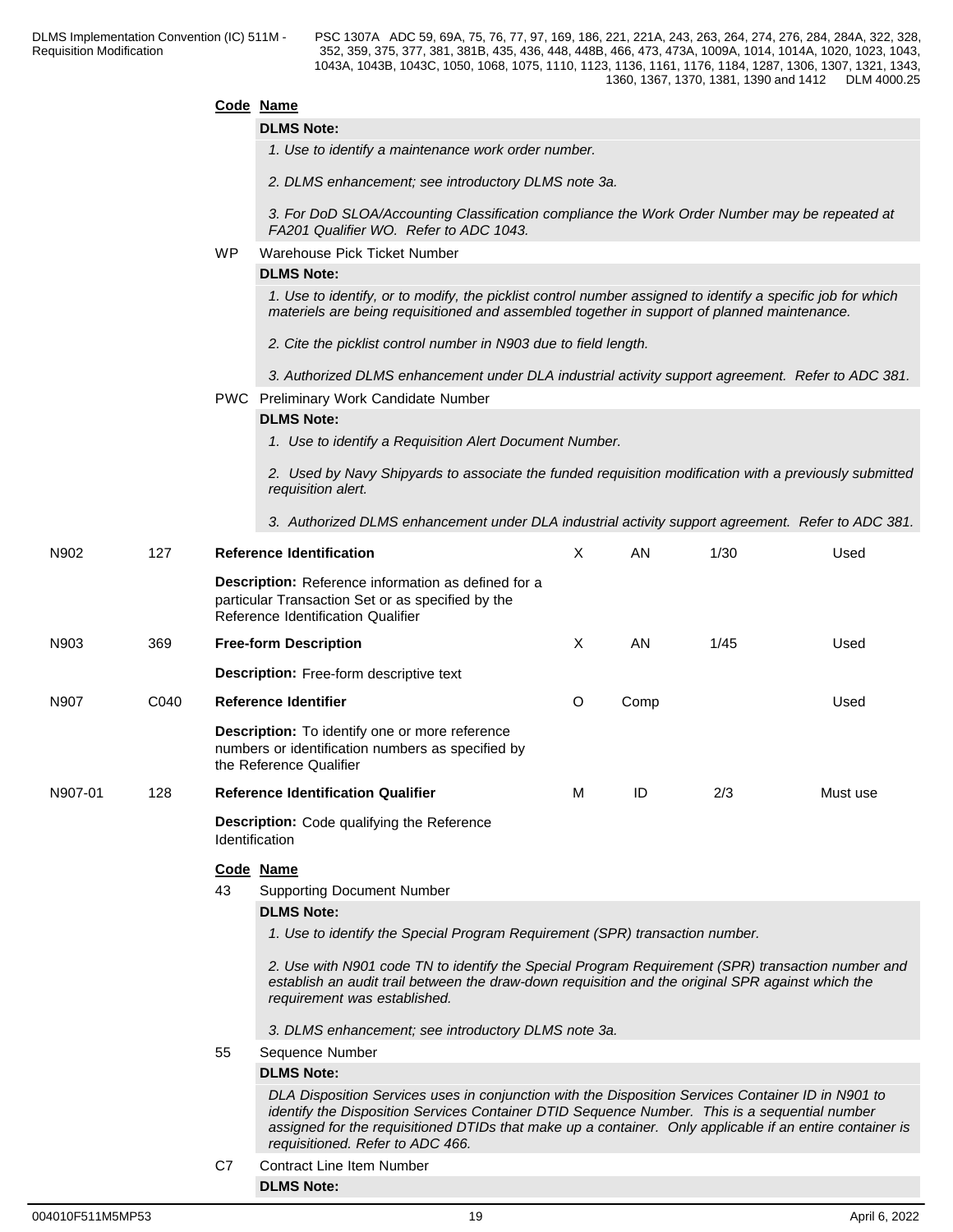**Code Name**

**DLMS Note:**

*1. Use to identify a maintenance work order number.*

*2. DLMS enhancement; see introductory DLMS note 3a.*

*3. For DoD SLOA/Accounting Classification compliance the Work Order Number may be repeated at FA201 Qualifier WO. Refer to ADC 1043.*

WP Warehouse Pick Ticket Number

**DLMS Note:**

*1. Use to identify, or to modify, the picklist control number assigned to identify a specific job for which materiels are being requisitioned and assembled together in support of planned maintenance.*

*2. Cite the picklist control number in N903 due to field length.*

*3. Authorized DLMS enhancement under DLA industrial activity support agreement. Refer to ADC 381.*

PWC Preliminary Work Candidate Number

**DLMS Note:**

*1. Use to identify a Requisition Alert Document Number.*

*2. Used by Navy Shipyards to associate the funded requisition modification with a previously submitted requisition alert.*

*3. Authorized DLMS enhancement under DLA industrial activity support agreement. Refer to ADC 381.*

| | | | | | | |
|---|---|---|---|---|---|---|
| N902 | 127 | **Reference Identification** | X | AN | 1/30 | Used |

**Description:** Reference information as defined for a particular Transaction Set or as specified by the Reference Identification Qualifier

| | | | | | | |
|---|---|---|---|---|---|---|
| N903 | 369 | **Free-form Description** | X | AN | 1/45 | Used |

**Description:** Free-form descriptive text

| | | | | | | |
|---|---|---|---|---|---|---|
| N907 | C040 | **Reference Identifier** | O | Comp | | Used |

**Description:** To identify one or more reference numbers or identification numbers as specified by the Reference Qualifier

| | | | | | | |
|---|---|---|---|---|---|---|
| N907-01 | 128 | **Reference Identification Qualifier** | M | ID | 2/3 | Must use |

**Description:** Code qualifying the Reference Identification

**Code Name**

43 Supporting Document Number

**DLMS Note:**

*1. Use to identify the Special Program Requirement (SPR) transaction number.*

*2. Use with N901 code TN to identify the Special Program Requirement (SPR) transaction number and establish an audit trail between the draw-down requisition and the original SPR against which the requirement was established.*

*3. DLMS enhancement; see introductory DLMS note 3a.*

55 Sequence Number

**DLMS Note:**

*DLA Disposition Services uses in conjunction with the Disposition Services Container ID in N901 to identify the Disposition Services Container DTID Sequence Number. This is a sequential number assigned for the requisitioned DTIDs that make up a container. Only applicable if an entire container is requisitioned. Refer to ADC 466.*

C7 Contract Line Item Number

**DLMS Note:**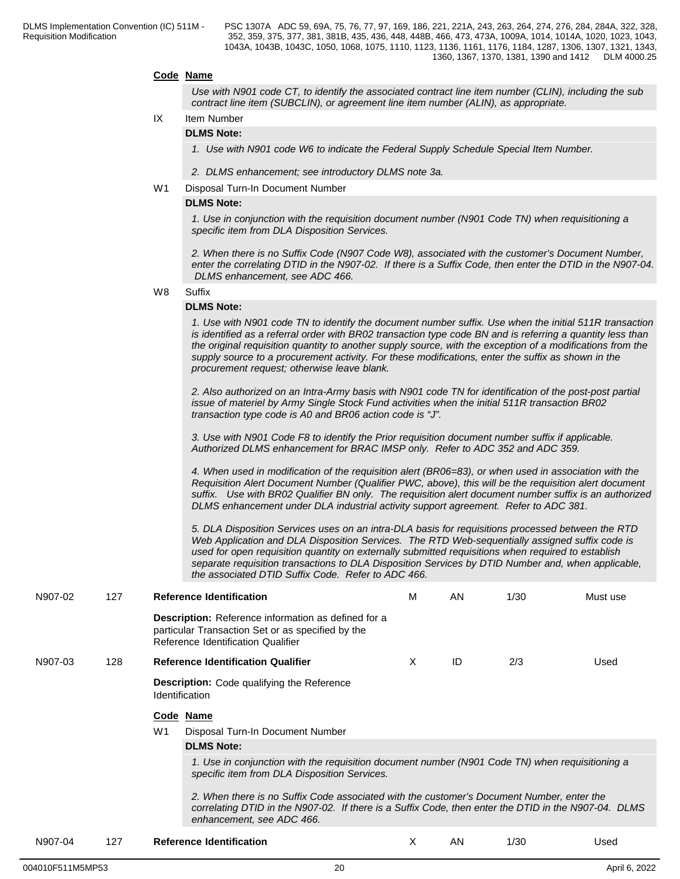**Code Name**

*Use with N901 code CT, to identify the associated contract line item number (CLIN), including the sub contract line item (SUBCLIN), or agreement line item number (ALIN), as appropriate.*

IX Item Number

**DLMS Note:**

*1. Use with N901 code W6 to indicate the Federal Supply Schedule Special Item Number.*

*2. DLMS enhancement; see introductory DLMS note 3a.*

W1 Disposal Turn-In Document Number

**DLMS Note:**

*1. Use in conjunction with the requisition document number (N901 Code TN) when requisitioning a specific item from DLA Disposition Services.*

*2. When there is no Suffix Code (N907 Code W8), associated with the customer's Document Number, enter the correlating DTID in the N907-02. If there is a Suffix Code, then enter the DTID in the N907-04. DLMS enhancement, see ADC 466.*

W8 Suffix

**DLMS Note:**

*1. Use with N901 code TN to identify the document number suffix. Use when the initial 511R transaction is identified as a referral order with BR02 transaction type code BN and is referring a quantity less than the original requisition quantity to another supply source, with the exception of a modifications from the supply source to a procurement activity. For these modifications, enter the suffix as shown in the procurement request; otherwise leave blank.*

*2. Also authorized on an Intra-Army basis with N901 code TN for identification of the post-post partial issue of materiel by Army Single Stock Fund activities when the initial 511R transaction BR02 transaction type code is A0 and BR06 action code is "J".*

*3. Use with N901 Code F8 to identify the Prior requisition document number suffix if applicable. Authorized DLMS enhancement for BRAC IMSP only. Refer to ADC 352 and ADC 359.*

*4. When used in modification of the requisition alert (BR06=83), or when used in association with the Requisition Alert Document Number (Qualifier PWC, above), this will be the requisition alert document suffix. Use with BR02 Qualifier BN only. The requisition alert document number suffix is an authorized DLMS enhancement under DLA industrial activity support agreement. Refer to ADC 381.*

*5. DLA Disposition Services uses on an intra-DLA basis for requisitions processed between the RTD Web Application and DLA Disposition Services. The RTD Web-sequentially assigned suffix code is used for open requisition quantity on externally submitted requisitions when required to establish separate requisition transactions to DLA Disposition Services by DTID Number and, when applicable, the associated DTID Suffix Code. Refer to ADC 466.*

| N907-02 | 127 | **Reference Identification** | M | AN | 1/30 | Must use |
|---|---|---|---|---|---|---|

**Description:** Reference information as defined for a particular Transaction Set or as specified by the Reference Identification Qualifier

| N907-03 | 128 | **Reference Identification Qualifier** | X | ID | 2/3 | Used |
|---|---|---|---|---|---|---|

**Description:** Code qualifying the Reference Identification

**Code Name**

W1 Disposal Turn-In Document Number

**DLMS Note:**

*1. Use in conjunction with the requisition document number (N901 Code TN) when requisitioning a specific item from DLA Disposition Services.*

*2. When there is no Suffix Code associated with the customer's Document Number, enter the correlating DTID in the N907-02. If there is a Suffix Code, then enter the DTID in the N907-04. DLMS enhancement, see ADC 466.*

| N907-04 | 127 | **Reference Identification** | X | AN | 1/30 | Used |
|---|---|---|---|---|---|---|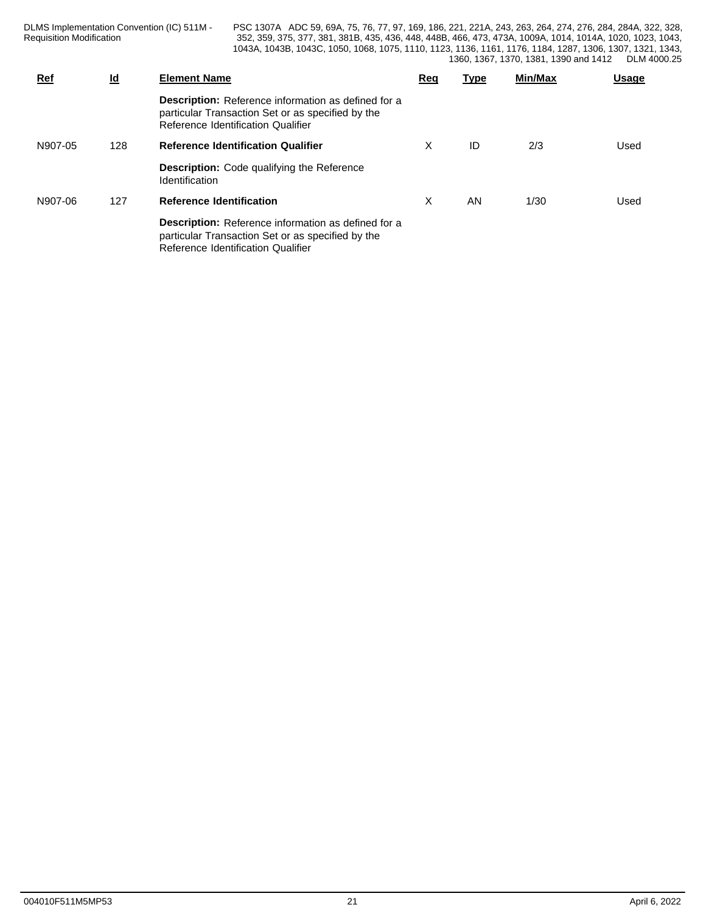| Ref | Id | Element Name | Req | Type | Min/Max | Usage |
|---|---|---|---|---|---|---|
| | | **Description:** Reference information as defined for a particular Transaction Set or as specified by the Reference Identification Qualifier | | | | |
| N907-05 | 128 | **Reference Identification Qualifier** | X | ID | 2/3 | Used |
| | | **Description:** Code qualifying the Reference Identification | | | | |
| N907-06 | 127 | **Reference Identification** | X | AN | 1/30 | Used |
| | | **Description:** Reference information as defined for a particular Transaction Set or as specified by the Reference Identification Qualifier | | | | |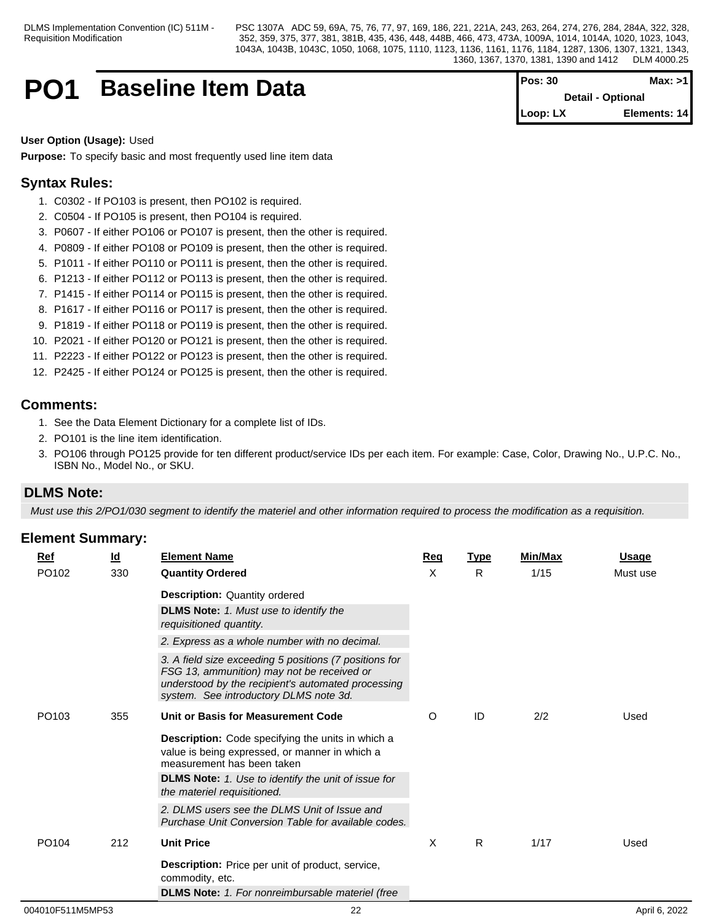# PO1 Baseline Item Data

| Pos: 30 | Max: >1 |
|---|---|
| Detail - Optional | |
| Loop: LX | Elements: 14 |

**User Option (Usage):** Used

**Purpose:** To specify basic and most frequently used line item data

## Syntax Rules:

1. C0302 - If PO103 is present, then PO102 is required.
2. C0504 - If PO105 is present, then PO104 is required.
3. P0607 - If either PO106 or PO107 is present, then the other is required.
4. P0809 - If either PO108 or PO109 is present, then the other is required.
5. P1011 - If either PO110 or PO111 is present, then the other is required.
6. P1213 - If either PO112 or PO113 is present, then the other is required.
7. P1415 - If either PO114 or PO115 is present, then the other is required.
8. P1617 - If either PO116 or PO117 is present, then the other is required.
9. P1819 - If either PO118 or PO119 is present, then the other is required.
10. P2021 - If either PO120 or PO121 is present, then the other is required.
11. P2223 - If either PO122 or PO123 is present, then the other is required.
12. P2425 - If either PO124 or PO125 is present, then the other is required.

## Comments:

1. See the Data Element Dictionary for a complete list of IDs.
2. PO101 is the line item identification.
3. PO106 through PO125 provide for ten different product/service IDs per each item. For example: Case, Color, Drawing No., U.P.C. No., ISBN No., Model No., or SKU.

## DLMS Note:

*Must use this 2/PO1/030 segment to identify the materiel and other information required to process the modification as a requisition.*

## Element Summary:

| Ref | Id | Element Name | Req | Type | Min/Max | Usage |
|---|---|---|---|---|---|---|
| PO102 | 330 | **Quantity Ordered** | X | R | 1/15 | Must use |
| | | **Description:** Quantity ordered | | | | |
| | | **DLMS Note:** *1. Must use to identify the requisitioned quantity.* | | | | |
| | | *2. Express as a whole number with no decimal.* | | | | |
| | | *3. A field size exceeding 5 positions (7 positions for FSG 13, ammunition) may not be received or understood by the recipient's automated processing system. See introductory DLMS note 3d.* | | | | |
| PO103 | 355 | **Unit or Basis for Measurement Code** | O | ID | 2/2 | Used |
| | | **Description:** Code specifying the units in which a value is being expressed, or manner in which a measurement has been taken | | | | |
| | | **DLMS Note:** *1. Use to identify the unit of issue for the materiel requisitioned.* | | | | |
| | | *2. DLMS users see the DLMS Unit of Issue and Purchase Unit Conversion Table for available codes.* | | | | |
| PO104 | 212 | **Unit Price** | X | R | 1/17 | Used |
| | | **Description:** Price per unit of product, service, commodity, etc. | | | | |
| | | **DLMS Note:** *1. For nonreimbursable materiel (free* | | | | |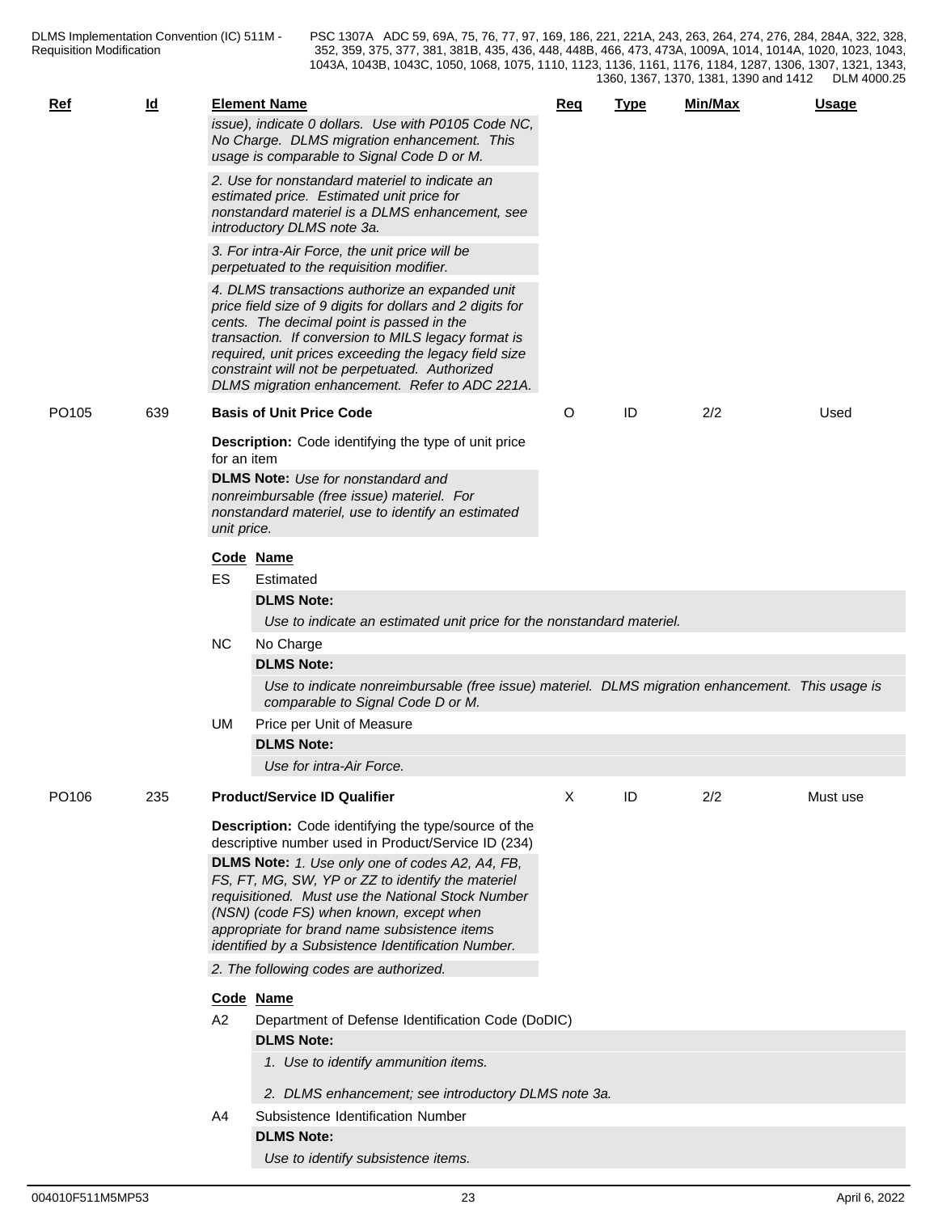| Ref | Id | Element Name | Req | Type | Min/Max | Usage |
|---|---|---|---|---|---|---|

*issue), indicate 0 dollars. Use with P0105 Code NC, No Charge. DLMS migration enhancement. This usage is comparable to Signal Code D or M.*

*2. Use for nonstandard materiel to indicate an estimated price. Estimated unit price for nonstandard materiel is a DLMS enhancement, see introductory DLMS note 3a.*

*3. For intra-Air Force, the unit price will be perpetuated to the requisition modifier.*

*4. DLMS transactions authorize an expanded unit price field size of 9 digits for dollars and 2 digits for cents. The decimal point is passed in the transaction. If conversion to MILS legacy format is required, unit prices exceeding the legacy field size constraint will not be perpetuated. Authorized DLMS migration enhancement. Refer to ADC 221A.*

| Ref | Id | Element Name | Req | Type | Min/Max | Usage |
|---|---|---|---|---|---|---|
| PO105 | 639 | **Basis of Unit Price Code** | O | ID | 2/2 | Used |

**Description:** Code identifying the type of unit price for an item

**DLMS Note:** *Use for nonstandard and nonreimbursable (free issue) materiel. For nonstandard materiel, use to identify an estimated unit price.*

| Code | Name |
|---|---|
| ES | Estimated<br>**DLMS Note:**<br>*Use to indicate an estimated unit price for the nonstandard materiel.* |
| NC | No Charge<br>**DLMS Note:**<br>*Use to indicate nonreimbursable (free issue) materiel. DLMS migration enhancement. This usage is comparable to Signal Code D or M.* |
| UM | Price per Unit of Measure<br>**DLMS Note:**<br>*Use for intra-Air Force.* |

| Ref | Id | Element Name | Req | Type | Min/Max | Usage |
|---|---|---|---|---|---|---|
| PO106 | 235 | **Product/Service ID Qualifier** | X | ID | 2/2 | Must use |

**Description:** Code identifying the type/source of the descriptive number used in Product/Service ID (234)

**DLMS Note:** *1. Use only one of codes A2, A4, FB, FS, FT, MG, SW, YP or ZZ to identify the materiel requisitioned. Must use the National Stock Number (NSN) (code FS) when known, except when appropriate for brand name subsistence items identified by a Subsistence Identification Number.*

*2. The following codes are authorized.*

| Code | Name |
|---|---|
| A2 | Department of Defense Identification Code (DoDIC)<br>**DLMS Note:**<br>*1. Use to identify ammunition items.*<br>*2. DLMS enhancement; see introductory DLMS note 3a.* |
| A4 | Subsistence Identification Number<br>**DLMS Note:**<br>*Use to identify subsistence items.* |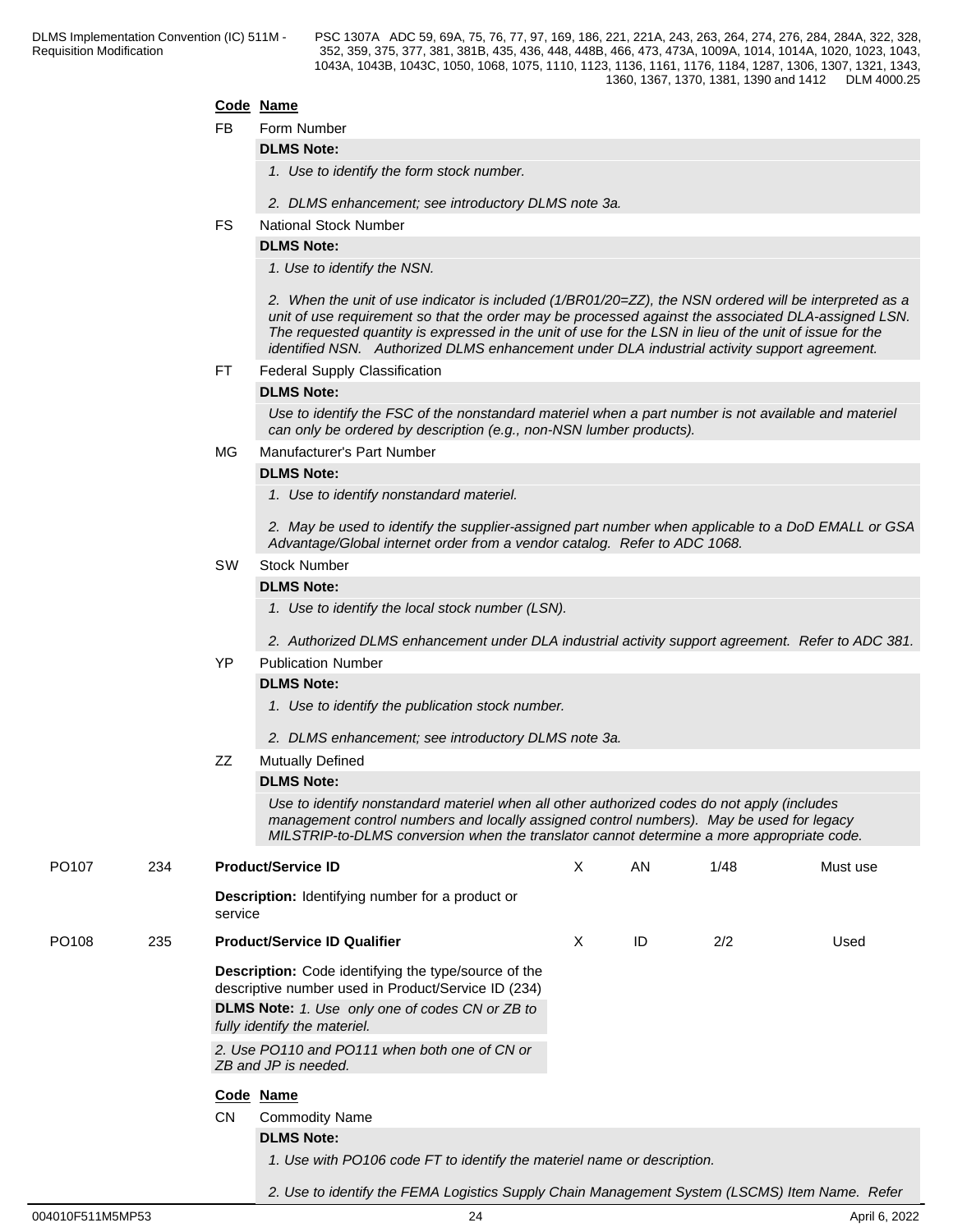| Code | Name |
|---|---|
| FB | Form Number |

**DLMS Note:**

*1. Use to identify the form stock number.*

*2. DLMS enhancement; see introductory DLMS note 3a.*

| Code | Name |
|---|---|
| FS | National Stock Number |

**DLMS Note:**

*1. Use to identify the NSN.*

*2. When the unit of use indicator is included (1/BR01/20=ZZ), the NSN ordered will be interpreted as a unit of use requirement so that the order may be processed against the associated DLA-assigned LSN. The requested quantity is expressed in the unit of use for the LSN in lieu of the unit of issue for the identified NSN. Authorized DLMS enhancement under DLA industrial activity support agreement.*

| Code | Name |
|---|---|
| FT | Federal Supply Classification |

**DLMS Note:**

*Use to identify the FSC of the nonstandard materiel when a part number is not available and materiel can only be ordered by description (e.g., non-NSN lumber products).*

| Code | Name |
|---|---|
| MG | Manufacturer's Part Number |

**DLMS Note:**

*1. Use to identify nonstandard materiel.*

*2. May be used to identify the supplier-assigned part number when applicable to a DoD EMALL or GSA Advantage/Global internet order from a vendor catalog. Refer to ADC 1068.*

| Code | Name |
|---|---|
| SW | Stock Number |

**DLMS Note:**

*1. Use to identify the local stock number (LSN).*

*2. Authorized DLMS enhancement under DLA industrial activity support agreement. Refer to ADC 381.*

| Code | Name |
|---|---|
| YP | Publication Number |

**DLMS Note:**

*1. Use to identify the publication stock number.*

*2. DLMS enhancement; see introductory DLMS note 3a.*

| Code | Name |
|---|---|
| ZZ | Mutually Defined |

**DLMS Note:**

*Use to identify nonstandard materiel when all other authorized codes do not apply (includes management control numbers and locally assigned control numbers). May be used for legacy MILSTRIP-to-DLMS conversion when the translator cannot determine a more appropriate code.*

| | | | | | | |
|---|---|---|---|---|---|---|
| PO107 | 234 | **Product/Service ID** | X | AN | 1/48 | Must use |

**Description:** Identifying number for a product or service

| | | | | | | |
|---|---|---|---|---|---|---|
| PO108 | 235 | **Product/Service ID Qualifier** | X | ID | 2/2 | Used |

**Description:** Code identifying the type/source of the descriptive number used in Product/Service ID (234)

**DLMS Note:** *1. Use only one of codes CN or ZB to fully identify the materiel.*

*2. Use PO110 and PO111 when both one of CN or ZB and JP is needed.*

| Code | Name |
|---|---|
| CN | Commodity Name |

**DLMS Note:**

*1. Use with PO106 code FT to identify the materiel name or description.*

*2. Use to identify the FEMA Logistics Supply Chain Management System (LSCMS) Item Name. Refer*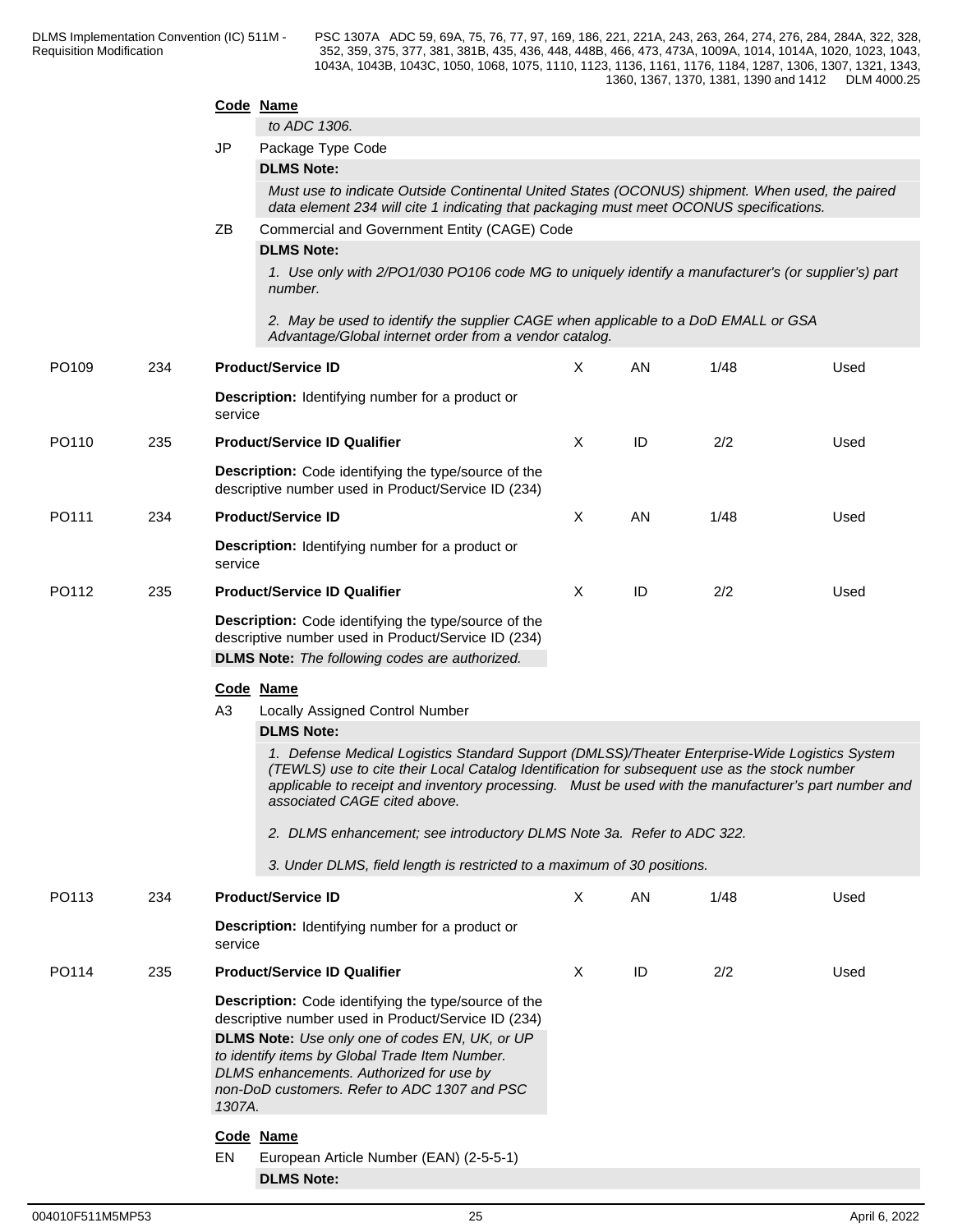**Code Name**

*to ADC 1306.*

JP Package Type Code

**DLMS Note:**

*Must use to indicate Outside Continental United States (OCONUS) shipment. When used, the paired data element 234 will cite 1 indicating that packaging must meet OCONUS specifications.*

ZB Commercial and Government Entity (CAGE) Code

**DLMS Note:**

*1. Use only with 2/PO1/030 PO106 code MG to uniquely identify a manufacturer's (or supplier's) part number.*

*2. May be used to identify the supplier CAGE when applicable to a DoD EMALL or GSA Advantage/Global internet order from a vendor catalog.*

| | | | | | | |
|---|---|---|---|---|---|---|
| PO109 | 234 | **Product/Service ID** | X | AN | 1/48 | Used |

**Description:** Identifying number for a product or service

| | | | | | | |
|---|---|---|---|---|---|---|
| PO110 | 235 | **Product/Service ID Qualifier** | X | ID | 2/2 | Used |

**Description:** Code identifying the type/source of the descriptive number used in Product/Service ID (234)

| | | | | | | |
|---|---|---|---|---|---|---|
| PO111 | 234 | **Product/Service ID** | X | AN | 1/48 | Used |

**Description:** Identifying number for a product or service

| | | | | | | |
|---|---|---|---|---|---|---|
| PO112 | 235 | **Product/Service ID Qualifier** | X | ID | 2/2 | Used |

**Description:** Code identifying the type/source of the descriptive number used in Product/Service ID (234)

**DLMS Note:** *The following codes are authorized.*

**Code Name**

A3 Locally Assigned Control Number

**DLMS Note:**

*1. Defense Medical Logistics Standard Support (DMLSS)/Theater Enterprise-Wide Logistics System (TEWLS) use to cite their Local Catalog Identification for subsequent use as the stock number applicable to receipt and inventory processing. Must be used with the manufacturer's part number and associated CAGE cited above.*

*2. DLMS enhancement; see introductory DLMS Note 3a. Refer to ADC 322.*

*3. Under DLMS, field length is restricted to a maximum of 30 positions.*

| | | | | | | |
|---|---|---|---|---|---|---|
| PO113 | 234 | **Product/Service ID** | X | AN | 1/48 | Used |

**Description:** Identifying number for a product or service

| | | | | | | |
|---|---|---|---|---|---|---|
| PO114 | 235 | **Product/Service ID Qualifier** | X | ID | 2/2 | Used |

**Description:** Code identifying the type/source of the descriptive number used in Product/Service ID (234)

**DLMS Note:** *Use only one of codes EN, UK, or UP to identify items by Global Trade Item Number. DLMS enhancements. Authorized for use by non-DoD customers. Refer to ADC 1307 and PSC 1307A.*

**Code Name**

EN European Article Number (EAN) (2-5-5-1)

**DLMS Note:**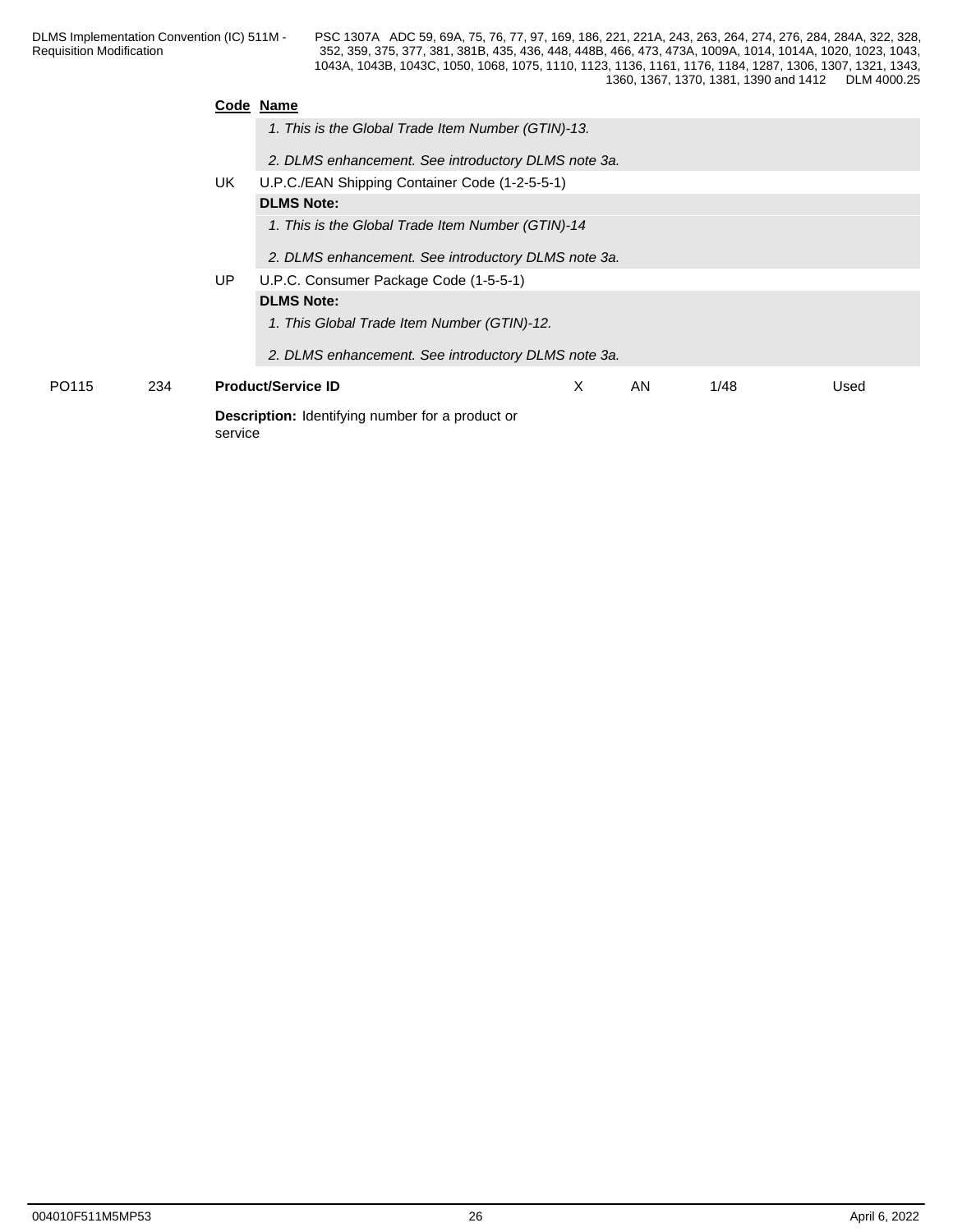| Code | Name |
|---|---|
| | *1. This is the Global Trade Item Number (GTIN)-13.* |
| | *2. DLMS enhancement. See introductory DLMS note 3a.* |
| UK | U.P.C./EAN Shipping Container Code (1-2-5-5-1) |
| | **DLMS Note:** |
| | *1. This is the Global Trade Item Number (GTIN)-14* |
| | *2. DLMS enhancement. See introductory DLMS note 3a.* |
| UP | U.P.C. Consumer Package Code (1-5-5-1) |
| | **DLMS Note:** |
| | *1. This Global Trade Item Number (GTIN)-12.* |
| | *2. DLMS enhancement. See introductory DLMS note 3a.* |

| PO115 | 234 | **Product/Service ID** | X | AN | 1/48 | Used |
|---|---|---|---|---|---|---|

**Description:** Identifying number for a product or service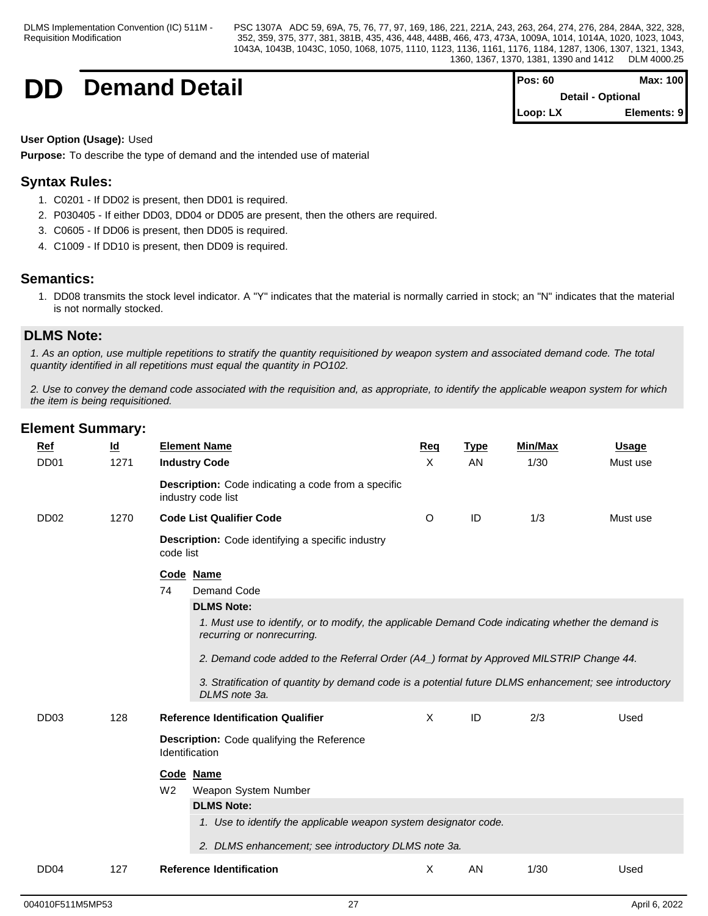# DD Demand Detail

| Pos: 60 | Max: 100 |
|---|---|
| Detail - Optional | |
| Loop: LX | Elements: 9 |

**User Option (Usage):** Used

**Purpose:** To describe the type of demand and the intended use of material

## Syntax Rules:

1. C0201 - If DD02 is present, then DD01 is required.
2. P030405 - If either DD03, DD04 or DD05 are present, then the others are required.
3. C0605 - If DD06 is present, then DD05 is required.
4. C1009 - If DD10 is present, then DD09 is required.

## Semantics:

1. DD08 transmits the stock level indicator. A "Y" indicates that the material is normally carried in stock; an "N" indicates that the material is not normally stocked.

## DLMS Note:

*1. As an option, use multiple repetitions to stratify the quantity requisitioned by weapon system and associated demand code. The total quantity identified in all repetitions must equal the quantity in PO102.*

*2. Use to convey the demand code associated with the requisition and, as appropriate, to identify the applicable weapon system for which the item is being requisitioned.*

## Element Summary:

| Ref | Id | Element Name | Req | Type | Min/Max | Usage |
|---|---|---|---|---|---|---|
| DD01 | 1271 | **Industry Code** | X | AN | 1/30 | Must use |
| | | **Description:** Code indicating a code from a specific industry code list | | | | |
| DD02 | 1270 | **Code List Qualifier Code** | O | ID | 1/3 | Must use |
| | | **Description:** Code identifying a specific industry code list | | | | |
| DD03 | 128 | **Reference Identification Qualifier** | X | ID | 2/3 | Used |
| | | **Description:** Code qualifying the Reference Identification | | | | |
| DD04 | 127 | **Reference Identification** | X | AN | 1/30 | Used |

**DD02 Codes:**

| Code | Name |
|---|---|
| 74 | Demand Code |

**DLMS Note:**

*1. Must use to identify, or to modify, the applicable Demand Code indicating whether the demand is recurring or nonrecurring.*

*2. Demand code added to the Referral Order (A4_) format by Approved MILSTRIP Change 44.*

*3. Stratification of quantity by demand code is a potential future DLMS enhancement; see introductory DLMS note 3a.*

**DD03 Codes:**

| Code | Name |
|---|---|
| W2 | Weapon System Number |

**DLMS Note:**

*1. Use to identify the applicable weapon system designator code.*

*2. DLMS enhancement; see introductory DLMS note 3a.*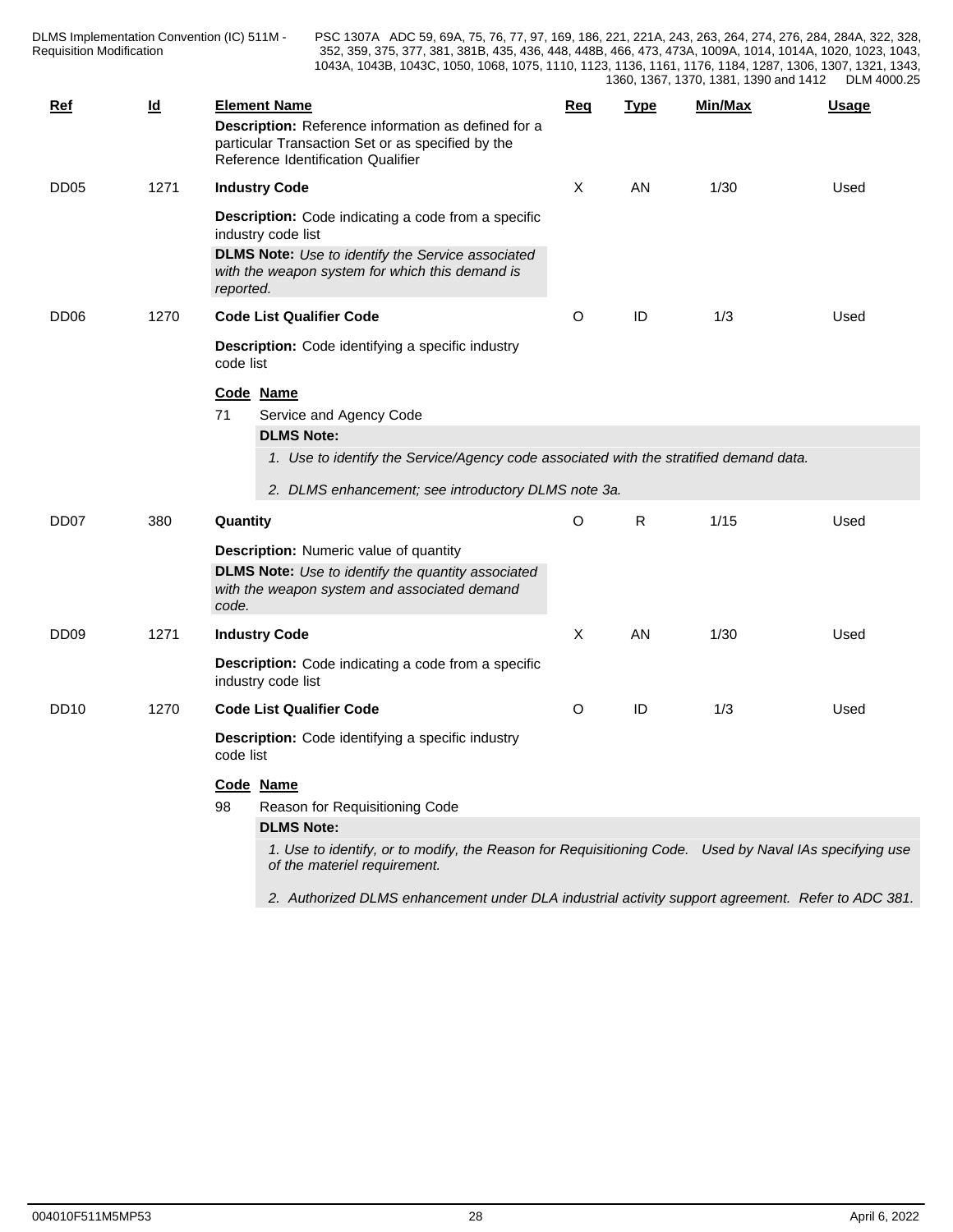| Ref | Id | Element Name | Req | Type | Min/Max | Usage |
|---|---|---|---|---|---|---|
| | | **Description:** Reference information as defined for a particular Transaction Set or as specified by the Reference Identification Qualifier | | | | |
| DD05 | 1271 | **Industry Code** | X | AN | 1/30 | Used |
| | | **Description:** Code indicating a code from a specific industry code list<br>**DLMS Note:** *Use to identify the Service associated with the weapon system for which this demand is reported.* | | | | |
| DD06 | 1270 | **Code List Qualifier Code** | O | ID | 1/3 | Used |
| | | **Description:** Code identifying a specific industry code list | | | | |

**Code Name**

71 Service and Agency Code

**DLMS Note:**

*1. Use to identify the Service/Agency code associated with the stratified demand data.*

*2. DLMS enhancement; see introductory DLMS note 3a.*

| Ref | Id | Element Name | Req | Type | Min/Max | Usage |
|---|---|---|---|---|---|---|
| DD07 | 380 | **Quantity** | O | R | 1/15 | Used |
| | | **Description:** Numeric value of quantity<br>**DLMS Note:** *Use to identify the quantity associated with the weapon system and associated demand code.* | | | | |
| DD09 | 1271 | **Industry Code** | X | AN | 1/30 | Used |
| | | **Description:** Code indicating a code from a specific industry code list | | | | |
| DD10 | 1270 | **Code List Qualifier Code** | O | ID | 1/3 | Used |
| | | **Description:** Code identifying a specific industry code list | | | | |

**Code Name**

98 Reason for Requisitioning Code

**DLMS Note:**

*1. Use to identify, or to modify, the Reason for Requisitioning Code. Used by Naval IAs specifying use of the materiel requirement.*

*2. Authorized DLMS enhancement under DLA industrial activity support agreement. Refer to ADC 381.*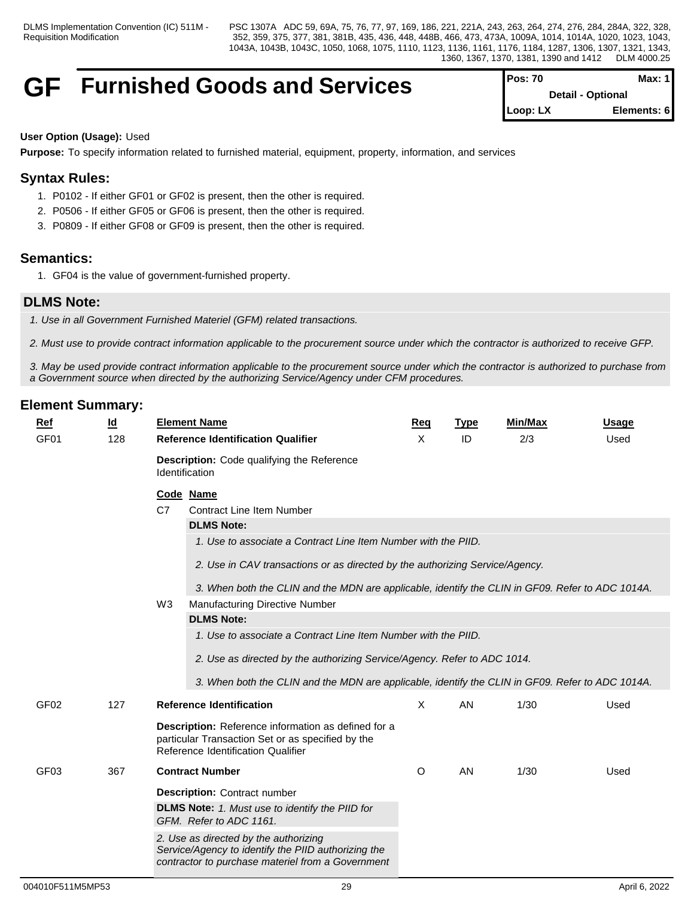# GF Furnished Goods and Services

**Pos: 70** | **Max: 1**
**Detail - Optional**
**Loop: LX** | **Elements: 6**

**User Option (Usage):** Used

**Purpose:** To specify information related to furnished material, equipment, property, information, and services

## Syntax Rules:

1. P0102 - If either GF01 or GF02 is present, then the other is required.
2. P0506 - If either GF05 or GF06 is present, then the other is required.
3. P0809 - If either GF08 or GF09 is present, then the other is required.

## Semantics:

1. GF04 is the value of government-furnished property.

## DLMS Note:

*1. Use in all Government Furnished Materiel (GFM) related transactions.*

*2. Must use to provide contract information applicable to the procurement source under which the contractor is authorized to receive GFP.*

*3. May be used provide contract information applicable to the procurement source under which the contractor is authorized to purchase from a Government source when directed by the authorizing Service/Agency under CFM procedures.*

## Element Summary:

| Ref | Id | Element Name | Req | Type | Min/Max | Usage |
|---|---|---|---|---|---|---|
| GF01 | 128 | **Reference Identification Qualifier** | X | ID | 2/3 | Used |

**Description:** Code qualifying the Reference Identification

| Code | Name |
|---|---|
| C7 | Contract Line Item Number |
| W3 | Manufacturing Directive Number |

**C7 - DLMS Note:**

*1. Use to associate a Contract Line Item Number with the PIID.*

*2. Use in CAV transactions or as directed by the authorizing Service/Agency.*

*3. When both the CLIN and the MDN are applicable, identify the CLIN in GF09. Refer to ADC 1014A.*

**W3 - DLMS Note:**

*1. Use to associate a Contract Line Item Number with the PIID.*

*2. Use as directed by the authorizing Service/Agency. Refer to ADC 1014.*

*3. When both the CLIN and the MDN are applicable, identify the CLIN in GF09. Refer to ADC 1014A.*

| Ref | Id | Element Name | Req | Type | Min/Max | Usage |
|---|---|---|---|---|---|---|
| GF02 | 127 | **Reference Identification** | X | AN | 1/30 | Used |

**Description:** Reference information as defined for a particular Transaction Set or as specified by the Reference Identification Qualifier

| Ref | Id | Element Name | Req | Type | Min/Max | Usage |
|---|---|---|---|---|---|---|
| GF03 | 367 | **Contract Number** | O | AN | 1/30 | Used |

**Description:** Contract number

**DLMS Note:** *1. Must use to identify the PIID for GFM. Refer to ADC 1161.*

*2. Use as directed by the authorizing Service/Agency to identify the PIID authorizing the contractor to purchase materiel from a Government*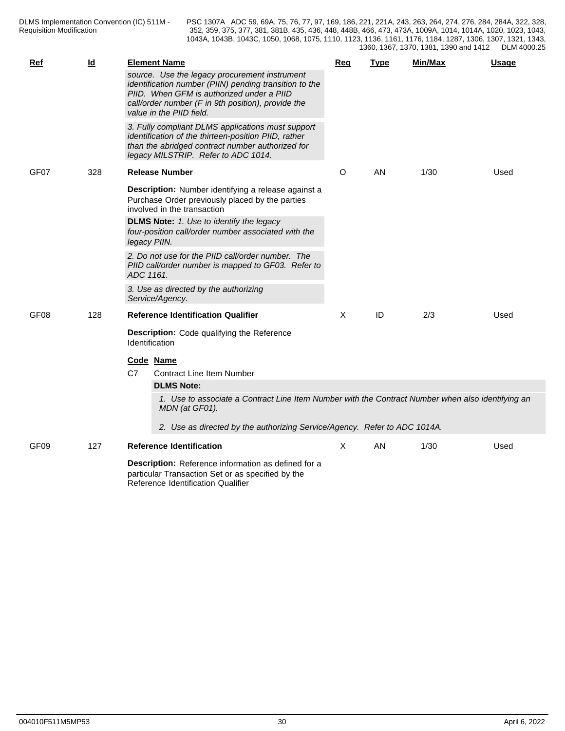| Ref | Id | Element Name | Req | Type | Min/Max | Usage |
|---|---|---|---|---|---|---|
| | | *source. Use the legacy procurement instrument identification number (PIIN) pending transition to the PIID. When GFM is authorized under a PIID call/order number (F in 9th position), provide the value in the PIID field.* | | | | |
| | | *3. Fully compliant DLMS applications must support identification of the thirteen-position PIID, rather than the abridged contract number authorized for legacy MILSTRIP. Refer to ADC 1014.* | | | | |
| GF07 | 328 | **Release Number** | O | AN | 1/30 | Used |

**Description:** Number identifying a release against a Purchase Order previously placed by the parties involved in the transaction

**DLMS Note:** *1. Use to identify the legacy four-position call/order number associated with the legacy PIIN.*

*2. Do not use for the PIID call/order number. The PIID call/order number is mapped to GF03. Refer to ADC 1161.*

*3. Use as directed by the authorizing Service/Agency.*

| Ref | Id | Element Name | Req | Type | Min/Max | Usage |
|---|---|---|---|---|---|---|
| GF08 | 128 | **Reference Identification Qualifier** | X | ID | 2/3 | Used |

**Description:** Code qualifying the Reference Identification

| Code | Name |
|---|---|
| C7 | Contract Line Item Number |

**DLMS Note:**

*1. Use to associate a Contract Line Item Number with the Contract Number when also identifying an MDN (at GF01).*

*2. Use as directed by the authorizing Service/Agency. Refer to ADC 1014A.*

| Ref | Id | Element Name | Req | Type | Min/Max | Usage |
|---|---|---|---|---|---|---|
| GF09 | 127 | **Reference Identification** | X | AN | 1/30 | Used |

**Description:** Reference information as defined for a particular Transaction Set or as specified by the Reference Identification Qualifier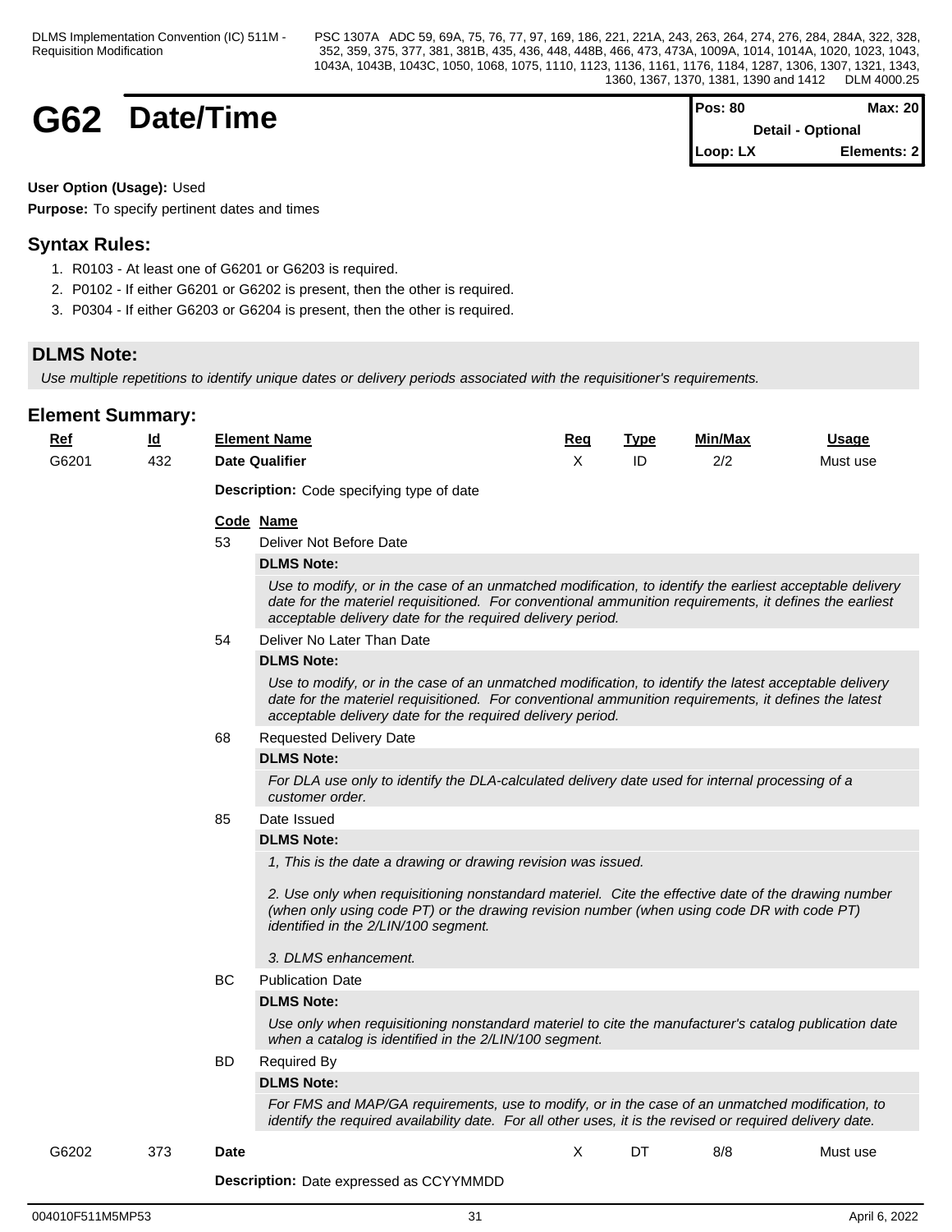# G62 Date/Time

| Pos: 80 | Max: 20 |
|---|---|
| Detail - Optional | |
| Loop: LX | Elements: 2 |

**User Option (Usage):** Used

**Purpose:** To specify pertinent dates and times

## Syntax Rules:

1. R0103 - At least one of G6201 or G6203 is required.
2. P0102 - If either G6201 or G6202 is present, then the other is required.
3. P0304 - If either G6203 or G6204 is present, then the other is required.

## DLMS Note:

*Use multiple repetitions to identify unique dates or delivery periods associated with the requisitioner's requirements.*

## Element Summary:

| Ref | Id | Element Name | Req | Type | Min/Max | Usage |
|---|---|---|---|---|---|---|
| G6201 | 432 | **Date Qualifier** | X | ID | 2/2 | Must use |

**Description:** Code specifying type of date

| Code | Name |
|---|---|
| 53 | Deliver Not Before Date |
| | **DLMS Note:** *Use to modify, or in the case of an unmatched modification, to identify the earliest acceptable delivery date for the materiel requisitioned. For conventional ammunition requirements, it defines the earliest acceptable delivery date for the required delivery period.* |
| 54 | Deliver No Later Than Date |
| | **DLMS Note:** *Use to modify, or in the case of an unmatched modification, to identify the latest acceptable delivery date for the materiel requisitioned. For conventional ammunition requirements, it defines the latest acceptable delivery date for the required delivery period.* |
| 68 | Requested Delivery Date |
| | **DLMS Note:** *For DLA use only to identify the DLA-calculated delivery date used for internal processing of a customer order.* |
| 85 | Date Issued |
| | **DLMS Note:** *1, This is the date a drawing or drawing revision was issued.* *2. Use only when requisitioning nonstandard materiel. Cite the effective date of the drawing number (when only using code PT) or the drawing revision number (when using code DR with code PT) identified in the 2/LIN/100 segment.* *3. DLMS enhancement.* |
| BC | Publication Date |
| | **DLMS Note:** *Use only when requisitioning nonstandard materiel to cite the manufacturer's catalog publication date when a catalog is identified in the 2/LIN/100 segment.* |
| BD | Required By |
| | **DLMS Note:** *For FMS and MAP/GA requirements, use to modify, or in the case of an unmatched modification, to identify the required availability date. For all other uses, it is the revised or required delivery date.* |

| Ref | Id | Element Name | Req | Type | Min/Max | Usage |
|---|---|---|---|---|---|---|
| G6202 | 373 | **Date** | X | DT | 8/8 | Must use |

**Description:** Date expressed as CCYYMMDD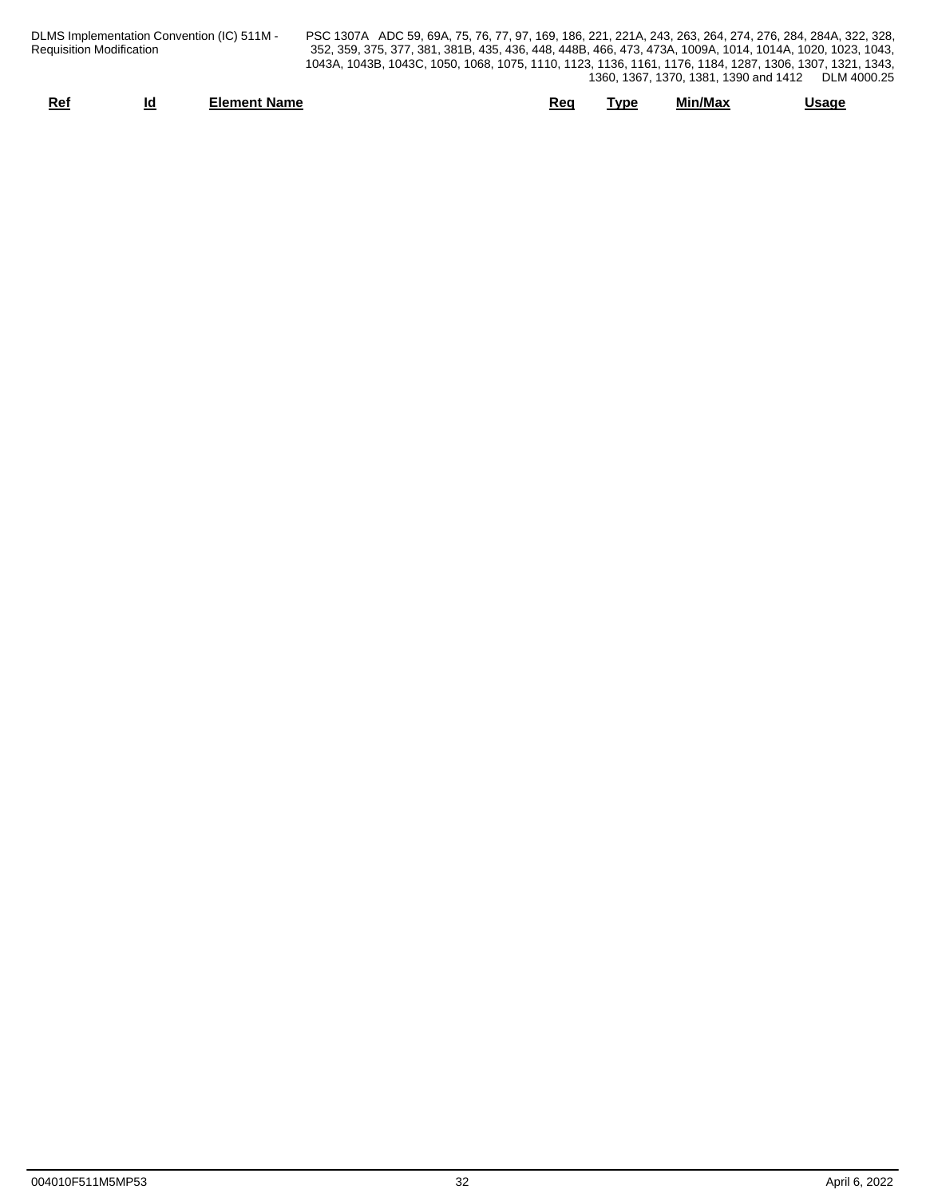| Ref | Id | Element Name | Req | Type | Min/Max | Usage |
|---|---|---|---|---|---|---|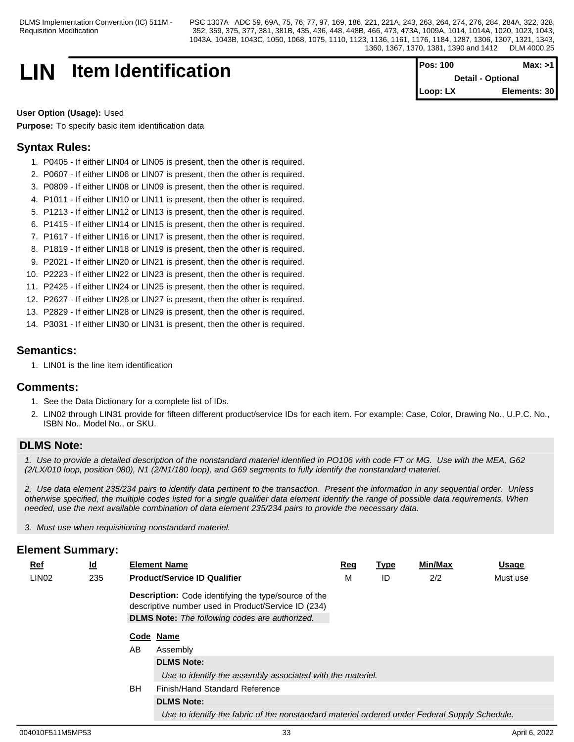# LIN Item Identification

| Pos: 100 | Max: >1 |
|---|---|
| Detail - Optional | |
| Loop: LX | Elements: 30 |

**User Option (Usage):** Used

**Purpose:** To specify basic item identification data

## Syntax Rules:

1. P0405 - If either LIN04 or LIN05 is present, then the other is required.
2. P0607 - If either LIN06 or LIN07 is present, then the other is required.
3. P0809 - If either LIN08 or LIN09 is present, then the other is required.
4. P1011 - If either LIN10 or LIN11 is present, then the other is required.
5. P1213 - If either LIN12 or LIN13 is present, then the other is required.
6. P1415 - If either LIN14 or LIN15 is present, then the other is required.
7. P1617 - If either LIN16 or LIN17 is present, then the other is required.
8. P1819 - If either LIN18 or LIN19 is present, then the other is required.
9. P2021 - If either LIN20 or LIN21 is present, then the other is required.
10. P2223 - If either LIN22 or LIN23 is present, then the other is required.
11. P2425 - If either LIN24 or LIN25 is present, then the other is required.
12. P2627 - If either LIN26 or LIN27 is present, then the other is required.
13. P2829 - If either LIN28 or LIN29 is present, then the other is required.
14. P3031 - If either LIN30 or LIN31 is present, then the other is required.

## Semantics:

1. LIN01 is the line item identification

## Comments:

1. See the Data Dictionary for a complete list of IDs.
2. LIN02 through LIN31 provide for fifteen different product/service IDs for each item. For example: Case, Color, Drawing No., U.P.C. No., ISBN No., Model No., or SKU.

## DLMS Note:

*1. Use to provide a detailed description of the nonstandard materiel identified in PO106 with code FT or MG. Use with the MEA, G62 (2/LX/010 loop, position 080), N1 (2/N1/180 loop), and G69 segments to fully identify the nonstandard materiel.*

*2. Use data element 235/234 pairs to identify data pertinent to the transaction. Present the information in any sequential order. Unless otherwise specified, the multiple codes listed for a single qualifier data element identify the range of possible data requirements. When needed, use the next available combination of data element 235/234 pairs to provide the necessary data.*

*3. Must use when requisitioning nonstandard materiel.*

## Element Summary:

| Ref | Id | Element Name | Req | Type | Min/Max | Usage |
|---|---|---|---|---|---|---|
| LIN02 | 235 | **Product/Service ID Qualifier** | M | ID | 2/2 | Must use |

**Description:** Code identifying the type/source of the descriptive number used in Product/Service ID (234)

**DLMS Note:** *The following codes are authorized.*

| Code | Name |
|---|---|
| AB | Assembly |
| | **DLMS Note:** *Use to identify the assembly associated with the materiel.* |
| BH | Finish/Hand Standard Reference |
| | **DLMS Note:** *Use to identify the fabric of the nonstandard materiel ordered under Federal Supply Schedule.* |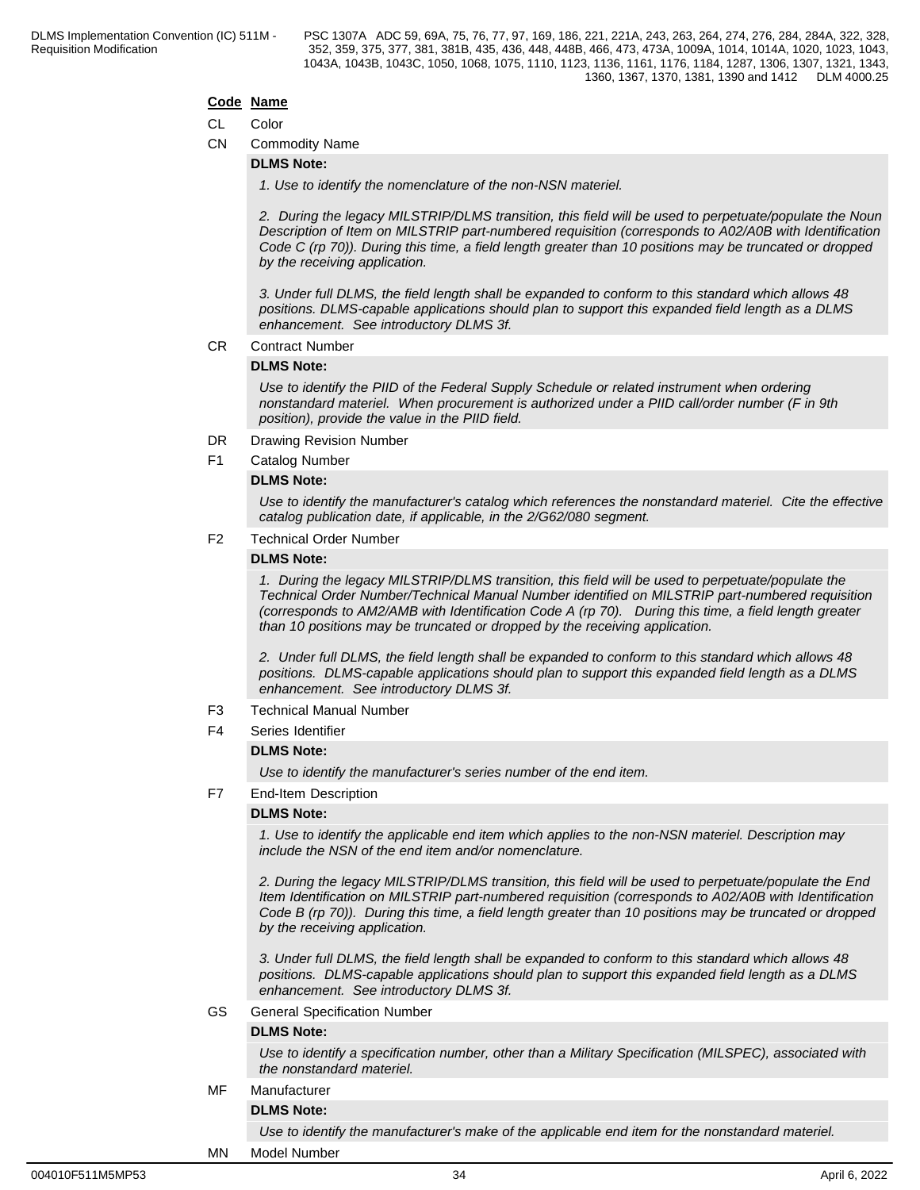**Code** **Name**

CL Color

CN Commodity Name

**DLMS Note:**

*1. Use to identify the nomenclature of the non-NSN materiel.*

*2. During the legacy MILSTRIP/DLMS transition, this field will be used to perpetuate/populate the Noun Description of Item on MILSTRIP part-numbered requisition (corresponds to A02/A0B with Identification Code C (rp 70)). During this time, a field length greater than 10 positions may be truncated or dropped by the receiving application.*

*3. Under full DLMS, the field length shall be expanded to conform to this standard which allows 48 positions. DLMS-capable applications should plan to support this expanded field length as a DLMS enhancement. See introductory DLMS 3f.*

CR Contract Number

**DLMS Note:**

*Use to identify the PIID of the Federal Supply Schedule or related instrument when ordering nonstandard materiel. When procurement is authorized under a PIID call/order number (F in 9th position), provide the value in the PIID field.*

DR Drawing Revision Number

F1 Catalog Number

**DLMS Note:**

*Use to identify the manufacturer's catalog which references the nonstandard materiel. Cite the effective catalog publication date, if applicable, in the 2/G62/080 segment.*

F2 Technical Order Number

**DLMS Note:**

*1. During the legacy MILSTRIP/DLMS transition, this field will be used to perpetuate/populate the Technical Order Number/Technical Manual Number identified on MILSTRIP part-numbered requisition (corresponds to AM2/AMB with Identification Code A (rp 70). During this time, a field length greater than 10 positions may be truncated or dropped by the receiving application.*

*2. Under full DLMS, the field length shall be expanded to conform to this standard which allows 48 positions. DLMS-capable applications should plan to support this expanded field length as a DLMS enhancement. See introductory DLMS 3f.*

F3 Technical Manual Number

F4 Series Identifier

**DLMS Note:**

*Use to identify the manufacturer's series number of the end item.*

F7 End-Item Description

**DLMS Note:**

*1. Use to identify the applicable end item which applies to the non-NSN materiel. Description may include the NSN of the end item and/or nomenclature.*

*2. During the legacy MILSTRIP/DLMS transition, this field will be used to perpetuate/populate the End Item Identification on MILSTRIP part-numbered requisition (corresponds to A02/A0B with Identification Code B (rp 70)). During this time, a field length greater than 10 positions may be truncated or dropped by the receiving application.*

*3. Under full DLMS, the field length shall be expanded to conform to this standard which allows 48 positions. DLMS-capable applications should plan to support this expanded field length as a DLMS enhancement. See introductory DLMS 3f.*

GS General Specification Number

**DLMS Note:**

*Use to identify a specification number, other than a Military Specification (MILSPEC), associated with the nonstandard materiel.*

MF Manufacturer

**DLMS Note:**

*Use to identify the manufacturer's make of the applicable end item for the nonstandard materiel.*

MN Model Number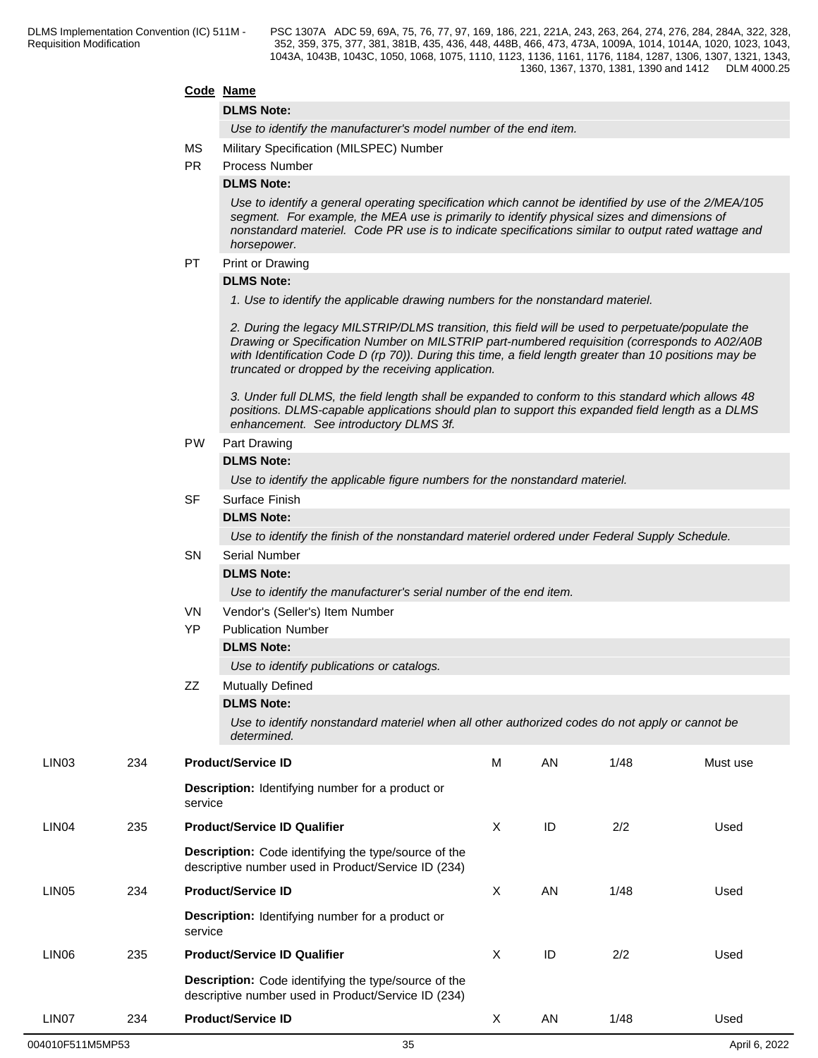| Code | Name |
|---|---|
| | **DLMS Note:** |
| | *Use to identify the manufacturer's model number of the end item.* |
| MS | Military Specification (MILSPEC) Number |
| PR | Process Number |
| | **DLMS Note:** |
| | *Use to identify a general operating specification which cannot be identified by use of the 2/MEA/105 segment. For example, the MEA use is primarily to identify physical sizes and dimensions of nonstandard materiel. Code PR use is to indicate specifications similar to output rated wattage and horsepower.* |
| PT | Print or Drawing |
| | **DLMS Note:** |
| | *1. Use to identify the applicable drawing numbers for the nonstandard materiel.* <br><br> *2. During the legacy MILSTRIP/DLMS transition, this field will be used to perpetuate/populate the Drawing or Specification Number on MILSTRIP part-numbered requisition (corresponds to A02/A0B with Identification Code D (rp 70)). During this time, a field length greater than 10 positions may be truncated or dropped by the receiving application.* <br><br> *3. Under full DLMS, the field length shall be expanded to conform to this standard which allows 48 positions. DLMS-capable applications should plan to support this expanded field length as a DLMS enhancement. See introductory DLMS 3f.* |
| PW | Part Drawing |
| | **DLMS Note:** |
| | *Use to identify the applicable figure numbers for the nonstandard materiel.* |
| SF | Surface Finish |
| | **DLMS Note:** |
| | *Use to identify the finish of the nonstandard materiel ordered under Federal Supply Schedule.* |
| SN | Serial Number |
| | **DLMS Note:** |
| | *Use to identify the manufacturer's serial number of the end item.* |
| VN | Vendor's (Seller's) Item Number |
| YP | Publication Number |
| | **DLMS Note:** |
| | *Use to identify publications or catalogs.* |
| ZZ | Mutually Defined |
| | **DLMS Note:** |
| | *Use to identify nonstandard materiel when all other authorized codes do not apply or cannot be determined.* |

| Ref | ID | Name | Req | Type | Min/Max | Usage |
|---|---|---|---|---|---|---|
| LIN03 | 234 | **Product/Service ID** <br> **Description:** Identifying number for a product or service | M | AN | 1/48 | Must use |
| LIN04 | 235 | **Product/Service ID Qualifier** <br> **Description:** Code identifying the type/source of the descriptive number used in Product/Service ID (234) | X | ID | 2/2 | Used |
| LIN05 | 234 | **Product/Service ID** <br> **Description:** Identifying number for a product or service | X | AN | 1/48 | Used |
| LIN06 | 235 | **Product/Service ID Qualifier** <br> **Description:** Code identifying the type/source of the descriptive number used in Product/Service ID (234) | X | ID | 2/2 | Used |
| LIN07 | 234 | **Product/Service ID** | X | AN | 1/48 | Used |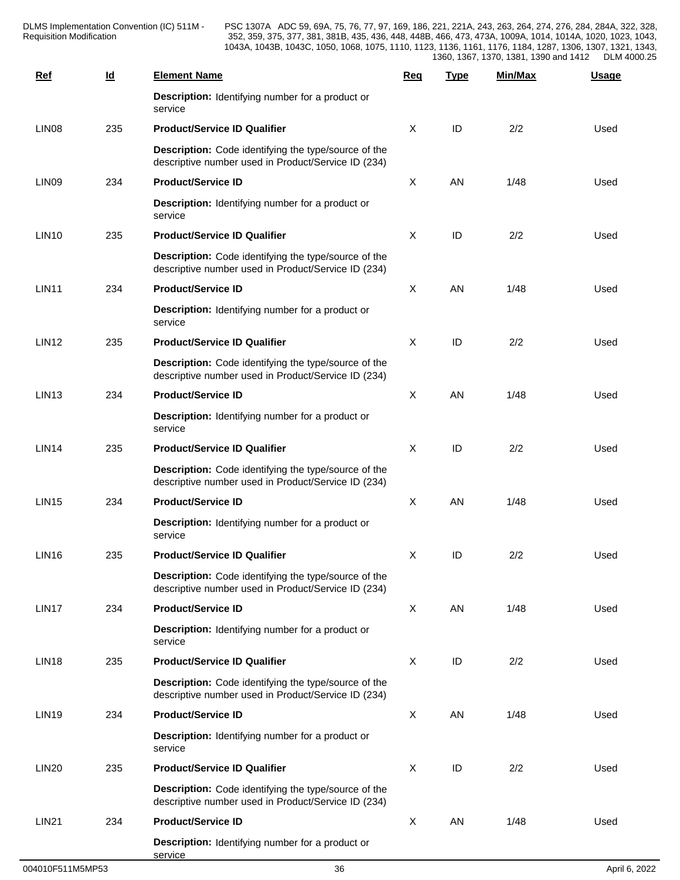| Ref | Id | Element Name | Req | Type | Min/Max | Usage |
|---|---|---|---|---|---|---|
| | | **Description:** Identifying number for a product or service | | | | |
| LIN08 | 235 | **Product/Service ID Qualifier** | X | ID | 2/2 | Used |
| | | **Description:** Code identifying the type/source of the descriptive number used in Product/Service ID (234) | | | | |
| LIN09 | 234 | **Product/Service ID** | X | AN | 1/48 | Used |
| | | **Description:** Identifying number for a product or service | | | | |
| LIN10 | 235 | **Product/Service ID Qualifier** | X | ID | 2/2 | Used |
| | | **Description:** Code identifying the type/source of the descriptive number used in Product/Service ID (234) | | | | |
| LIN11 | 234 | **Product/Service ID** | X | AN | 1/48 | Used |
| | | **Description:** Identifying number for a product or service | | | | |
| LIN12 | 235 | **Product/Service ID Qualifier** | X | ID | 2/2 | Used |
| | | **Description:** Code identifying the type/source of the descriptive number used in Product/Service ID (234) | | | | |
| LIN13 | 234 | **Product/Service ID** | X | AN | 1/48 | Used |
| | | **Description:** Identifying number for a product or service | | | | |
| LIN14 | 235 | **Product/Service ID Qualifier** | X | ID | 2/2 | Used |
| | | **Description:** Code identifying the type/source of the descriptive number used in Product/Service ID (234) | | | | |
| LIN15 | 234 | **Product/Service ID** | X | AN | 1/48 | Used |
| | | **Description:** Identifying number for a product or service | | | | |
| LIN16 | 235 | **Product/Service ID Qualifier** | X | ID | 2/2 | Used |
| | | **Description:** Code identifying the type/source of the descriptive number used in Product/Service ID (234) | | | | |
| LIN17 | 234 | **Product/Service ID** | X | AN | 1/48 | Used |
| | | **Description:** Identifying number for a product or service | | | | |
| LIN18 | 235 | **Product/Service ID Qualifier** | X | ID | 2/2 | Used |
| | | **Description:** Code identifying the type/source of the descriptive number used in Product/Service ID (234) | | | | |
| LIN19 | 234 | **Product/Service ID** | X | AN | 1/48 | Used |
| | | **Description:** Identifying number for a product or service | | | | |
| LIN20 | 235 | **Product/Service ID Qualifier** | X | ID | 2/2 | Used |
| | | **Description:** Code identifying the type/source of the descriptive number used in Product/Service ID (234) | | | | |
| LIN21 | 234 | **Product/Service ID** | X | AN | 1/48 | Used |
| | | **Description:** Identifying number for a product or service | | | | |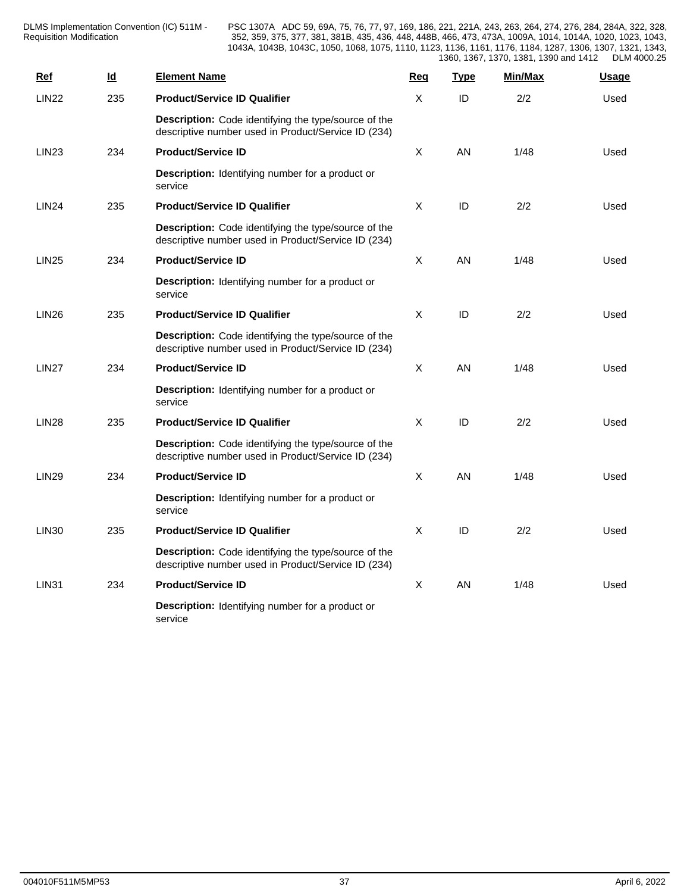| Ref | Id | Element Name | Req | Type | Min/Max | Usage |
|---|---|---|---|---|---|---|
| LIN22 | 235 | **Product/Service ID Qualifier** | X | ID | 2/2 | Used |
| | | **Description:** Code identifying the type/source of the descriptive number used in Product/Service ID (234) | | | | |
| LIN23 | 234 | **Product/Service ID** | X | AN | 1/48 | Used |
| | | **Description:** Identifying number for a product or service | | | | |
| LIN24 | 235 | **Product/Service ID Qualifier** | X | ID | 2/2 | Used |
| | | **Description:** Code identifying the type/source of the descriptive number used in Product/Service ID (234) | | | | |
| LIN25 | 234 | **Product/Service ID** | X | AN | 1/48 | Used |
| | | **Description:** Identifying number for a product or service | | | | |
| LIN26 | 235 | **Product/Service ID Qualifier** | X | ID | 2/2 | Used |
| | | **Description:** Code identifying the type/source of the descriptive number used in Product/Service ID (234) | | | | |
| LIN27 | 234 | **Product/Service ID** | X | AN | 1/48 | Used |
| | | **Description:** Identifying number for a product or service | | | | |
| LIN28 | 235 | **Product/Service ID Qualifier** | X | ID | 2/2 | Used |
| | | **Description:** Code identifying the type/source of the descriptive number used in Product/Service ID (234) | | | | |
| LIN29 | 234 | **Product/Service ID** | X | AN | 1/48 | Used |
| | | **Description:** Identifying number for a product or service | | | | |
| LIN30 | 235 | **Product/Service ID Qualifier** | X | ID | 2/2 | Used |
| | | **Description:** Code identifying the type/source of the descriptive number used in Product/Service ID (234) | | | | |
| LIN31 | 234 | **Product/Service ID** | X | AN | 1/48 | Used |
| | | **Description:** Identifying number for a product or service | | | | |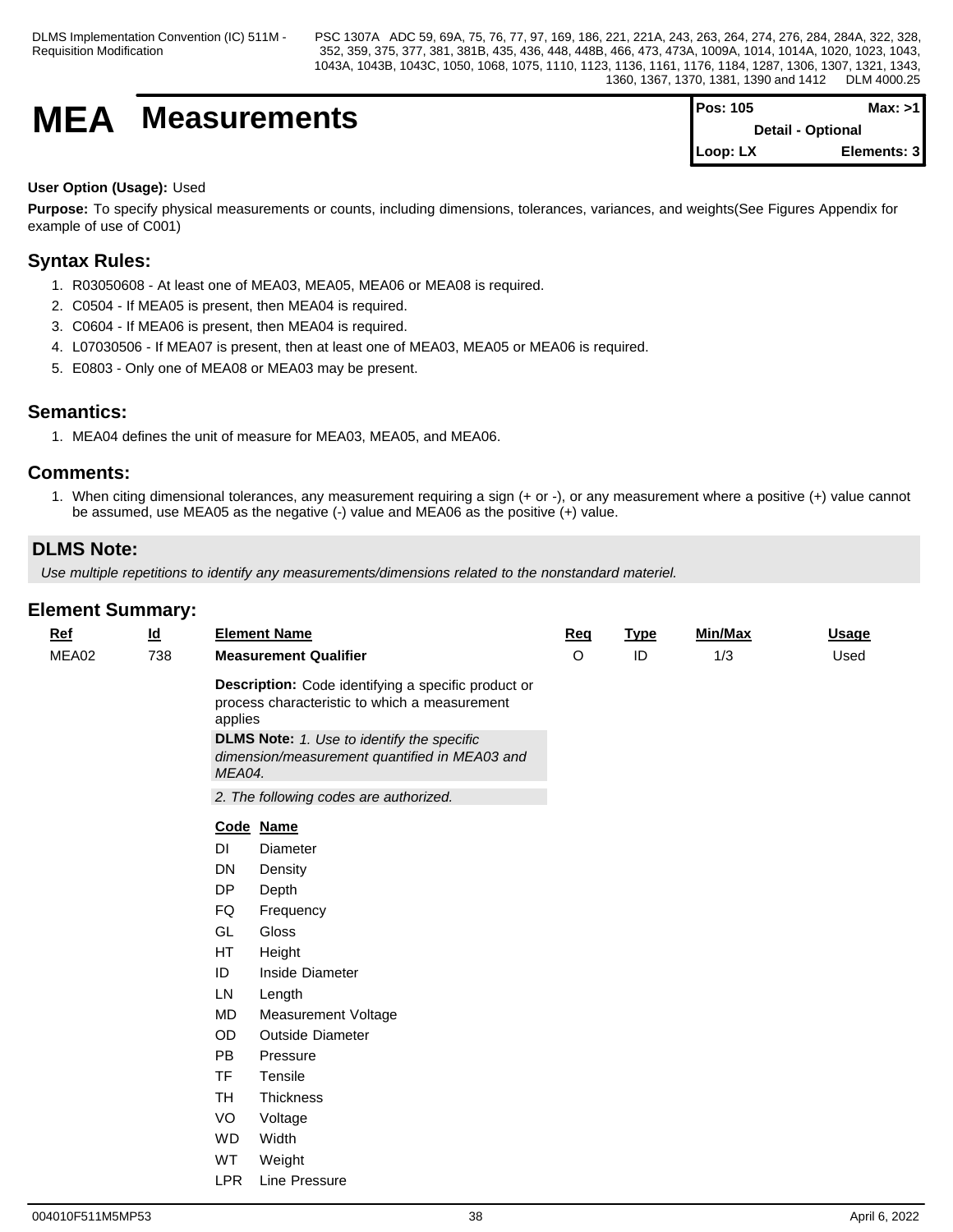# MEA Measurements

| Pos: 105 | Max: >1 |
|---|---|
| Detail - Optional | |
| Loop: LX | Elements: 3 |

**User Option (Usage):** Used

**Purpose:** To specify physical measurements or counts, including dimensions, tolerances, variances, and weights(See Figures Appendix for example of use of C001)

## Syntax Rules:

1. R03050608 - At least one of MEA03, MEA05, MEA06 or MEA08 is required.
2. C0504 - If MEA05 is present, then MEA04 is required.
3. C0604 - If MEA06 is present, then MEA04 is required.
4. L07030506 - If MEA07 is present, then at least one of MEA03, MEA05 or MEA06 is required.
5. E0803 - Only one of MEA08 or MEA03 may be present.

## Semantics:

1. MEA04 defines the unit of measure for MEA03, MEA05, and MEA06.

## Comments:

1. When citing dimensional tolerances, any measurement requiring a sign (+ or -), or any measurement where a positive (+) value cannot be assumed, use MEA05 as the negative (-) value and MEA06 as the positive (+) value.

## DLMS Note:

*Use multiple repetitions to identify any measurements/dimensions related to the nonstandard materiel.*

## Element Summary:

| Ref | Id | Element Name | Req | Type | Min/Max | Usage |
|---|---|---|---|---|---|---|
| MEA02 | 738 | **Measurement Qualifier** | O | ID | 1/3 | Used |

**Description:** Code identifying a specific product or process characteristic to which a measurement applies

**DLMS Note:** *1. Use to identify the specific dimension/measurement quantified in MEA03 and MEA04.*

*2. The following codes are authorized.*

| Code | Name |
|---|---|
| DI | Diameter |
| DN | Density |
| DP | Depth |
| FQ | Frequency |
| GL | Gloss |
| HT | Height |
| ID | Inside Diameter |
| LN | Length |
| MD | Measurement Voltage |
| OD | Outside Diameter |
| PB | Pressure |
| TF | Tensile |
| TH | Thickness |
| VO | Voltage |
| WD | Width |
| WT | Weight |
| LPR | Line Pressure |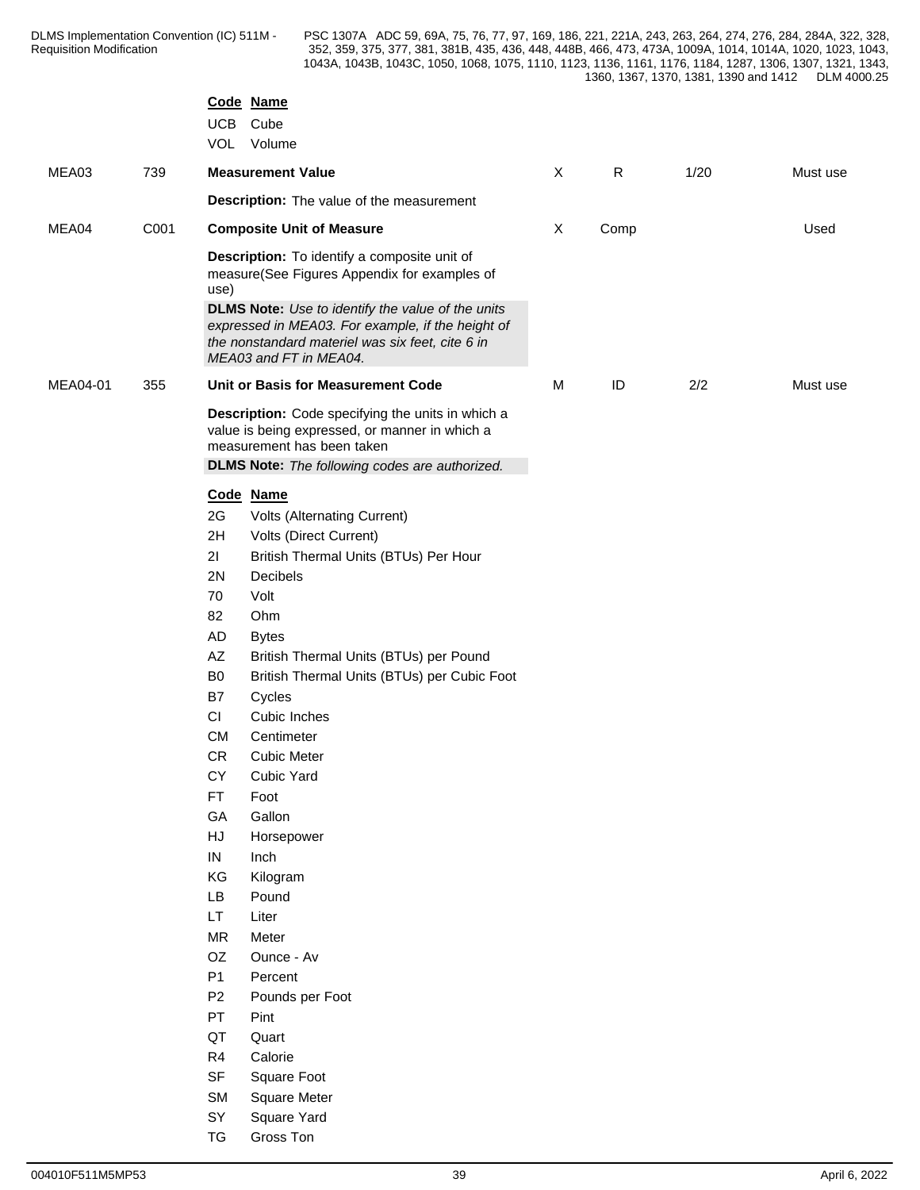**Code Name**

UCB Cube

VOL Volume

| | | | | | | |
|---|---|---|---|---|---|---|
| MEA03 | 739 | **Measurement Value** | X | R | 1/20 | Must use |
| | | **Description:** The value of the measurement | | | | |
| MEA04 | C001 | **Composite Unit of Measure** | X | Comp | | Used |
| | | **Description:** To identify a composite unit of measure(See Figures Appendix for examples of use) | | | | |
| | | **DLMS Note:** *Use to identify the value of the units expressed in MEA03. For example, if the height of the nonstandard materiel was six feet, cite 6 in MEA03 and FT in MEA04.* | | | | |
| MEA04-01 | 355 | **Unit or Basis for Measurement Code** | M | ID | 2/2 | Must use |
| | | **Description:** Code specifying the units in which a value is being expressed, or manner in which a measurement has been taken | | | | |
| | | **DLMS Note:** *The following codes are authorized.* | | | | |

**Code Name**

2G Volts (Alternating Current)

2H Volts (Direct Current)

2I British Thermal Units (BTUs) Per Hour

2N Decibels

70 Volt

82 Ohm

AD Bytes

AZ British Thermal Units (BTUs) per Pound

B0 British Thermal Units (BTUs) per Cubic Foot

B7 Cycles

CI Cubic Inches

CM Centimeter

CR Cubic Meter

CY Cubic Yard

FT Foot

GA Gallon

HJ Horsepower

IN Inch

KG Kilogram

LB Pound

LT Liter

MR Meter

OZ Ounce - Av

P1 Percent

P2 Pounds per Foot

PT Pint

QT Quart

R4 Calorie

SF Square Foot

SM Square Meter

SY Square Yard

TG Gross Ton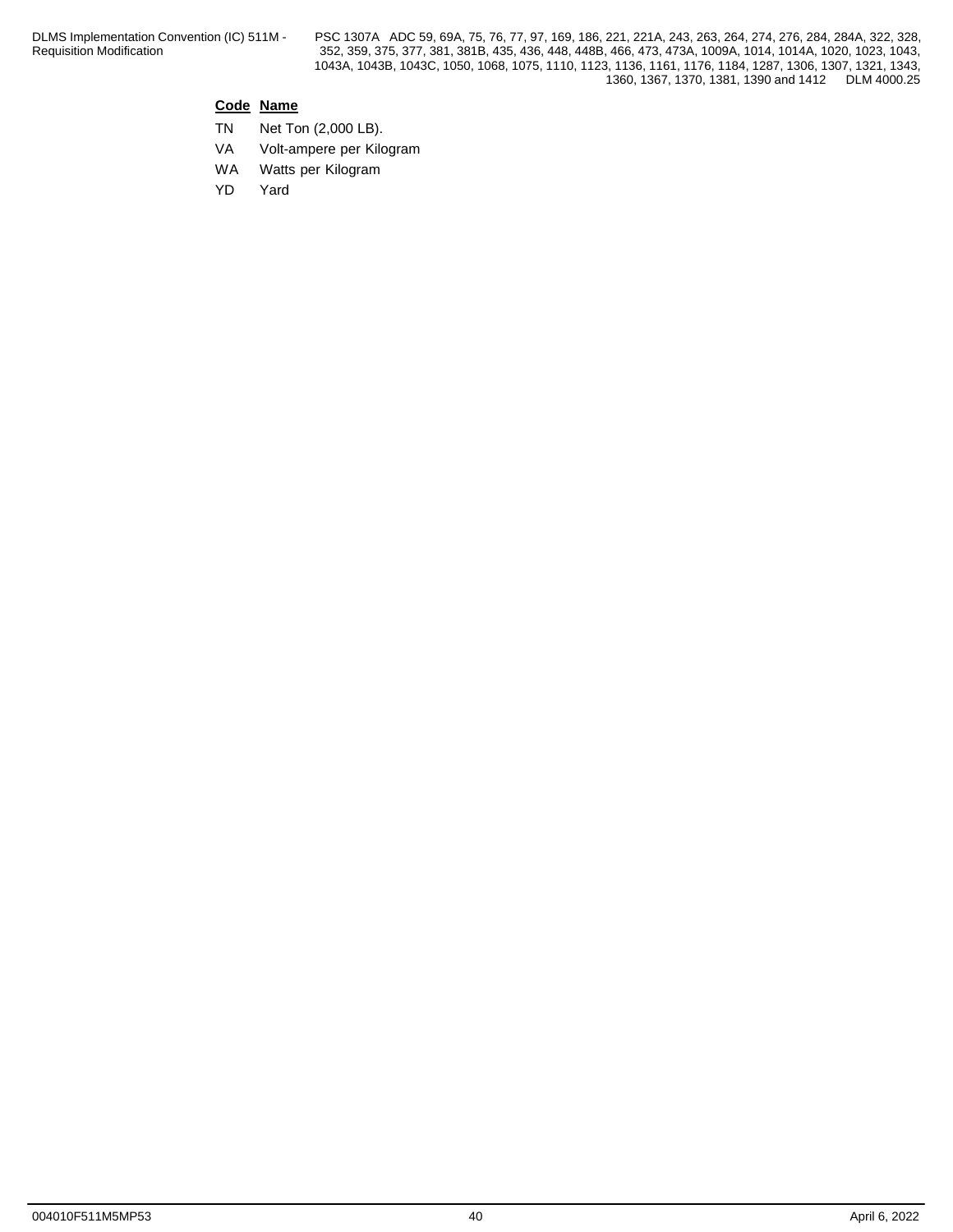| Code | Name |
|---|---|
| TN | Net Ton (2,000 LB). |
| VA | Volt-ampere per Kilogram |
| WA | Watts per Kilogram |
| YD | Yard |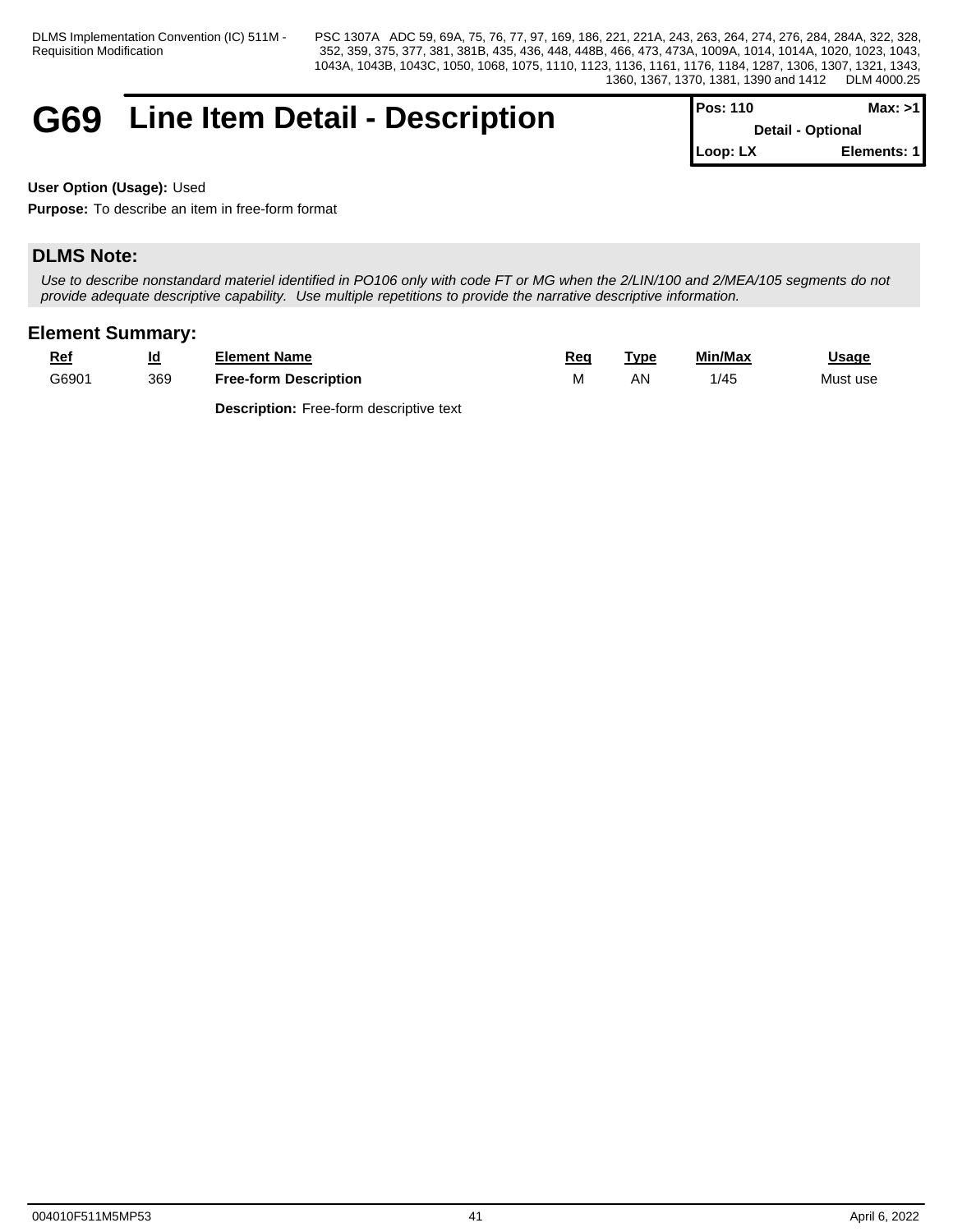# G69 Line Item Detail - Description

| Pos: 110 | Max: >1 |
| --- | --- |
| Detail - Optional | |
| Loop: LX | Elements: 1 |

**User Option (Usage):** Used

**Purpose:** To describe an item in free-form format

## DLMS Note:

*Use to describe nonstandard materiel identified in PO106 only with code FT or MG when the 2/LIN/100 and 2/MEA/105 segments do not provide adequate descriptive capability. Use multiple repetitions to provide the narrative descriptive information.*

## Element Summary:

| Ref | Id | Element Name | Req | Type | Min/Max | Usage |
| --- | --- | --- | --- | --- | --- | --- |
| G6901 | 369 | **Free-form Description** | M | AN | 1/45 | Must use |
| | | **Description:** Free-form descriptive text | | | | |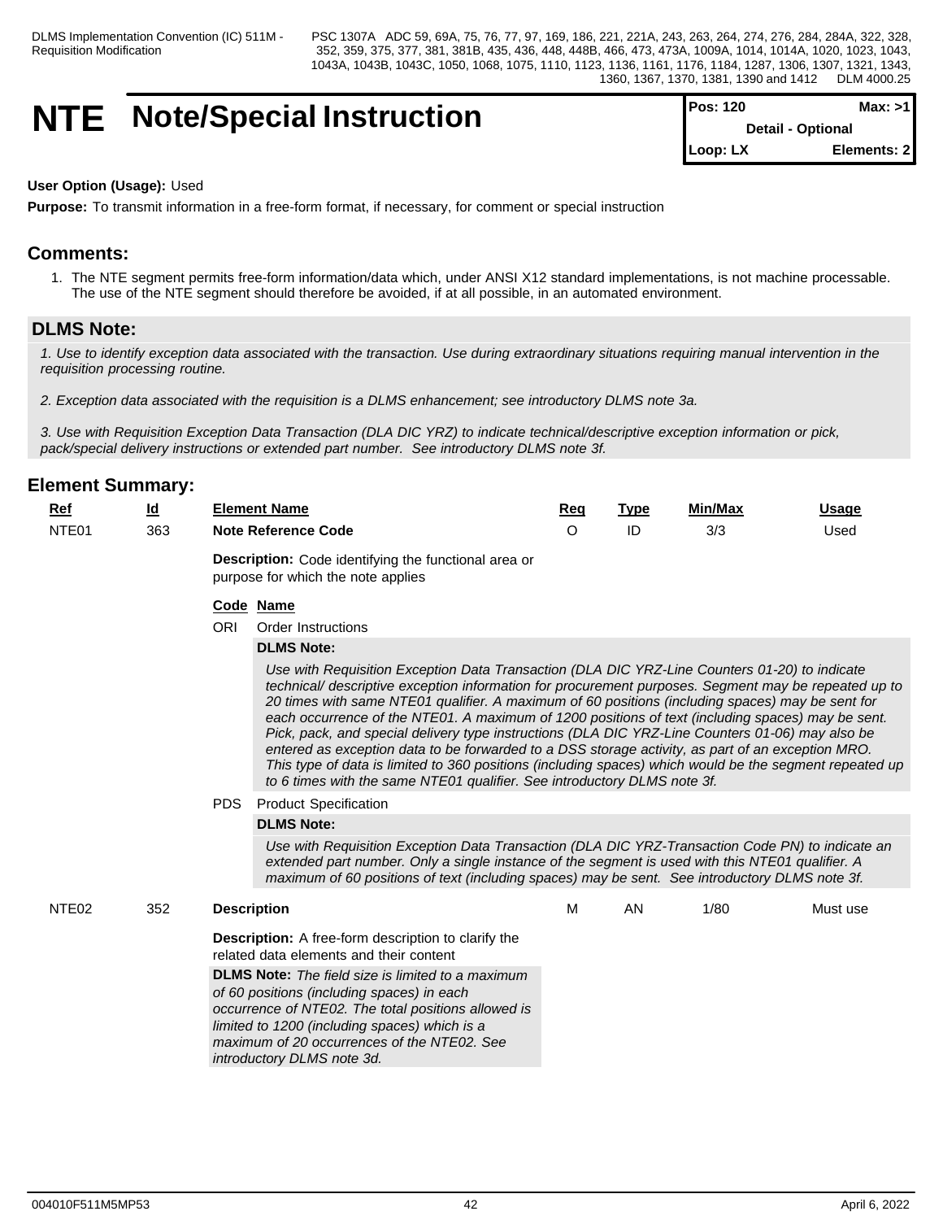# NTE Note/Special Instruction

| Pos: 120 | Max: >1 |
|---|---|
| Detail - Optional | |
| Loop: LX | Elements: 2 |

**User Option (Usage):** Used

**Purpose:** To transmit information in a free-form format, if necessary, for comment or special instruction

## Comments:

1. The NTE segment permits free-form information/data which, under ANSI X12 standard implementations, is not machine processable. The use of the NTE segment should therefore be avoided, if at all possible, in an automated environment.

## DLMS Note:

*1. Use to identify exception data associated with the transaction. Use during extraordinary situations requiring manual intervention in the requisition processing routine.*

*2. Exception data associated with the requisition is a DLMS enhancement; see introductory DLMS note 3a.*

*3. Use with Requisition Exception Data Transaction (DLA DIC YRZ) to indicate technical/descriptive exception information or pick, pack/special delivery instructions or extended part number. See introductory DLMS note 3f.*

## Element Summary:

| Ref | Id | Element Name | Req | Type | Min/Max | Usage |
|---|---|---|---|---|---|---|
| NTE01 | 363 | **Note Reference Code** | O | ID | 3/3 | Used |

**Description:** Code identifying the functional area or purpose for which the note applies

| Code | Name |
|---|---|
| ORI | Order Instructions |

**DLMS Note:**

*Use with Requisition Exception Data Transaction (DLA DIC YRZ-Line Counters 01-20) to indicate technical/ descriptive exception information for procurement purposes. Segment may be repeated up to 20 times with same NTE01 qualifier. A maximum of 60 positions (including spaces) may be sent for each occurrence of the NTE01. A maximum of 1200 positions of text (including spaces) may be sent. Pick, pack, and special delivery type instructions (DLA DIC YRZ-Line Counters 01-06) may also be entered as exception data to be forwarded to a DSS storage activity, as part of an exception MRO. This type of data is limited to 360 positions (including spaces) which would be the segment repeated up to 6 times with the same NTE01 qualifier. See introductory DLMS note 3f.*

| Code | Name |
|---|---|
| PDS | Product Specification |

**DLMS Note:**

*Use with Requisition Exception Data Transaction (DLA DIC YRZ-Transaction Code PN) to indicate an extended part number. Only a single instance of the segment is used with this NTE01 qualifier. A maximum of 60 positions of text (including spaces) may be sent. See introductory DLMS note 3f.*

| Ref | Id | Element Name | Req | Type | Min/Max | Usage |
|---|---|---|---|---|---|---|
| NTE02 | 352 | **Description** | M | AN | 1/80 | Must use |

**Description:** A free-form description to clarify the related data elements and their content

**DLMS Note:** *The field size is limited to a maximum of 60 positions (including spaces) in each occurrence of NTE02. The total positions allowed is limited to 1200 (including spaces) which is a maximum of 20 occurrences of the NTE02. See introductory DLMS note 3d.*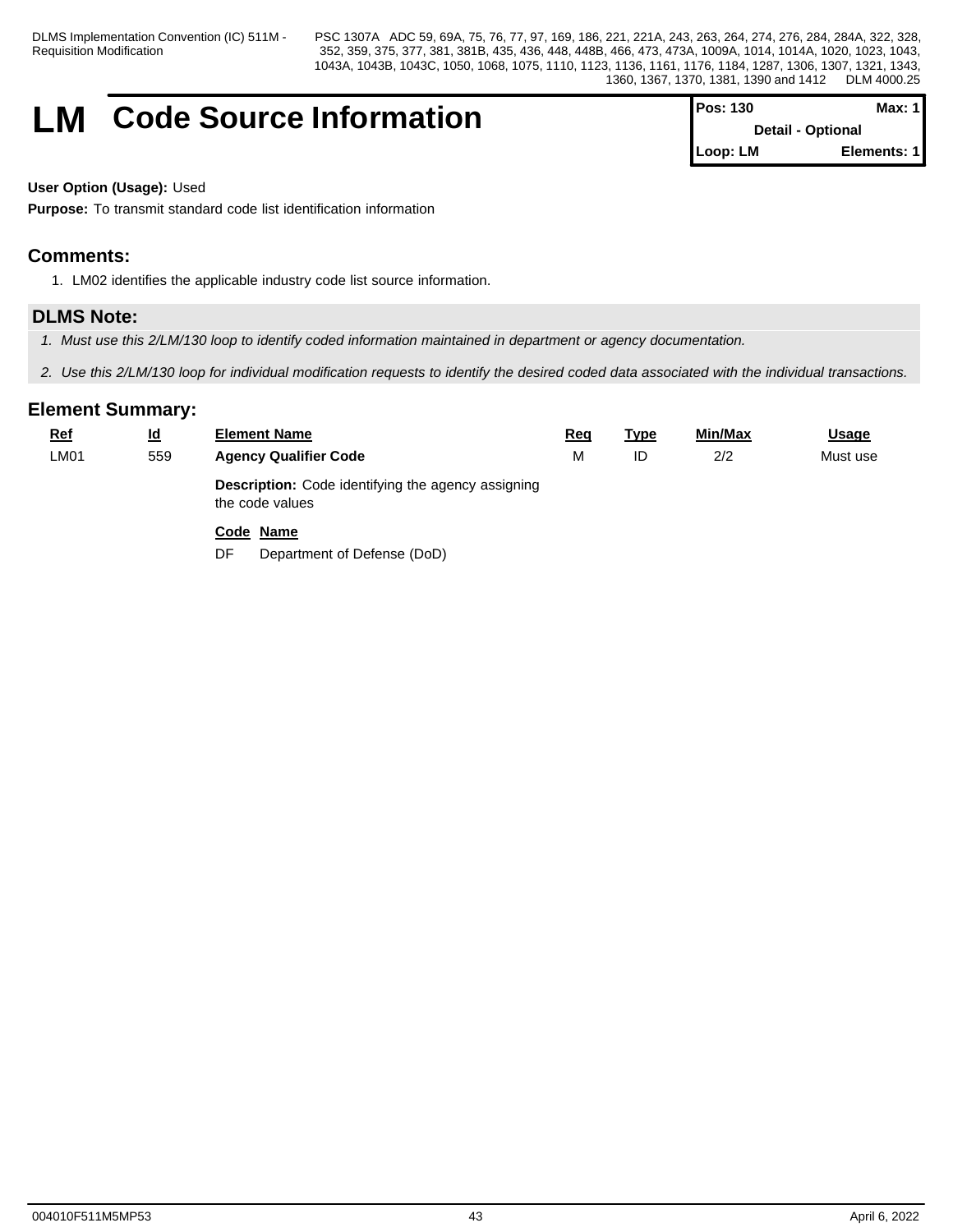# LM Code Source Information

| Pos: 130 | Max: 1 |
|---|---|
| Detail - Optional | |
| Loop: LM | Elements: 1 |

**User Option (Usage):** Used

**Purpose:** To transmit standard code list identification information

## Comments:

1. LM02 identifies the applicable industry code list source information.

## DLMS Note:

1. *Must use this 2/LM/130 loop to identify coded information maintained in department or agency documentation.*
2. *Use this 2/LM/130 loop for individual modification requests to identify the desired coded data associated with the individual transactions.*

## Element Summary:

| Ref | Id | Element Name | Req | Type | Min/Max | Usage |
|---|---|---|---|---|---|---|
| LM01 | 559 | **Agency Qualifier Code** | M | ID | 2/2 | Must use |

**Description:** Code identifying the agency assigning the code values

| Code | Name |
|---|---|
| DF | Department of Defense (DoD) |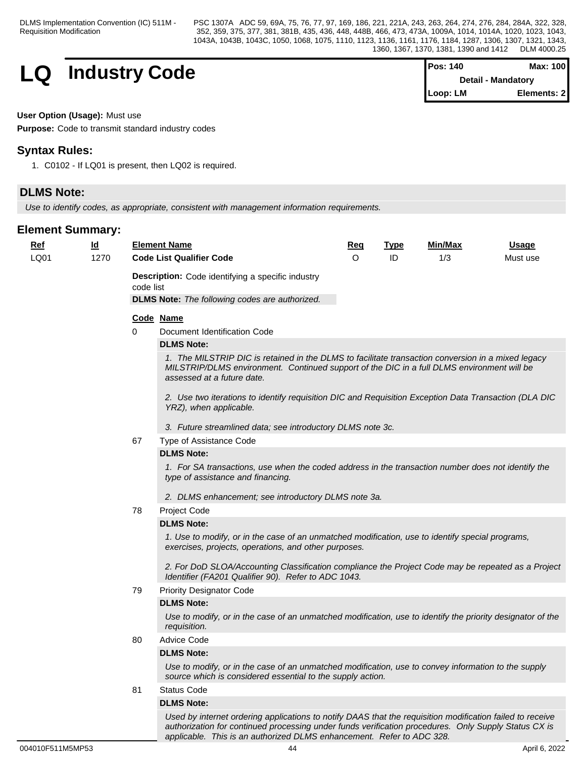# LQ Industry Code

| Pos: 140 | Max: 100 |
|---|---|
| Detail - Mandatory | |
| Loop: LM | Elements: 2 |

**User Option (Usage):** Must use

**Purpose:** Code to transmit standard industry codes

## Syntax Rules:

1. C0102 - If LQ01 is present, then LQ02 is required.

## DLMS Note:

*Use to identify codes, as appropriate, consistent with management information requirements.*

## Element Summary:

| Ref | Id | Element Name | Req | Type | Min/Max | Usage |
|---|---|---|---|---|---|---|
| LQ01 | 1270 | **Code List Qualifier Code** | O | ID | 1/3 | Must use |

**Description:** Code identifying a specific industry code list

**DLMS Note:** *The following codes are authorized.*

**Code Name**

**0** Document Identification Code

**DLMS Note:**

*1. The MILSTRIP DIC is retained in the DLMS to facilitate transaction conversion in a mixed legacy MILSTRIP/DLMS environment. Continued support of the DIC in a full DLMS environment will be assessed at a future date.*

*2. Use two iterations to identify requisition DIC and Requisition Exception Data Transaction (DLA DIC YRZ), when applicable.*

*3. Future streamlined data; see introductory DLMS note 3c.*

**67** Type of Assistance Code

**DLMS Note:**

*1. For SA transactions, use when the coded address in the transaction number does not identify the type of assistance and financing.*

*2. DLMS enhancement; see introductory DLMS note 3a.*

**78** Project Code

**DLMS Note:**

*1. Use to modify, or in the case of an unmatched modification, use to identify special programs, exercises, projects, operations, and other purposes.*

*2. For DoD SLOA/Accounting Classification compliance the Project Code may be repeated as a Project Identifier (FA201 Qualifier 90). Refer to ADC 1043.*

**79** Priority Designator Code

**DLMS Note:**

*Use to modify, or in the case of an unmatched modification, use to identify the priority designator of the requisition.*

**80** Advice Code

**DLMS Note:**

*Use to modify, or in the case of an unmatched modification, use to convey information to the supply source which is considered essential to the supply action.*

**81** Status Code

**DLMS Note:**

*Used by internet ordering applications to notify DAAS that the requisition modification failed to receive authorization for continued processing under funds verification procedures. Only Supply Status CX is applicable. This is an authorized DLMS enhancement. Refer to ADC 328.*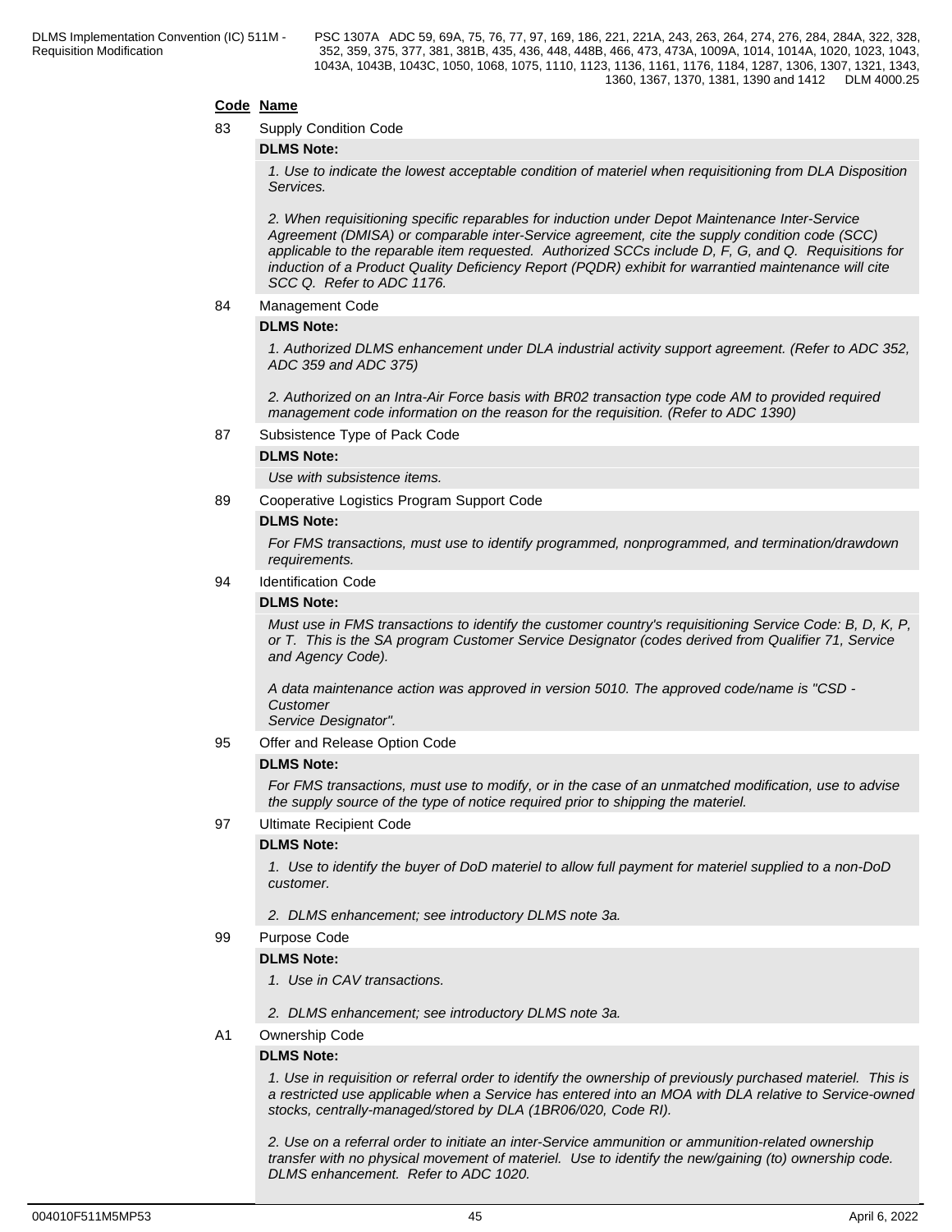**Code** **Name**

83 Supply Condition Code

**DLMS Note:**

*1. Use to indicate the lowest acceptable condition of materiel when requisitioning from DLA Disposition Services.*

*2. When requisitioning specific reparables for induction under Depot Maintenance Inter-Service Agreement (DMISA) or comparable inter-Service agreement, cite the supply condition code (SCC) applicable to the reparable item requested. Authorized SCCs include D, F, G, and Q. Requisitions for induction of a Product Quality Deficiency Report (PQDR) exhibit for warrantied maintenance will cite SCC Q. Refer to ADC 1176.*

84 Management Code

**DLMS Note:**

*1. Authorized DLMS enhancement under DLA industrial activity support agreement. (Refer to ADC 352, ADC 359 and ADC 375)*

*2. Authorized on an Intra-Air Force basis with BR02 transaction type code AM to provided required management code information on the reason for the requisition. (Refer to ADC 1390)*

87 Subsistence Type of Pack Code

**DLMS Note:**

*Use with subsistence items.*

89 Cooperative Logistics Program Support Code

**DLMS Note:**

*For FMS transactions, must use to identify programmed, nonprogrammed, and termination/drawdown requirements.*

94 Identification Code

**DLMS Note:**

*Must use in FMS transactions to identify the customer country's requisitioning Service Code: B, D, K, P, or T. This is the SA program Customer Service Designator (codes derived from Qualifier 71, Service and Agency Code).*

*A data maintenance action was approved in version 5010. The approved code/name is "CSD - Customer Service Designator".*

95 Offer and Release Option Code

**DLMS Note:**

*For FMS transactions, must use to modify, or in the case of an unmatched modification, use to advise the supply source of the type of notice required prior to shipping the materiel.*

97 Ultimate Recipient Code

**DLMS Note:**

*1. Use to identify the buyer of DoD materiel to allow full payment for materiel supplied to a non-DoD customer.*

*2. DLMS enhancement; see introductory DLMS note 3a.*

99 Purpose Code

**DLMS Note:**

*1. Use in CAV transactions.*

*2. DLMS enhancement; see introductory DLMS note 3a.*

A1 Ownership Code

**DLMS Note:**

*1. Use in requisition or referral order to identify the ownership of previously purchased materiel. This is a restricted use applicable when a Service has entered into an MOA with DLA relative to Service-owned stocks, centrally-managed/stored by DLA (1BR06/020, Code RI).*

*2. Use on a referral order to initiate an inter-Service ammunition or ammunition-related ownership transfer with no physical movement of materiel. Use to identify the new/gaining (to) ownership code. DLMS enhancement. Refer to ADC 1020.*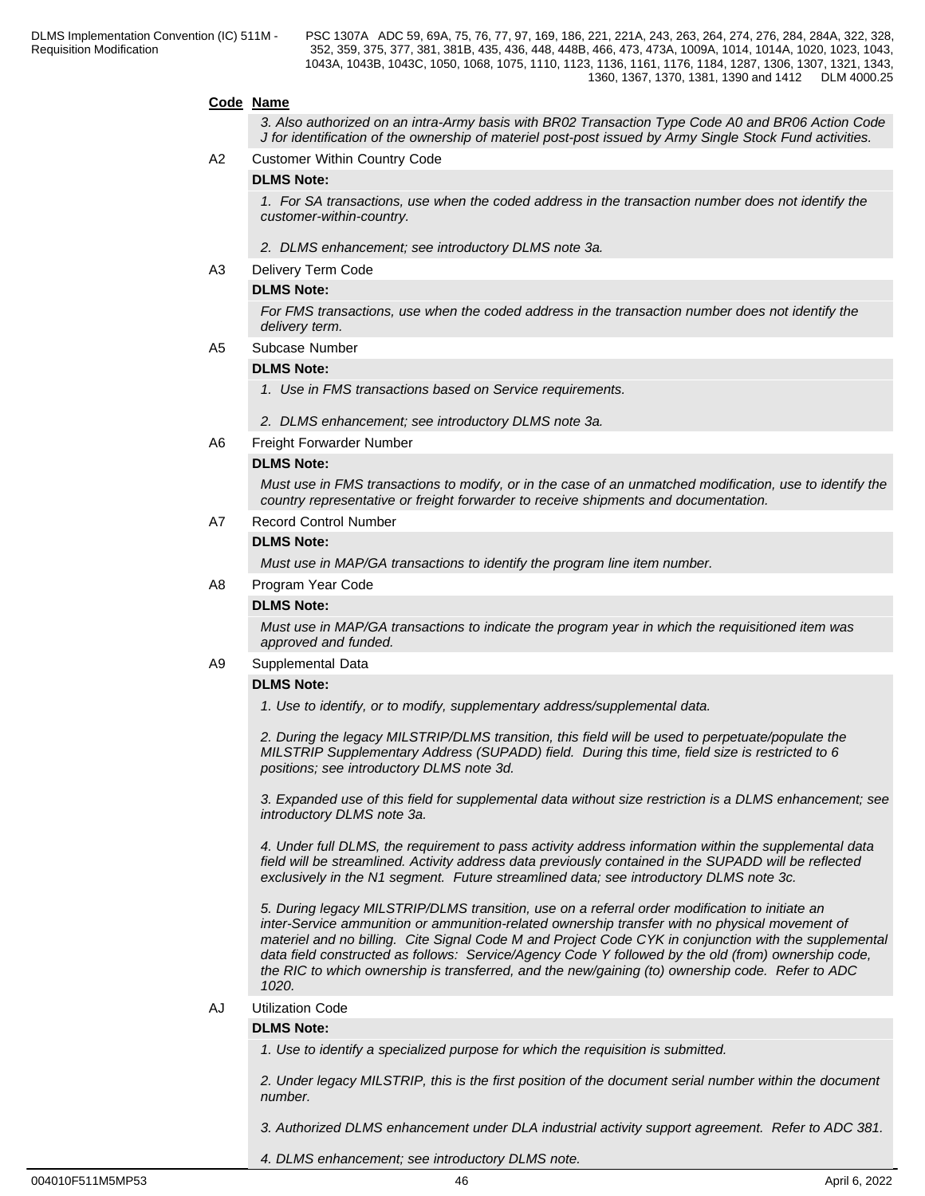**Code Name**

*3. Also authorized on an intra-Army basis with BR02 Transaction Type Code A0 and BR06 Action Code J for identification of the ownership of materiel post-post issued by Army Single Stock Fund activities.*

A2 Customer Within Country Code

**DLMS Note:**

*1. For SA transactions, use when the coded address in the transaction number does not identify the customer-within-country.*

*2. DLMS enhancement; see introductory DLMS note 3a.*

A3 Delivery Term Code

**DLMS Note:**

*For FMS transactions, use when the coded address in the transaction number does not identify the delivery term.*

A5 Subcase Number

**DLMS Note:**

*1. Use in FMS transactions based on Service requirements.*

*2. DLMS enhancement; see introductory DLMS note 3a.*

A6 Freight Forwarder Number

**DLMS Note:**

*Must use in FMS transactions to modify, or in the case of an unmatched modification, use to identify the country representative or freight forwarder to receive shipments and documentation.*

A7 Record Control Number

**DLMS Note:**

*Must use in MAP/GA transactions to identify the program line item number.*

A8 Program Year Code

**DLMS Note:**

*Must use in MAP/GA transactions to indicate the program year in which the requisitioned item was approved and funded.*

A9 Supplemental Data

**DLMS Note:**

*1. Use to identify, or to modify, supplementary address/supplemental data.*

*2. During the legacy MILSTRIP/DLMS transition, this field will be used to perpetuate/populate the MILSTRIP Supplementary Address (SUPADD) field. During this time, field size is restricted to 6 positions; see introductory DLMS note 3d.*

*3. Expanded use of this field for supplemental data without size restriction is a DLMS enhancement; see introductory DLMS note 3a.*

*4. Under full DLMS, the requirement to pass activity address information within the supplemental data field will be streamlined. Activity address data previously contained in the SUPADD will be reflected exclusively in the N1 segment. Future streamlined data; see introductory DLMS note 3c.*

*5. During legacy MILSTRIP/DLMS transition, use on a referral order modification to initiate an inter-Service ammunition or ammunition-related ownership transfer with no physical movement of materiel and no billing. Cite Signal Code M and Project Code CYK in conjunction with the supplemental data field constructed as follows: Service/Agency Code Y followed by the old (from) ownership code, the RIC to which ownership is transferred, and the new/gaining (to) ownership code. Refer to ADC 1020.*

AJ Utilization Code

**DLMS Note:**

*1. Use to identify a specialized purpose for which the requisition is submitted.*

*2. Under legacy MILSTRIP, this is the first position of the document serial number within the document number.*

*3. Authorized DLMS enhancement under DLA industrial activity support agreement. Refer to ADC 381.*

*4. DLMS enhancement; see introductory DLMS note.*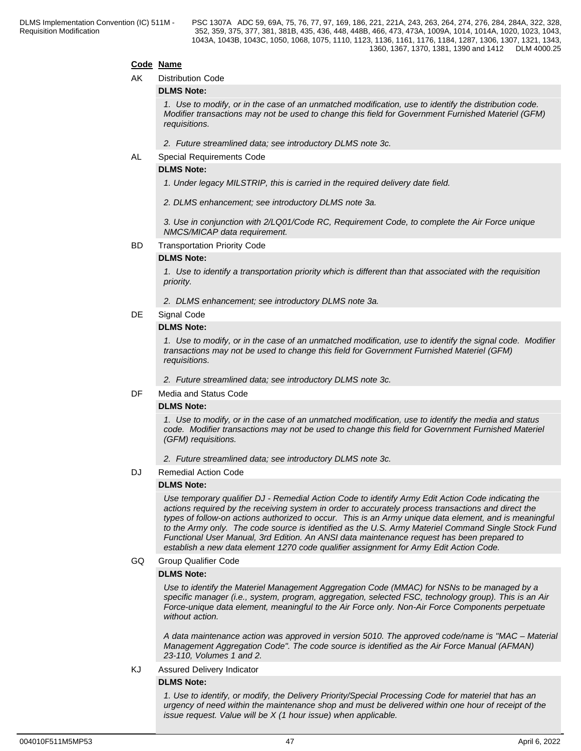**Code Name**

AK Distribution Code

**DLMS Note:**

*1. Use to modify, or in the case of an unmatched modification, use to identify the distribution code. Modifier transactions may not be used to change this field for Government Furnished Materiel (GFM) requisitions.*

*2. Future streamlined data; see introductory DLMS note 3c.*

AL Special Requirements Code

**DLMS Note:**

*1. Under legacy MILSTRIP, this is carried in the required delivery date field.*

*2. DLMS enhancement; see introductory DLMS note 3a.*

*3. Use in conjunction with 2/LQ01/Code RC, Requirement Code, to complete the Air Force unique NMCS/MICAP data requirement.*

BD Transportation Priority Code

**DLMS Note:**

*1. Use to identify a transportation priority which is different than that associated with the requisition priority.*

*2. DLMS enhancement; see introductory DLMS note 3a.*

DE Signal Code

**DLMS Note:**

*1. Use to modify, or in the case of an unmatched modification, use to identify the signal code. Modifier transactions may not be used to change this field for Government Furnished Materiel (GFM) requisitions.*

*2. Future streamlined data; see introductory DLMS note 3c.*

DF Media and Status Code

**DLMS Note:**

*1. Use to modify, or in the case of an unmatched modification, use to identify the media and status code. Modifier transactions may not be used to change this field for Government Furnished Materiel (GFM) requisitions.*

*2. Future streamlined data; see introductory DLMS note 3c.*

DJ Remedial Action Code

**DLMS Note:**

*Use temporary qualifier DJ - Remedial Action Code to identify Army Edit Action Code indicating the actions required by the receiving system in order to accurately process transactions and direct the types of follow-on actions authorized to occur. This is an Army unique data element, and is meaningful to the Army only. The code source is identified as the U.S. Army Materiel Command Single Stock Fund Functional User Manual, 3rd Edition. An ANSI data maintenance request has been prepared to establish a new data element 1270 code qualifier assignment for Army Edit Action Code.*

GQ Group Qualifier Code

**DLMS Note:**

*Use to identify the Materiel Management Aggregation Code (MMAC) for NSNs to be managed by a specific manager (i.e., system, program, aggregation, selected FSC, technology group). This is an Air Force-unique data element, meaningful to the Air Force only. Non-Air Force Components perpetuate without action.*

*A data maintenance action was approved in version 5010. The approved code/name is "MAC – Material Management Aggregation Code". The code source is identified as the Air Force Manual (AFMAN) 23-110, Volumes 1 and 2.*

KJ Assured Delivery Indicator

**DLMS Note:**

*1. Use to identify, or modify, the Delivery Priority/Special Processing Code for materiel that has an urgency of need within the maintenance shop and must be delivered within one hour of receipt of the issue request. Value will be X (1 hour issue) when applicable.*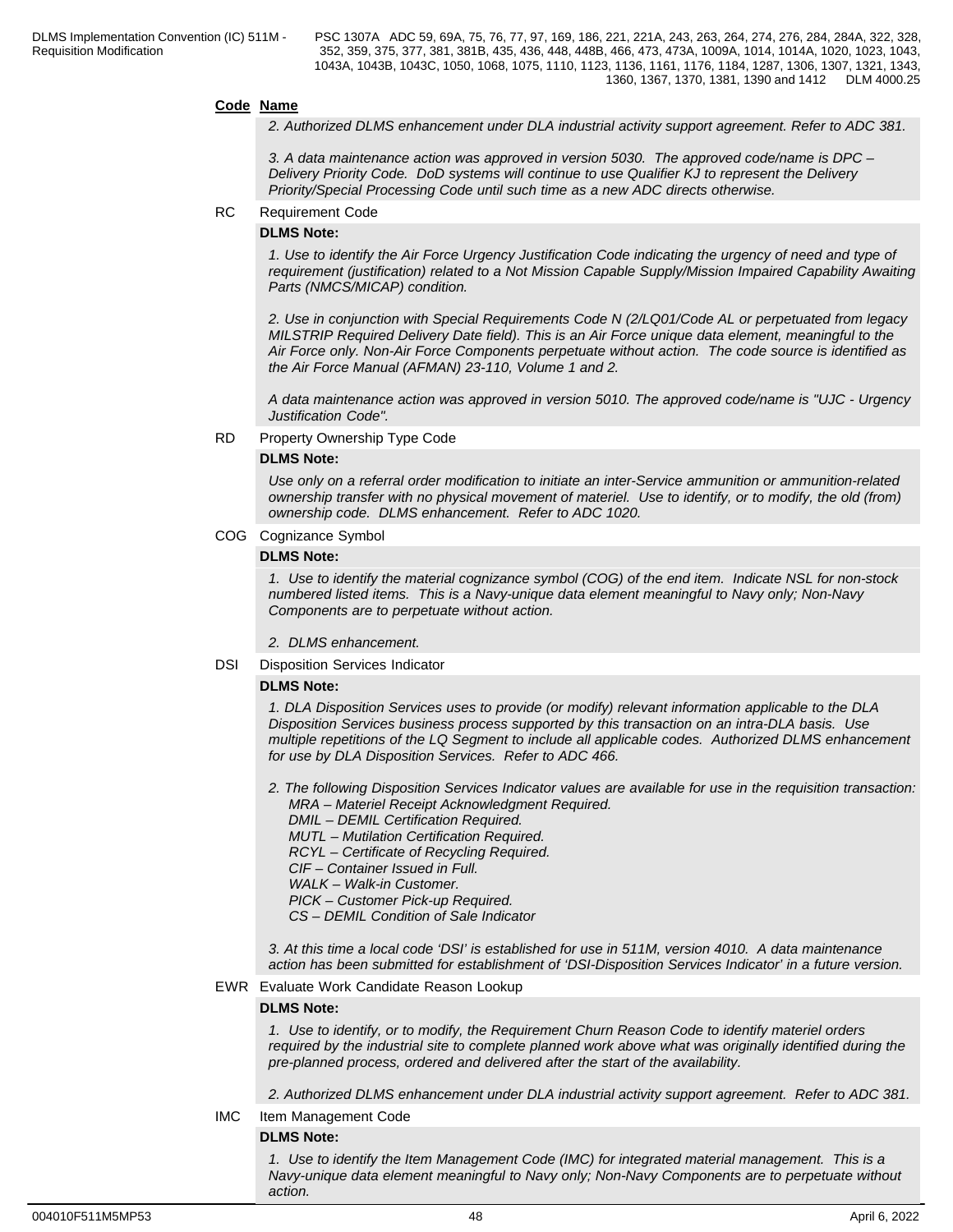**Code Name**

*2. Authorized DLMS enhancement under DLA industrial activity support agreement. Refer to ADC 381.*

*3. A data maintenance action was approved in version 5030. The approved code/name is DPC – Delivery Priority Code. DoD systems will continue to use Qualifier KJ to represent the Delivery Priority/Special Processing Code until such time as a new ADC directs otherwise.*

RC Requirement Code

**DLMS Note:**

*1. Use to identify the Air Force Urgency Justification Code indicating the urgency of need and type of requirement (justification) related to a Not Mission Capable Supply/Mission Impaired Capability Awaiting Parts (NMCS/MICAP) condition.*

*2. Use in conjunction with Special Requirements Code N (2/LQ01/Code AL or perpetuated from legacy MILSTRIP Required Delivery Date field). This is an Air Force unique data element, meaningful to the Air Force only. Non-Air Force Components perpetuate without action. The code source is identified as the Air Force Manual (AFMAN) 23-110, Volume 1 and 2.*

*A data maintenance action was approved in version 5010. The approved code/name is "UJC - Urgency Justification Code".*

RD Property Ownership Type Code

**DLMS Note:**

*Use only on a referral order modification to initiate an inter-Service ammunition or ammunition-related ownership transfer with no physical movement of materiel. Use to identify, or to modify, the old (from) ownership code. DLMS enhancement. Refer to ADC 1020.*

COG Cognizance Symbol

**DLMS Note:**

*1. Use to identify the material cognizance symbol (COG) of the end item. Indicate NSL for non-stock numbered listed items. This is a Navy-unique data element meaningful to Navy only; Non-Navy Components are to perpetuate without action.*

*2. DLMS enhancement.*

DSI Disposition Services Indicator

**DLMS Note:**

*1. DLA Disposition Services uses to provide (or modify) relevant information applicable to the DLA Disposition Services business process supported by this transaction on an intra-DLA basis. Use multiple repetitions of the LQ Segment to include all applicable codes. Authorized DLMS enhancement for use by DLA Disposition Services. Refer to ADC 466.*

*2. The following Disposition Services Indicator values are available for use in the requisition transaction:*
*MRA – Materiel Receipt Acknowledgment Required.*
*DMIL – DEMIL Certification Required.*
*MUTL – Mutilation Certification Required.*
*RCYL – Certificate of Recycling Required.*
*CIF – Container Issued in Full.*
*WALK – Walk-in Customer.*
*PICK – Customer Pick-up Required.*
*CS – DEMIL Condition of Sale Indicator*

*3. At this time a local code 'DSI' is established for use in 511M, version 4010. A data maintenance action has been submitted for establishment of 'DSI-Disposition Services Indicator' in a future version.*

EWR Evaluate Work Candidate Reason Lookup

**DLMS Note:**

*1. Use to identify, or to modify, the Requirement Churn Reason Code to identify materiel orders required by the industrial site to complete planned work above what was originally identified during the pre-planned process, ordered and delivered after the start of the availability.*

*2. Authorized DLMS enhancement under DLA industrial activity support agreement. Refer to ADC 381.*

IMC Item Management Code

**DLMS Note:**

*1. Use to identify the Item Management Code (IMC) for integrated material management. This is a Navy-unique data element meaningful to Navy only; Non-Navy Components are to perpetuate without action.*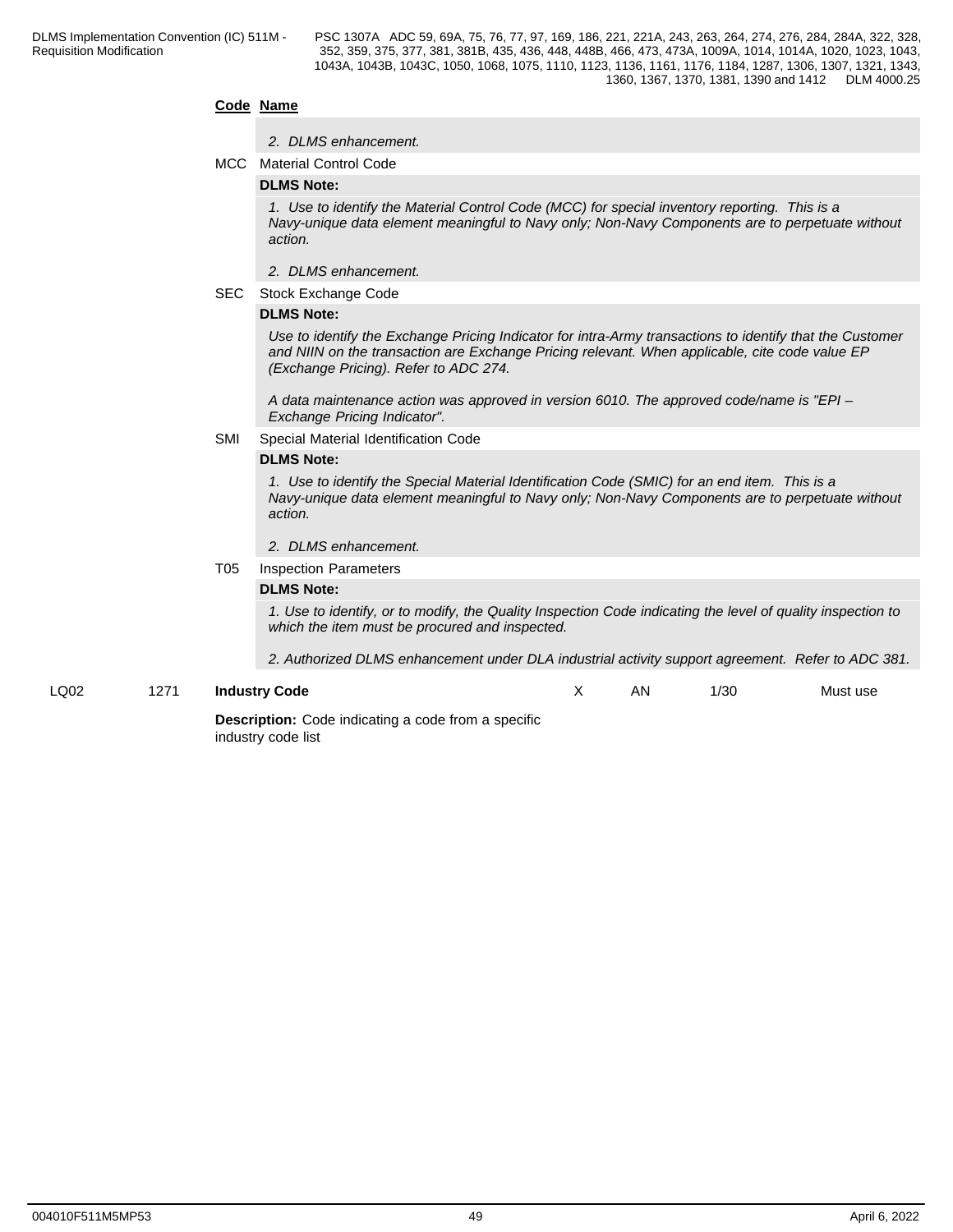**Code Name**

*2. DLMS enhancement.*

MCC Material Control Code

**DLMS Note:**

*1. Use to identify the Material Control Code (MCC) for special inventory reporting. This is a Navy-unique data element meaningful to Navy only; Non-Navy Components are to perpetuate without action.*

*2. DLMS enhancement.*

SEC Stock Exchange Code

**DLMS Note:**

*Use to identify the Exchange Pricing Indicator for intra-Army transactions to identify that the Customer and NIIN on the transaction are Exchange Pricing relevant. When applicable, cite code value EP (Exchange Pricing). Refer to ADC 274.*

*A data maintenance action was approved in version 6010. The approved code/name is "EPI – Exchange Pricing Indicator".*

SMI Special Material Identification Code

**DLMS Note:**

*1. Use to identify the Special Material Identification Code (SMIC) for an end item. This is a Navy-unique data element meaningful to Navy only; Non-Navy Components are to perpetuate without action.*

*2. DLMS enhancement.*

T05 Inspection Parameters

**DLMS Note:**

*1. Use to identify, or to modify, the Quality Inspection Code indicating the level of quality inspection to which the item must be procured and inspected.*

*2. Authorized DLMS enhancement under DLA industrial activity support agreement. Refer to ADC 381.*

| LQ02 | 1271 | **Industry Code** | X | AN | 1/30 | Must use |
|---|---|---|---|---|---|---|

**Description:** Code indicating a code from a specific industry code list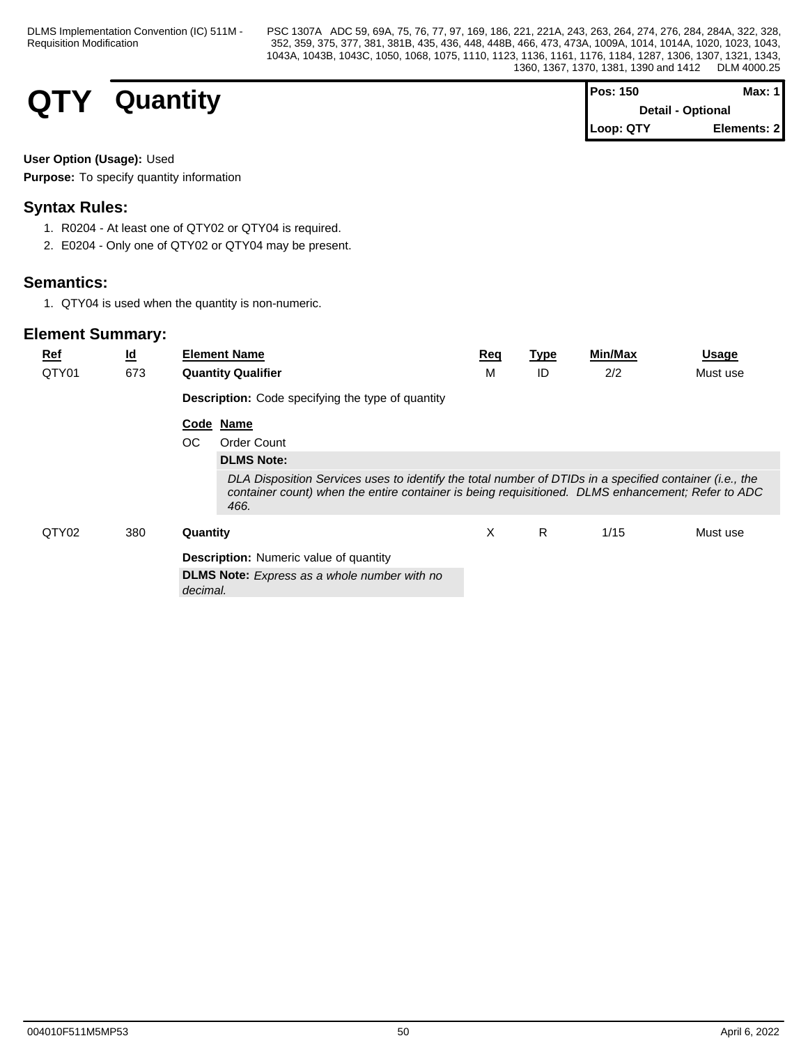# QTY Quantity

**Pos: 150** | **Max: 1**
**Detail - Optional**
**Loop: QTY** | **Elements: 2**

**User Option (Usage):** Used

**Purpose:** To specify quantity information

## Syntax Rules:

1. R0204 - At least one of QTY02 or QTY04 is required.
2. E0204 - Only one of QTY02 or QTY04 may be present.

## Semantics:

1. QTY04 is used when the quantity is non-numeric.

## Element Summary:

| Ref | Id | Element Name | Req | Type | Min/Max | Usage |
|---|---|---|---|---|---|---|
| QTY01 | 673 | **Quantity Qualifier** | M | ID | 2/2 | Must use |
| QTY02 | 380 | **Quantity** | X | R | 1/15 | Must use |

**QTY01 — Quantity Qualifier**

**Description:** Code specifying the type of quantity

| Code | Name |
|---|---|
| OC | Order Count |

**DLMS Note:**

*DLA Disposition Services uses to identify the total number of DTIDs in a specified container (i.e., the container count) when the entire container is being requisitioned. DLMS enhancement; Refer to ADC 466.*

**QTY02 — Quantity**

**Description:** Numeric value of quantity

**DLMS Note:** *Express as a whole number with no decimal.*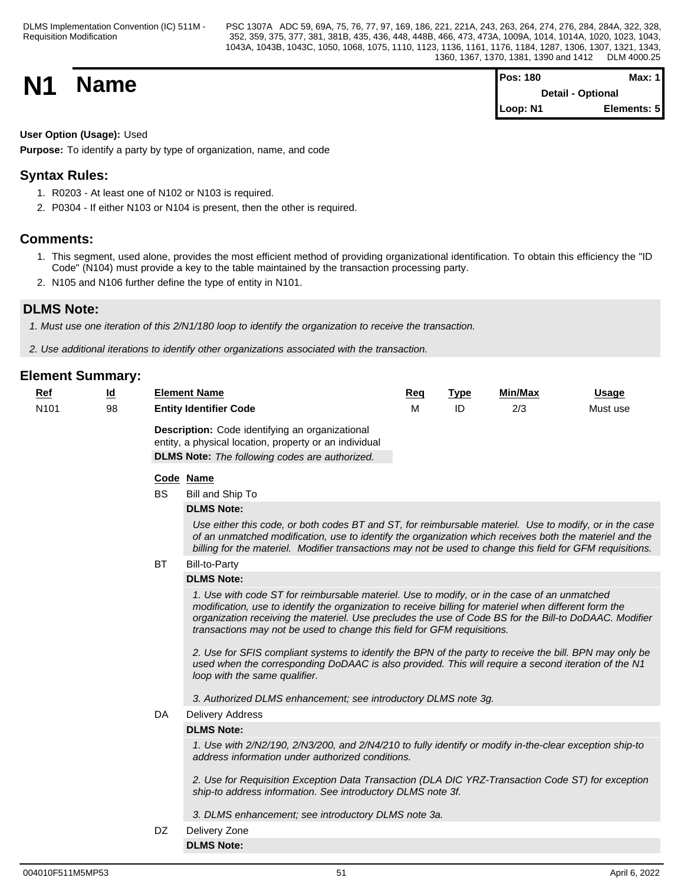# N1 Name

| Pos: 180 | Max: 1 |
|---|---|
| Detail - Optional | |
| Loop: N1 | Elements: 5 |

**User Option (Usage):** Used

**Purpose:** To identify a party by type of organization, name, and code

## Syntax Rules:

1. R0203 - At least one of N102 or N103 is required.
2. P0304 - If either N103 or N104 is present, then the other is required.

## Comments:

1. This segment, used alone, provides the most efficient method of providing organizational identification. To obtain this efficiency the "ID Code" (N104) must provide a key to the table maintained by the transaction processing party.
2. N105 and N106 further define the type of entity in N101.

## DLMS Note:

*1. Must use one iteration of this 2/N1/180 loop to identify the organization to receive the transaction.*

*2. Use additional iterations to identify other organizations associated with the transaction.*

## Element Summary:

| Ref | Id | Element Name | Req | Type | Min/Max | Usage |
|---|---|---|---|---|---|---|
| N101 | 98 | **Entity Identifier Code** | M | ID | 2/3 | Must use |

**Description:** Code identifying an organizational entity, a physical location, property or an individual

**DLMS Note:** *The following codes are authorized.*

| Code | Name |
|---|---|
| BS | Bill and Ship To |

**DLMS Note:**

*Use either this code, or both codes BT and ST, for reimbursable materiel. Use to modify, or in the case of an unmatched modification, use to identify the organization which receives both the materiel and the billing for the materiel. Modifier transactions may not be used to change this field for GFM requisitions.*

| Code | Name |
|---|---|
| BT | Bill-to-Party |

**DLMS Note:**

*1. Use with code ST for reimbursable materiel. Use to modify, or in the case of an unmatched modification, use to identify the organization to receive billing for materiel when different form the organization receiving the materiel. Use precludes the use of Code BS for the Bill-to DoDAAC. Modifier transactions may not be used to change this field for GFM requisitions.*

*2. Use for SFIS compliant systems to identify the BPN of the party to receive the bill. BPN may only be used when the corresponding DoDAAC is also provided. This will require a second iteration of the N1 loop with the same qualifier.*

*3. Authorized DLMS enhancement; see introductory DLMS note 3g.*

| Code | Name |
|---|---|
| DA | Delivery Address |

**DLMS Note:**

*1. Use with 2/N2/190, 2/N3/200, and 2/N4/210 to fully identify or modify in-the-clear exception ship-to address information under authorized conditions.*

*2. Use for Requisition Exception Data Transaction (DLA DIC YRZ-Transaction Code ST) for exception ship-to address information. See introductory DLMS note 3f.*

*3. DLMS enhancement; see introductory DLMS note 3a.*

| Code | Name |
|---|---|
| DZ | Delivery Zone |

**DLMS Note:**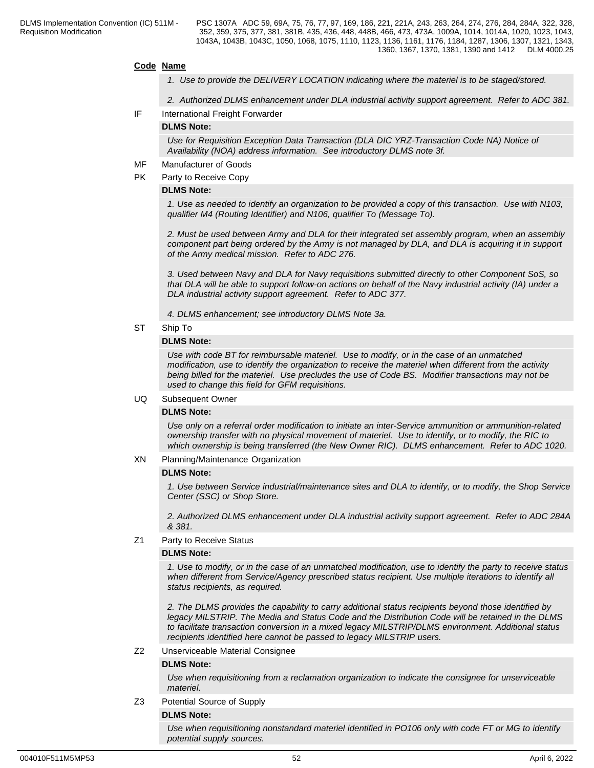**Code Name**

*1. Use to provide the DELIVERY LOCATION indicating where the materiel is to be staged/stored.*

*2. Authorized DLMS enhancement under DLA industrial activity support agreement. Refer to ADC 381.*

IF International Freight Forwarder

**DLMS Note:**

*Use for Requisition Exception Data Transaction (DLA DIC YRZ-Transaction Code NA) Notice of Availability (NOA) address information. See introductory DLMS note 3f.*

MF Manufacturer of Goods

PK Party to Receive Copy

**DLMS Note:**

*1. Use as needed to identify an organization to be provided a copy of this transaction. Use with N103, qualifier M4 (Routing Identifier) and N106, qualifier To (Message To).*

*2. Must be used between Army and DLA for their integrated set assembly program, when an assembly component part being ordered by the Army is not managed by DLA, and DLA is acquiring it in support of the Army medical mission. Refer to ADC 276.*

*3. Used between Navy and DLA for Navy requisitions submitted directly to other Component SoS, so that DLA will be able to support follow-on actions on behalf of the Navy industrial activity (IA) under a DLA industrial activity support agreement. Refer to ADC 377.*

*4. DLMS enhancement; see introductory DLMS Note 3a.*

ST Ship To

**DLMS Note:**

*Use with code BT for reimbursable materiel. Use to modify, or in the case of an unmatched modification, use to identify the organization to receive the materiel when different from the activity being billed for the materiel. Use precludes the use of Code BS. Modifier transactions may not be used to change this field for GFM requisitions.*

UQ Subsequent Owner

**DLMS Note:**

*Use only on a referral order modification to initiate an inter-Service ammunition or ammunition-related ownership transfer with no physical movement of materiel. Use to identify, or to modify, the RIC to which ownership is being transferred (the New Owner RIC). DLMS enhancement. Refer to ADC 1020.*

XN Planning/Maintenance Organization

**DLMS Note:**

*1. Use between Service industrial/maintenance sites and DLA to identify, or to modify, the Shop Service Center (SSC) or Shop Store.*

*2. Authorized DLMS enhancement under DLA industrial activity support agreement. Refer to ADC 284A & 381.*

Z1 Party to Receive Status

**DLMS Note:**

*1. Use to modify, or in the case of an unmatched modification, use to identify the party to receive status when different from Service/Agency prescribed status recipient. Use multiple iterations to identify all status recipients, as required.*

*2. The DLMS provides the capability to carry additional status recipients beyond those identified by legacy MILSTRIP. The Media and Status Code and the Distribution Code will be retained in the DLMS to facilitate transaction conversion in a mixed legacy MILSTRIP/DLMS environment. Additional status recipients identified here cannot be passed to legacy MILSTRIP users.*

Z2 Unserviceable Material Consignee

**DLMS Note:**

*Use when requisitioning from a reclamation organization to indicate the consignee for unserviceable materiel.*

Z3 Potential Source of Supply

**DLMS Note:**

*Use when requisitioning nonstandard materiel identified in PO106 only with code FT or MG to identify potential supply sources.*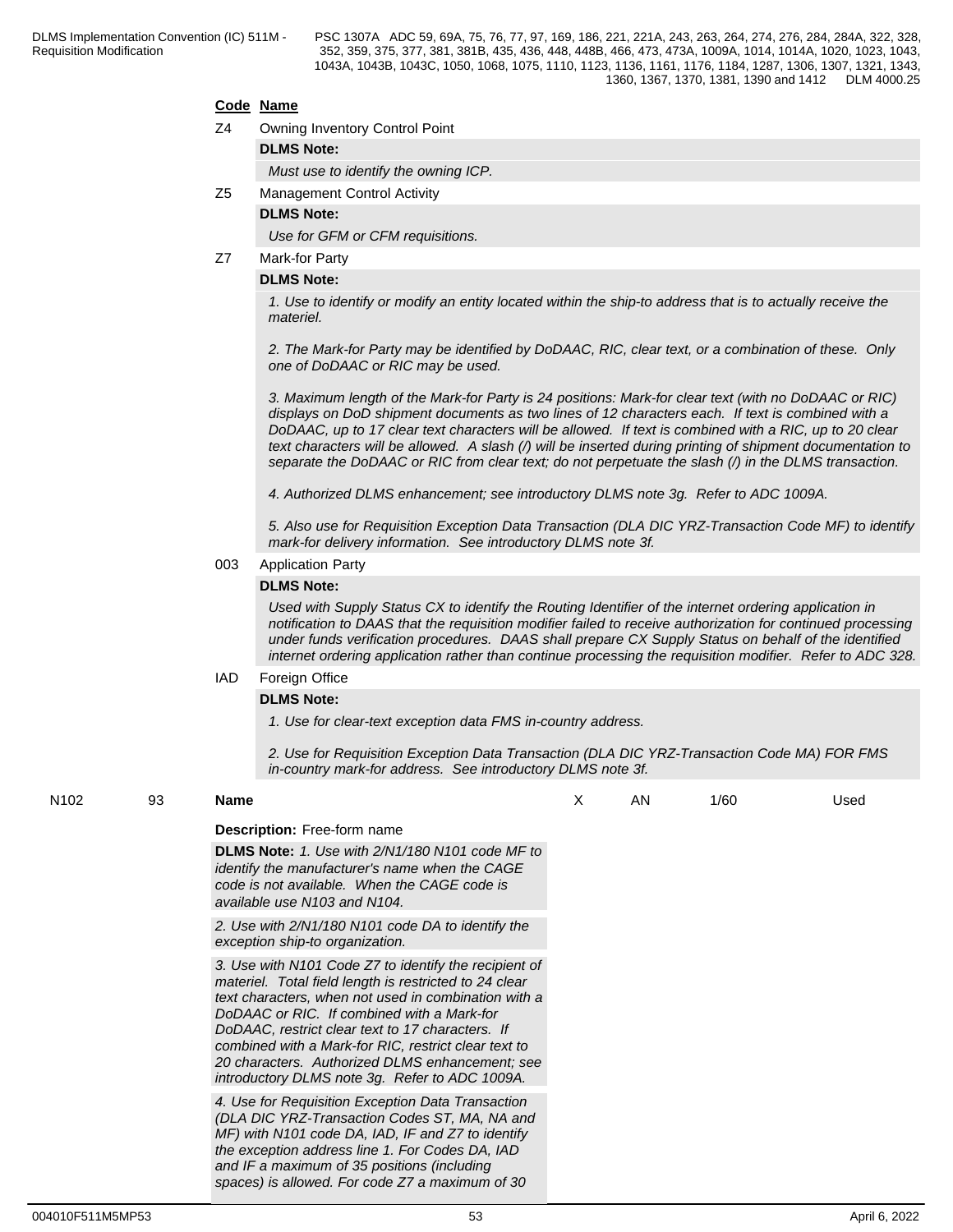| Code | Name |
|---|---|
| Z4 | Owning Inventory Control Point |

**DLMS Note:**

*Must use to identify the owning ICP.*

| Code | Name |
|---|---|
| Z5 | Management Control Activity |

**DLMS Note:**

*Use for GFM or CFM requisitions.*

| Code | Name |
|---|---|
| Z7 | Mark-for Party |

**DLMS Note:**

*1. Use to identify or modify an entity located within the ship-to address that is to actually receive the materiel.*

*2. The Mark-for Party may be identified by DoDAAC, RIC, clear text, or a combination of these. Only one of DoDAAC or RIC may be used.*

*3. Maximum length of the Mark-for Party is 24 positions: Mark-for clear text (with no DoDAAC or RIC) displays on DoD shipment documents as two lines of 12 characters each. If text is combined with a DoDAAC, up to 17 clear text characters will be allowed. If text is combined with a RIC, up to 20 clear text characters will be allowed. A slash (/) will be inserted during printing of shipment documentation to separate the DoDAAC or RIC from clear text; do not perpetuate the slash (/) in the DLMS transaction.*

*4. Authorized DLMS enhancement; see introductory DLMS note 3g. Refer to ADC 1009A.*

*5. Also use for Requisition Exception Data Transaction (DLA DIC YRZ-Transaction Code MF) to identify mark-for delivery information. See introductory DLMS note 3f.*

| Code | Name |
|---|---|
| 003 | Application Party |

**DLMS Note:**

*Used with Supply Status CX to identify the Routing Identifier of the internet ordering application in notification to DAAS that the requisition modifier failed to receive authorization for continued processing under funds verification procedures. DAAS shall prepare CX Supply Status on behalf of the identified internet ordering application rather than continue processing the requisition modifier. Refer to ADC 328.*

| Code | Name |
|---|---|
| IAD | Foreign Office |

**DLMS Note:**

*1. Use for clear-text exception data FMS in-country address.*

*2. Use for Requisition Exception Data Transaction (DLA DIC YRZ-Transaction Code MA) FOR FMS in-country mark-for address. See introductory DLMS note 3f.*

| N102 | 93 | **Name** | X | AN | 1/60 | Used |
|---|---|---|---|---|---|---|

**Description:** Free-form name

**DLMS Note:** *1. Use with 2/N1/180 N101 code MF to identify the manufacturer's name when the CAGE code is not available. When the CAGE code is available use N103 and N104.*

*2. Use with 2/N1/180 N101 code DA to identify the exception ship-to organization.*

*3. Use with N101 Code Z7 to identify the recipient of materiel. Total field length is restricted to 24 clear text characters, when not used in combination with a DoDAAC or RIC. If combined with a Mark-for DoDAAC, restrict clear text to 17 characters. If combined with a Mark-for RIC, restrict clear text to 20 characters. Authorized DLMS enhancement; see introductory DLMS note 3g. Refer to ADC 1009A.*

*4. Use for Requisition Exception Data Transaction (DLA DIC YRZ-Transaction Codes ST, MA, NA and MF) with N101 code DA, IAD, IF and Z7 to identify the exception address line 1. For Codes DA, IAD and IF a maximum of 35 positions (including spaces) is allowed. For code Z7 a maximum of 30*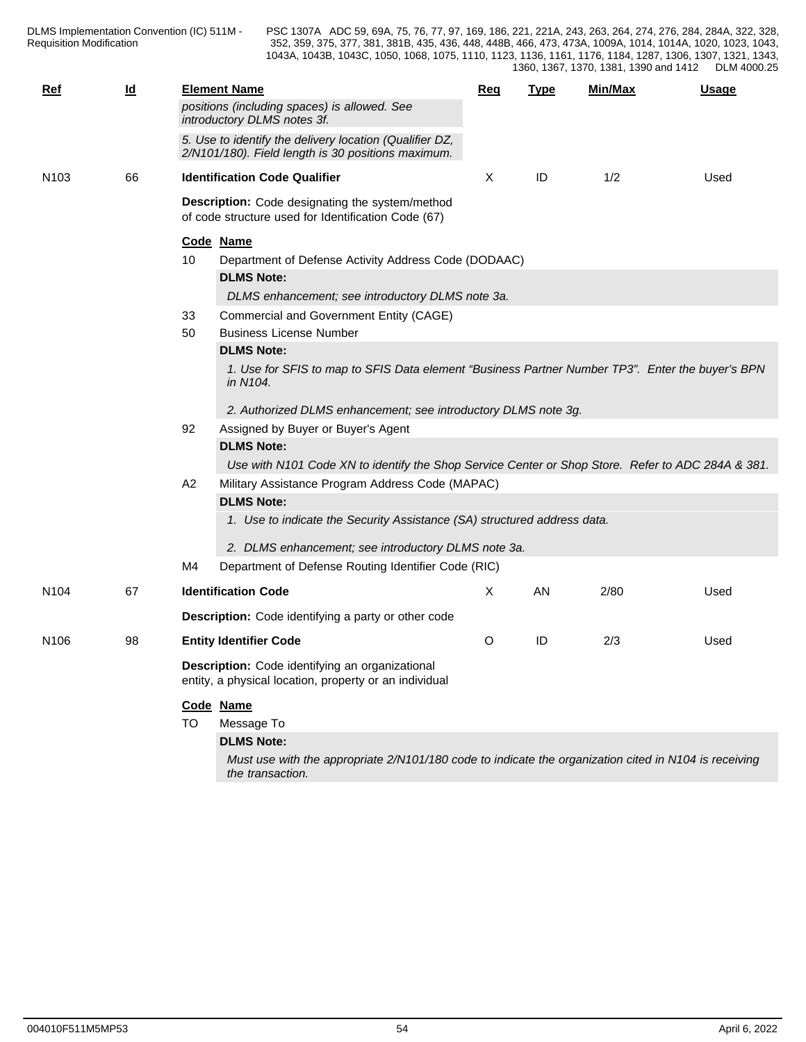| Ref | Id | Element Name | Req | Type | Min/Max | Usage |
|---|---|---|---|---|---|---|
| | | *positions (including spaces) is allowed. See introductory DLMS notes 3f.* | | | | |
| | | *5. Use to identify the delivery location (Qualifier DZ, 2/N101/180). Field length is 30 positions maximum.* | | | | |
| N103 | 66 | **Identification Code Qualifier** | X | ID | 1/2 | Used |

**Description:** Code designating the system/method of code structure used for Identification Code (67)

| Code | Name |
|---|---|
| 10 | Department of Defense Activity Address Code (DODAAC) |
| 33 | Commercial and Government Entity (CAGE) |
| 50 | Business License Number |
| 92 | Assigned by Buyer or Buyer's Agent |
| A2 | Military Assistance Program Address Code (MAPAC) |
| M4 | Department of Defense Routing Identifier Code (RIC) |

**10 – DLMS Note:**

*DLMS enhancement; see introductory DLMS note 3a.*

**50 – DLMS Note:**

*1. Use for SFIS to map to SFIS Data element "Business Partner Number TP3". Enter the buyer's BPN in N104.*

*2. Authorized DLMS enhancement; see introductory DLMS note 3g.*

**92 – DLMS Note:**

*Use with N101 Code XN to identify the Shop Service Center or Shop Store. Refer to ADC 284A & 381.*

**A2 – DLMS Note:**

*1. Use to indicate the Security Assistance (SA) structured address data.*

*2. DLMS enhancement; see introductory DLMS note 3a.*

| Ref | Id | Element Name | Req | Type | Min/Max | Usage |
|---|---|---|---|---|---|---|
| N104 | 67 | **Identification Code** | X | AN | 2/80 | Used |

**Description:** Code identifying a party or other code

| Ref | Id | Element Name | Req | Type | Min/Max | Usage |
|---|---|---|---|---|---|---|
| N106 | 98 | **Entity Identifier Code** | O | ID | 2/3 | Used |

**Description:** Code identifying an organizational entity, a physical location, property or an individual

| Code | Name |
|---|---|
| TO | Message To |

**TO – DLMS Note:**

*Must use with the appropriate 2/N101/180 code to indicate the organization cited in N104 is receiving the transaction.*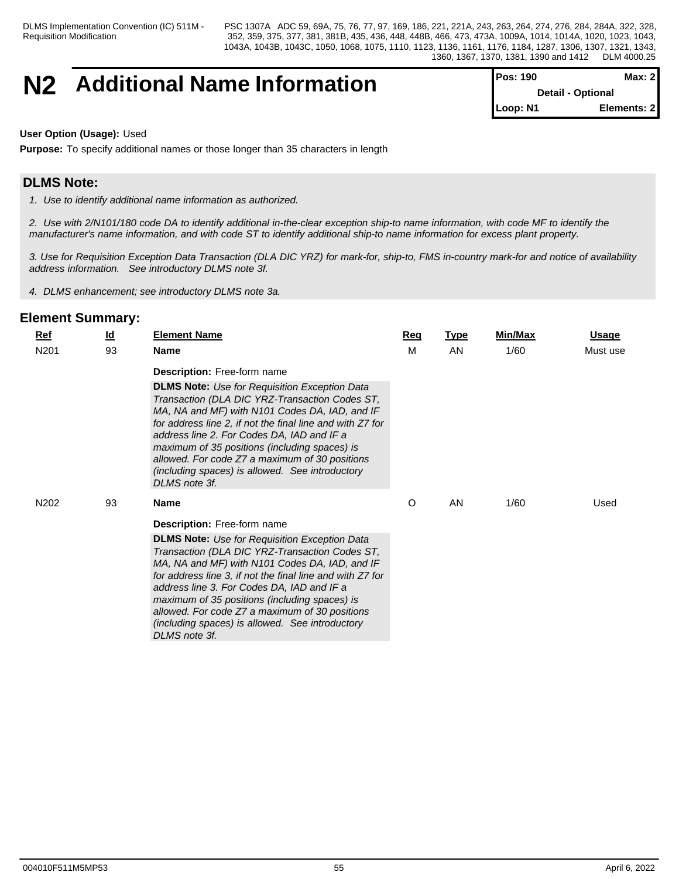# N2 Additional Name Information

| Pos: 190 | Max: 2 |
|---|---|
| Detail - Optional | |
| Loop: N1 | Elements: 2 |

**User Option (Usage):** Used

**Purpose:** To specify additional names or those longer than 35 characters in length

## DLMS Note:

*1. Use to identify additional name information as authorized.*

*2. Use with 2/N101/180 code DA to identify additional in-the-clear exception ship-to name information, with code MF to identify the manufacturer's name information, and with code ST to identify additional ship-to name information for excess plant property.*

*3. Use for Requisition Exception Data Transaction (DLA DIC YRZ) for mark-for, ship-to, FMS in-country mark-for and notice of availability address information. See introductory DLMS note 3f.*

*4. DLMS enhancement; see introductory DLMS note 3a.*

## Element Summary:

| Ref | Id | Element Name | Req | Type | Min/Max | Usage |
|---|---|---|---|---|---|---|
| N201 | 93 | **Name**<br>**Description:** Free-form name<br>**DLMS Note:** *Use for Requisition Exception Data Transaction (DLA DIC YRZ-Transaction Codes ST, MA, NA and MF) with N101 Codes DA, IAD, and IF for address line 2, if not the final line and with Z7 for address line 2. For Codes DA, IAD and IF a maximum of 35 positions (including spaces) is allowed. For code Z7 a maximum of 30 positions (including spaces) is allowed. See introductory DLMS note 3f.* | M | AN | 1/60 | Must use |
| N202 | 93 | **Name**<br>**Description:** Free-form name<br>**DLMS Note:** *Use for Requisition Exception Data Transaction (DLA DIC YRZ-Transaction Codes ST, MA, NA and MF) with N101 Codes DA, IAD, and IF for address line 3, if not the final line and with Z7 for address line 3. For Codes DA, IAD and IF a maximum of 35 positions (including spaces) is allowed. For code Z7 a maximum of 30 positions (including spaces) is allowed. See introductory DLMS note 3f.* | O | AN | 1/60 | Used |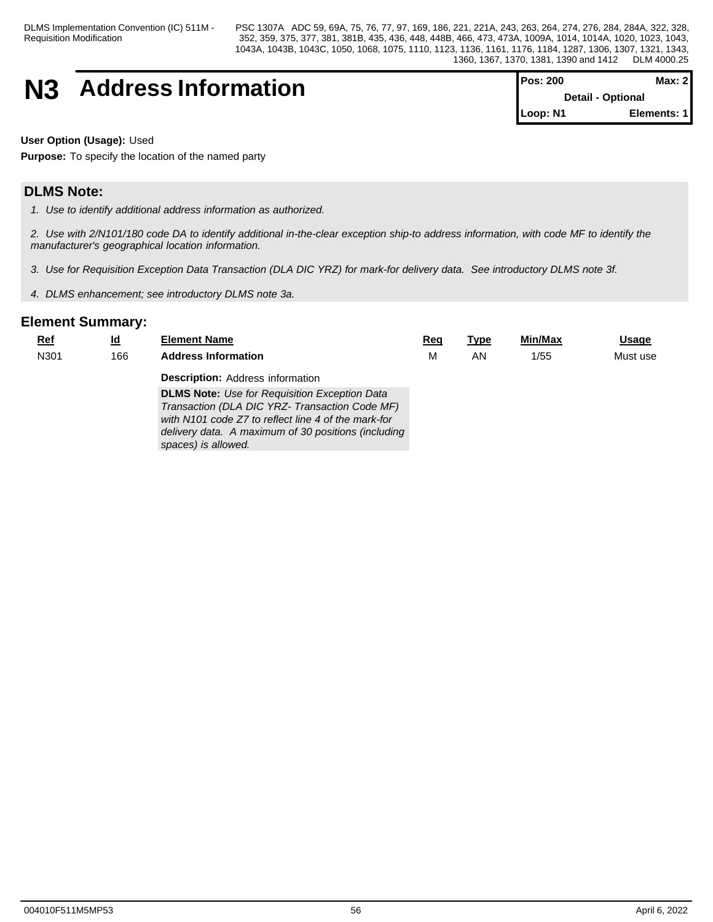# N3 Address Information

| Pos: 200 | Max: 2 |
|---|---|
| Detail - Optional | |
| Loop: N1 | Elements: 1 |

**User Option (Usage):** Used

**Purpose:** To specify the location of the named party

## DLMS Note:

1. *Use to identify additional address information as authorized.*

2. *Use with 2/N101/180 code DA to identify additional in-the-clear exception ship-to address information, with code MF to identify the manufacturer's geographical location information.*

3. *Use for Requisition Exception Data Transaction (DLA DIC YRZ) for mark-for delivery data. See introductory DLMS note 3f.*

4. *DLMS enhancement; see introductory DLMS note 3a.*

## Element Summary:

| Ref | Id | Element Name | Req | Type | Min/Max | Usage |
|---|---|---|---|---|---|---|
| N301 | 166 | **Address Information** | M | AN | 1/55 | Must use |

**Description:** Address information

**DLMS Note:** *Use for Requisition Exception Data Transaction (DLA DIC YRZ- Transaction Code MF) with N101 code Z7 to reflect line 4 of the mark-for delivery data. A maximum of 30 positions (including spaces) is allowed.*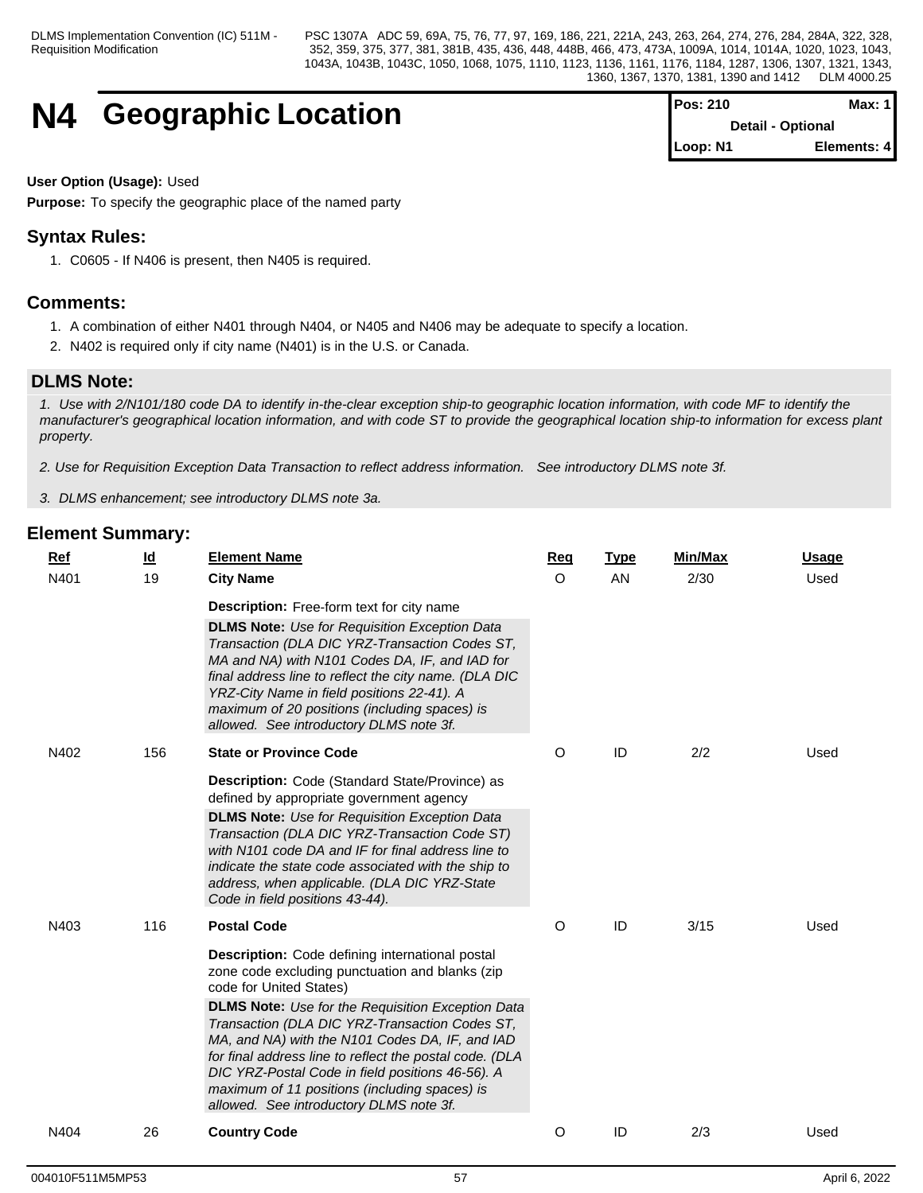# N4 Geographic Location

| Pos: 210 | Max: 1 |
| --- | --- |
| Detail - Optional | |
| Loop: N1 | Elements: 4 |

**User Option (Usage):** Used

**Purpose:** To specify the geographic place of the named party

## Syntax Rules:

1. C0605 - If N406 is present, then N405 is required.

## Comments:

1. A combination of either N401 through N404, or N405 and N406 may be adequate to specify a location.
2. N402 is required only if city name (N401) is in the U.S. or Canada.

## DLMS Note:

*1. Use with 2/N101/180 code DA to identify in-the-clear exception ship-to geographic location information, with code MF to identify the manufacturer's geographical location information, and with code ST to provide the geographical location ship-to information for excess plant property.*

*2. Use for Requisition Exception Data Transaction to reflect address information. See introductory DLMS note 3f.*

*3. DLMS enhancement; see introductory DLMS note 3a.*

## Element Summary:

| Ref | Id | Element Name | Req | Type | Min/Max | Usage |
| --- | --- | --- | --- | --- | --- | --- |
| N401 | 19 | **City Name**<br><br>**Description:** Free-form text for city name<br><br>**DLMS Note:** *Use for Requisition Exception Data Transaction (DLA DIC YRZ-Transaction Codes ST, MA and NA) with N101 Codes DA, IF, and IAD for final address line to reflect the city name. (DLA DIC YRZ-City Name in field positions 22-41). A maximum of 20 positions (including spaces) is allowed. See introductory DLMS note 3f.* | O | AN | 2/30 | Used |
| N402 | 156 | **State or Province Code**<br><br>**Description:** Code (Standard State/Province) as defined by appropriate government agency<br><br>**DLMS Note:** *Use for Requisition Exception Data Transaction (DLA DIC YRZ-Transaction Code ST) with N101 code DA and IF for final address line to indicate the state code associated with the ship to address, when applicable. (DLA DIC YRZ-State Code in field positions 43-44).* | O | ID | 2/2 | Used |
| N403 | 116 | **Postal Code**<br><br>**Description:** Code defining international postal zone code excluding punctuation and blanks (zip code for United States)<br><br>**DLMS Note:** *Use for the Requisition Exception Data Transaction (DLA DIC YRZ-Transaction Codes ST, MA, and NA) with the N101 Codes DA, IF, and IAD for final address line to reflect the postal code. (DLA DIC YRZ-Postal Code in field positions 46-56). A maximum of 11 positions (including spaces) is allowed. See introductory DLMS note 3f.* | O | ID | 3/15 | Used |
| N404 | 26 | **Country Code** | O | ID | 2/3 | Used |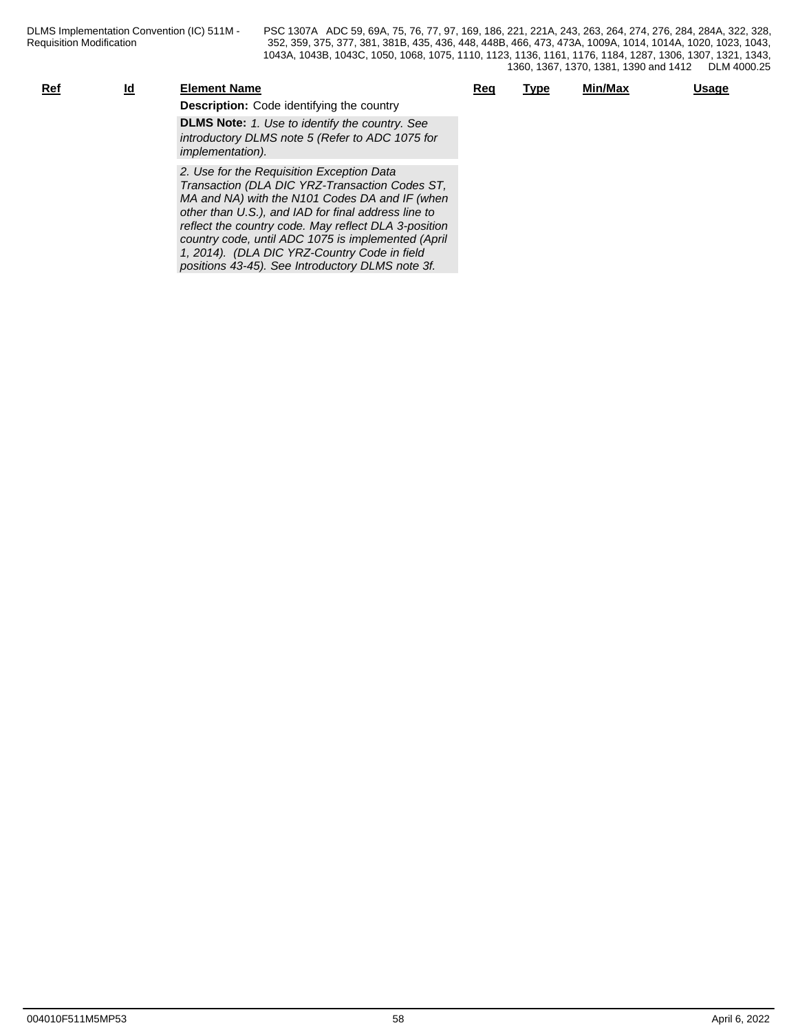| Ref | Id | Element Name | Req | Type | Min/Max | Usage |
|---|---|---|---|---|---|---|

**Description:** Code identifying the country

**DLMS Note:** *1. Use to identify the country. See introductory DLMS note 5 (Refer to ADC 1075 for implementation).*

*2. Use for the Requisition Exception Data Transaction (DLA DIC YRZ-Transaction Codes ST, MA and NA) with the N101 Codes DA and IF (when other than U.S.), and IAD for final address line to reflect the country code. May reflect DLA 3-position country code, until ADC 1075 is implemented (April 1, 2014). (DLA DIC YRZ-Country Code in field positions 43-45). See Introductory DLMS note 3f.*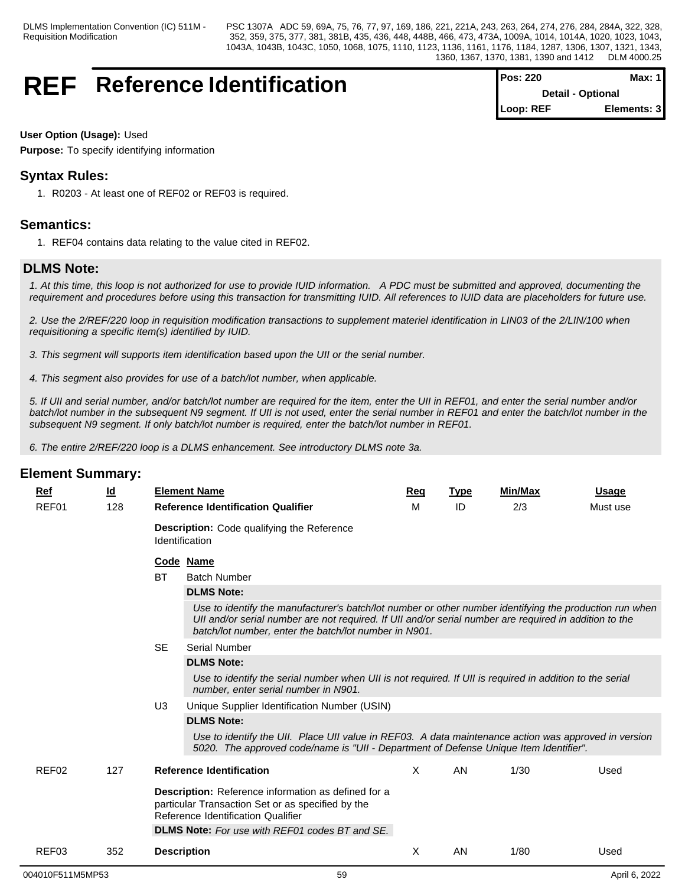# REF Reference Identification

**Pos:** 220 **Max:** 1
**Detail - Optional**
**Loop:** REF **Elements:** 3

**User Option (Usage):** Used

**Purpose:** To specify identifying information

## Syntax Rules:

1. R0203 - At least one of REF02 or REF03 is required.

## Semantics:

1. REF04 contains data relating to the value cited in REF02.

## DLMS Note:

*1. At this time, this loop is not authorized for use to provide IUID information. A PDC must be submitted and approved, documenting the requirement and procedures before using this transaction for transmitting IUID. All references to IUID data are placeholders for future use.*

*2. Use the 2/REF/220 loop in requisition modification transactions to supplement materiel identification in LIN03 of the 2/LIN/100 when requisitioning a specific item(s) identified by IUID.*

*3. This segment will supports item identification based upon the UII or the serial number.*

*4. This segment also provides for use of a batch/lot number, when applicable.*

*5. If UII and serial number, and/or batch/lot number are required for the item, enter the UII in REF01, and enter the serial number and/or batch/lot number in the subsequent N9 segment. If UII is not used, enter the serial number in REF01 and enter the batch/lot number in the subsequent N9 segment. If only batch/lot number is required, enter the batch/lot number in REF01.*

*6. The entire 2/REF/220 loop is a DLMS enhancement. See introductory DLMS note 3a.*

## Element Summary:

| Ref | Id | Element Name | Req | Type | Min/Max | Usage |
|---|---|---|---|---|---|---|
| REF01 | 128 | **Reference Identification Qualifier** | M | ID | 2/3 | Must use |

**Description:** Code qualifying the Reference Identification

| Code | Name |
|---|---|
| BT | Batch Number |
| SE | Serial Number |
| U3 | Unique Supplier Identification Number (USIN) |

**BT - DLMS Note:** *Use to identify the manufacturer's batch/lot number or other number identifying the production run when UII and/or serial number are not required. If UII and/or serial number are required in addition to the batch/lot number, enter the batch/lot number in N901.*

**SE - DLMS Note:** *Use to identify the serial number when UII is not required. If UII is required in addition to the serial number, enter serial number in N901.*

**U3 - DLMS Note:** *Use to identify the UII. Place UII value in REF03. A data maintenance action was approved in version 5020. The approved code/name is "UII - Department of Defense Unique Item Identifier".*

| Ref | Id | Element Name | Req | Type | Min/Max | Usage |
|---|---|---|---|---|---|---|
| REF02 | 127 | **Reference Identification** | X | AN | 1/30 | Used |

**Description:** Reference information as defined for a particular Transaction Set or as specified by the Reference Identification Qualifier

**DLMS Note:** *For use with REF01 codes BT and SE.*

| Ref | Id | Element Name | Req | Type | Min/Max | Usage |
|---|---|---|---|---|---|---|
| REF03 | 352 | **Description** | X | AN | 1/80 | Used |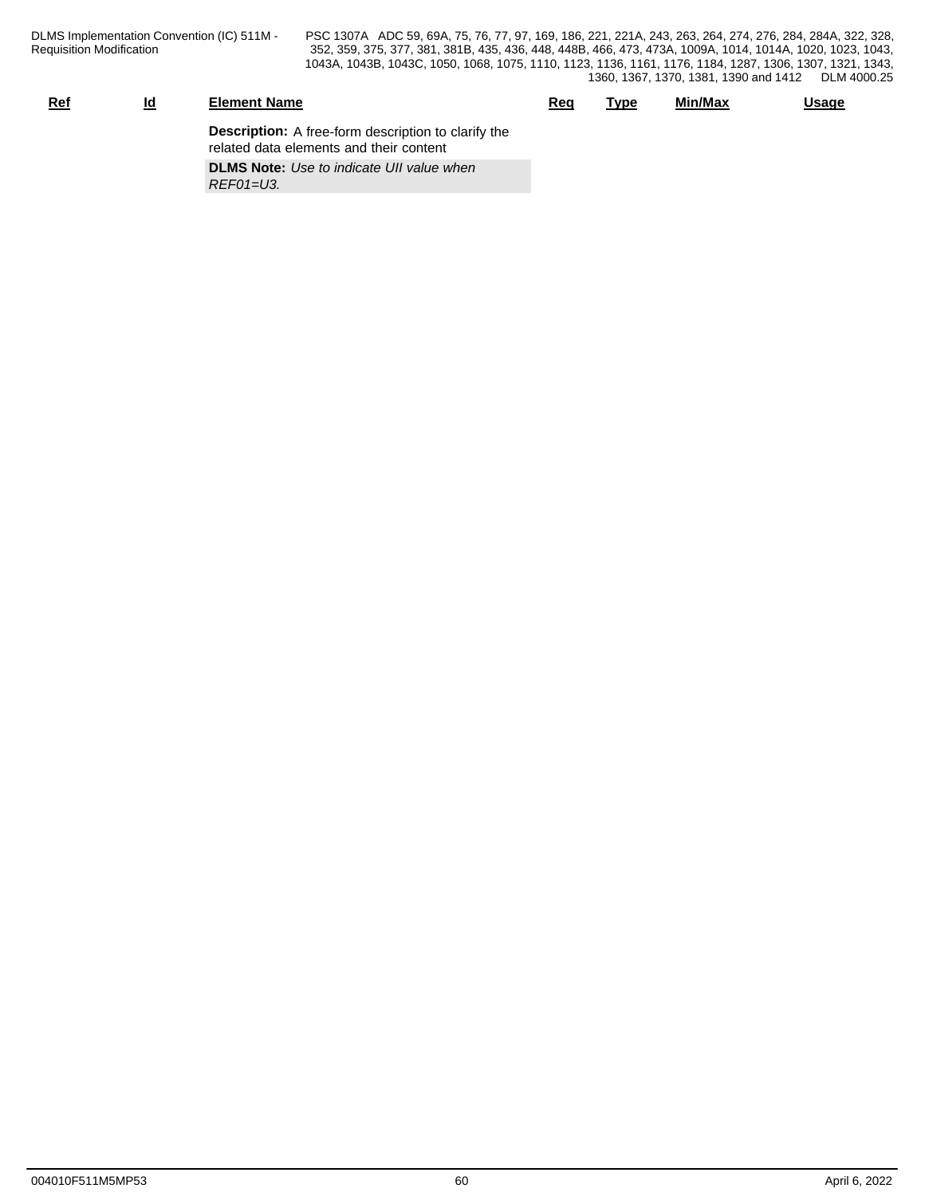| Ref | Id | Element Name | Req | Type | Min/Max | Usage |
|---|---|---|---|---|---|---|

**Description:** A free-form description to clarify the related data elements and their content

**DLMS Note:** *Use to indicate UII value when REF01=U3.*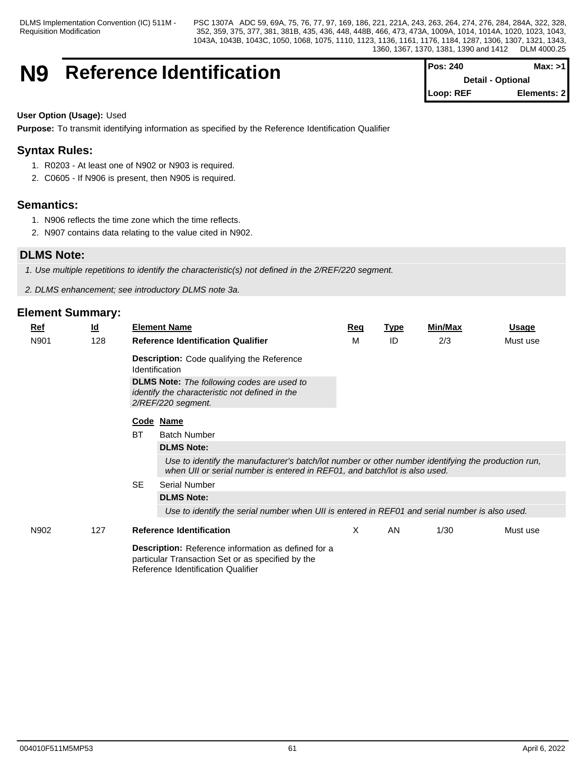# N9 Reference Identification

| Pos: 240 | Max: >1 |
|---|---|
| Detail - Optional | |
| Loop: REF | Elements: 2 |

**User Option (Usage):** Used

**Purpose:** To transmit identifying information as specified by the Reference Identification Qualifier

## Syntax Rules:

1. R0203 - At least one of N902 or N903 is required.
2. C0605 - If N906 is present, then N905 is required.

## Semantics:

1. N906 reflects the time zone which the time reflects.
2. N907 contains data relating to the value cited in N902.

## DLMS Note:

*1. Use multiple repetitions to identify the characteristic(s) not defined in the 2/REF/220 segment.*

*2. DLMS enhancement; see introductory DLMS note 3a.*

## Element Summary:

| Ref | Id | Element Name | Req | Type | Min/Max | Usage |
|---|---|---|---|---|---|---|
| N901 | 128 | **Reference Identification Qualifier** | M | ID | 2/3 | Must use |
| N902 | 127 | **Reference Identification** | X | AN | 1/30 | Must use |

**N901**

**Description:** Code qualifying the Reference Identification

**DLMS Note:** *The following codes are used to identify the characteristic not defined in the 2/REF/220 segment.*

| Code | Name |
|---|---|
| BT | Batch Number |
| SE | Serial Number |

**BT** Batch Number

**DLMS Note:**

*Use to identify the manufacturer's batch/lot number or other number identifying the production run, when UII or serial number is entered in REF01, and batch/lot is also used.*

**SE** Serial Number

**DLMS Note:**

*Use to identify the serial number when UII is entered in REF01 and serial number is also used.*

**N902**

**Description:** Reference information as defined for a particular Transaction Set or as specified by the Reference Identification Qualifier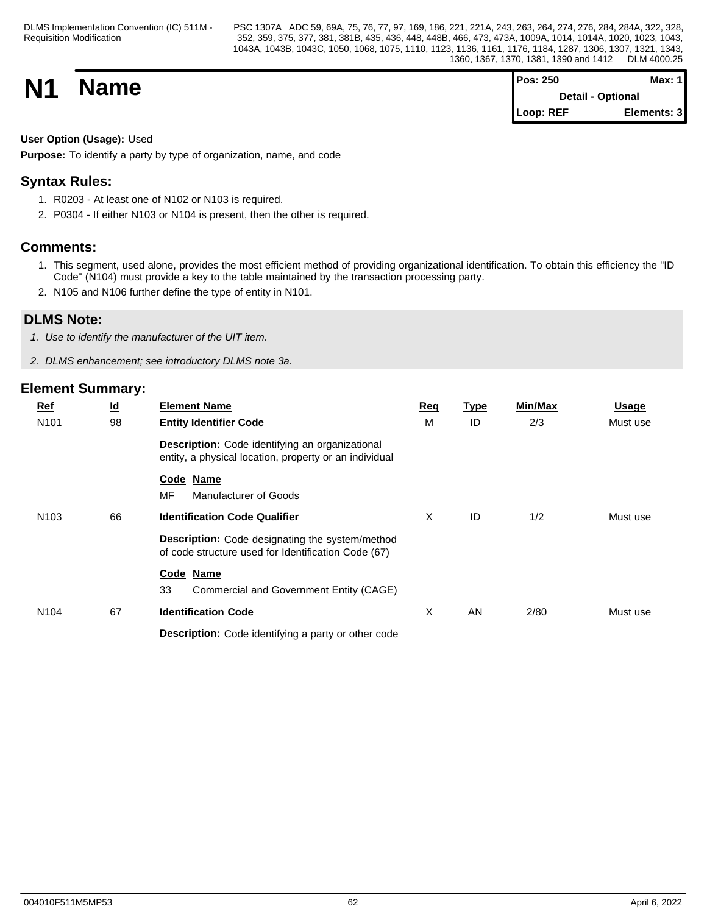# N1 Name

| Pos: 250 | Max: 1 |
|---|---|
| Detail - Optional | |
| Loop: REF | Elements: 3 |

**User Option (Usage):** Used

**Purpose:** To identify a party by type of organization, name, and code

## Syntax Rules:

1. R0203 - At least one of N102 or N103 is required.
2. P0304 - If either N103 or N104 is present, then the other is required.

## Comments:

1. This segment, used alone, provides the most efficient method of providing organizational identification. To obtain this efficiency the "ID Code" (N104) must provide a key to the table maintained by the transaction processing party.
2. N105 and N106 further define the type of entity in N101.

## DLMS Note:

1. *Use to identify the manufacturer of the UIT item.*
2. *DLMS enhancement; see introductory DLMS note 3a.*

## Element Summary:

| Ref | Id | Element Name | Req | Type | Min/Max | Usage |
|---|---|---|---|---|---|---|
| N101 | 98 | **Entity Identifier Code**<br>**Description:** Code identifying an organizational entity, a physical location, property or an individual<br>**Code Name**<br>MF Manufacturer of Goods | M | ID | 2/3 | Must use |
| N103 | 66 | **Identification Code Qualifier**<br>**Description:** Code designating the system/method of code structure used for Identification Code (67)<br>**Code Name**<br>33 Commercial and Government Entity (CAGE) | X | ID | 1/2 | Must use |
| N104 | 67 | **Identification Code**<br>**Description:** Code identifying a party or other code | X | AN | 2/80 | Must use |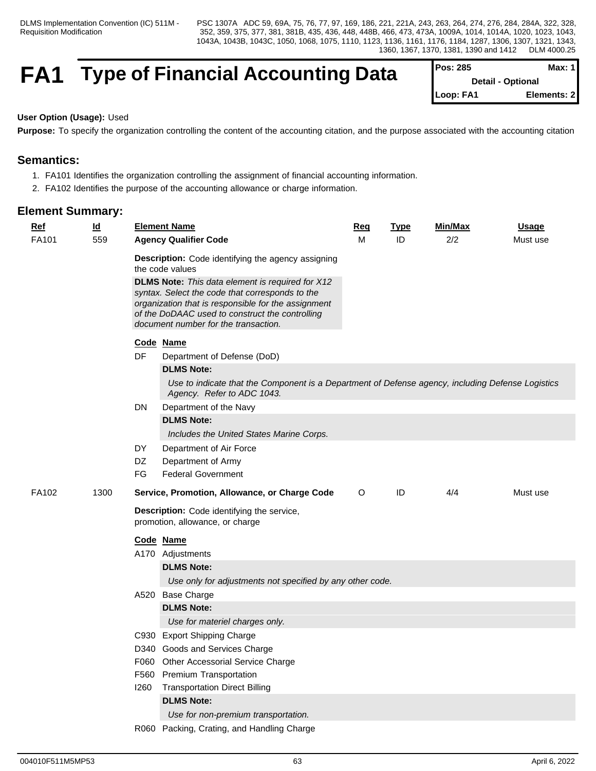# FA1 Type of Financial Accounting Data

| Pos: 285 | Max: 1 |
|---|---|
| Detail - Optional | |
| Loop: FA1 | Elements: 2 |

**User Option (Usage):** Used

**Purpose:** To specify the organization controlling the content of the accounting citation, and the purpose associated with the accounting citation

## Semantics:

1. FA101 Identifies the organization controlling the assignment of financial accounting information.
2. FA102 Identifies the purpose of the accounting allowance or charge information.

## Element Summary:

| Ref | Id | Element Name | Req | Type | Min/Max | Usage |
|---|---|---|---|---|---|---|
| FA101 | 559 | **Agency Qualifier Code** | M | ID | 2/2 | Must use |

**Description:** Code identifying the agency assigning the code values

**DLMS Note:** *This data element is required for X12 syntax. Select the code that corresponds to the organization that is responsible for the assignment of the DoDAAC used to construct the controlling document number for the transaction.*

| Code | Name |
|---|---|
| DF | Department of Defense (DoD) |
| DN | Department of the Navy |
| DY | Department of Air Force |
| DZ | Department of Army |
| FG | Federal Government |

- **DF** — **DLMS Note:** *Use to indicate that the Component is a Department of Defense agency, including Defense Logistics Agency. Refer to ADC 1043.*
- **DN** — **DLMS Note:** *Includes the United States Marine Corps.*

| Ref | Id | Element Name | Req | Type | Min/Max | Usage |
|---|---|---|---|---|---|---|
| FA102 | 1300 | **Service, Promotion, Allowance, or Charge Code** | O | ID | 4/4 | Must use |

**Description:** Code identifying the service, promotion, allowance, or charge

| Code | Name |
|---|---|
| A170 | Adjustments |
| A520 | Base Charge |
| C930 | Export Shipping Charge |
| D340 | Goods and Services Charge |
| F060 | Other Accessorial Service Charge |
| F560 | Premium Transportation |
| I260 | Transportation Direct Billing |
| R060 | Packing, Crating, and Handling Charge |

- **A170** — **DLMS Note:** *Use only for adjustments not specified by any other code.*
- **A520** — **DLMS Note:** *Use for materiel charges only.*
- **I260** — **DLMS Note:** *Use for non-premium transportation.*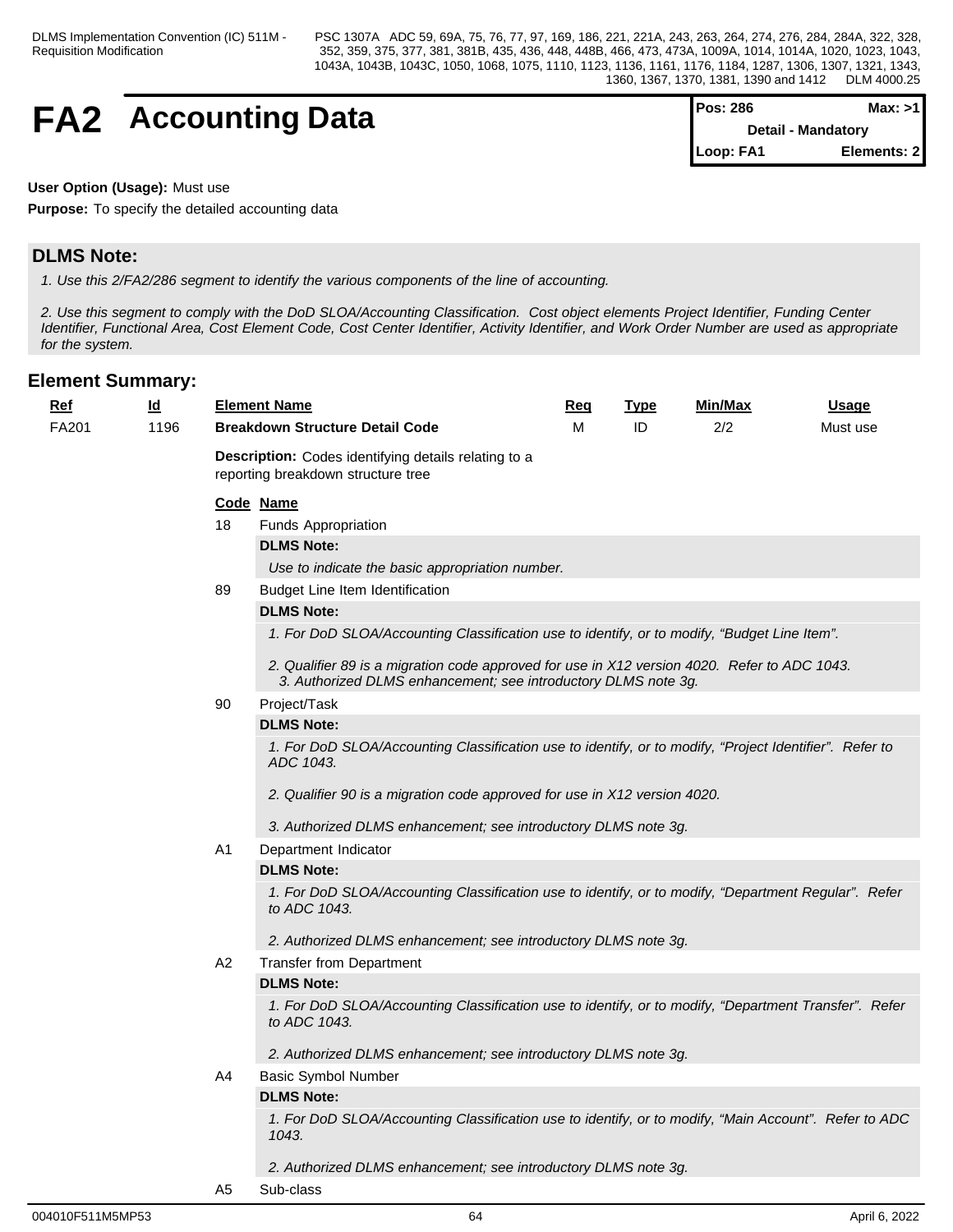# FA2 Accounting Data

| Pos: 286 | Max: >1 |
| --- | --- |
| Detail - Mandatory | |
| Loop: FA1 | Elements: 2 |

**User Option (Usage):** Must use

**Purpose:** To specify the detailed accounting data

## DLMS Note:

*1. Use this 2/FA2/286 segment to identify the various components of the line of accounting.*

*2. Use this segment to comply with the DoD SLOA/Accounting Classification. Cost object elements Project Identifier, Funding Center Identifier, Functional Area, Cost Element Code, Cost Center Identifier, Activity Identifier, and Work Order Number are used as appropriate for the system.*

## Element Summary:

| Ref | Id | Element Name | Req | Type | Min/Max | Usage |
| --- | --- | --- | --- | --- | --- | --- |
| FA201 | 1196 | **Breakdown Structure Detail Code** | M | ID | 2/2 | Must use |

**Description:** Codes identifying details relating to a reporting breakdown structure tree

**Code Name**

**18** Funds Appropriation

**DLMS Note:**

*Use to indicate the basic appropriation number.*

**89** Budget Line Item Identification

**DLMS Note:**

*1. For DoD SLOA/Accounting Classification use to identify, or to modify, "Budget Line Item".*

*2. Qualifier 89 is a migration code approved for use in X12 version 4020. Refer to ADC 1043.*
*3. Authorized DLMS enhancement; see introductory DLMS note 3g.*

**90** Project/Task

**DLMS Note:**

*1. For DoD SLOA/Accounting Classification use to identify, or to modify, "Project Identifier". Refer to ADC 1043.*

*2. Qualifier 90 is a migration code approved for use in X12 version 4020.*

*3. Authorized DLMS enhancement; see introductory DLMS note 3g.*

**A1** Department Indicator

**DLMS Note:**

*1. For DoD SLOA/Accounting Classification use to identify, or to modify, "Department Regular". Refer to ADC 1043.*

*2. Authorized DLMS enhancement; see introductory DLMS note 3g.*

**A2** Transfer from Department

**DLMS Note:**

*1. For DoD SLOA/Accounting Classification use to identify, or to modify, "Department Transfer". Refer to ADC 1043.*

*2. Authorized DLMS enhancement; see introductory DLMS note 3g.*

**A4** Basic Symbol Number

**DLMS Note:**

*1. For DoD SLOA/Accounting Classification use to identify, or to modify, "Main Account". Refer to ADC 1043.*

*2. Authorized DLMS enhancement; see introductory DLMS note 3g.*

**A5** Sub-class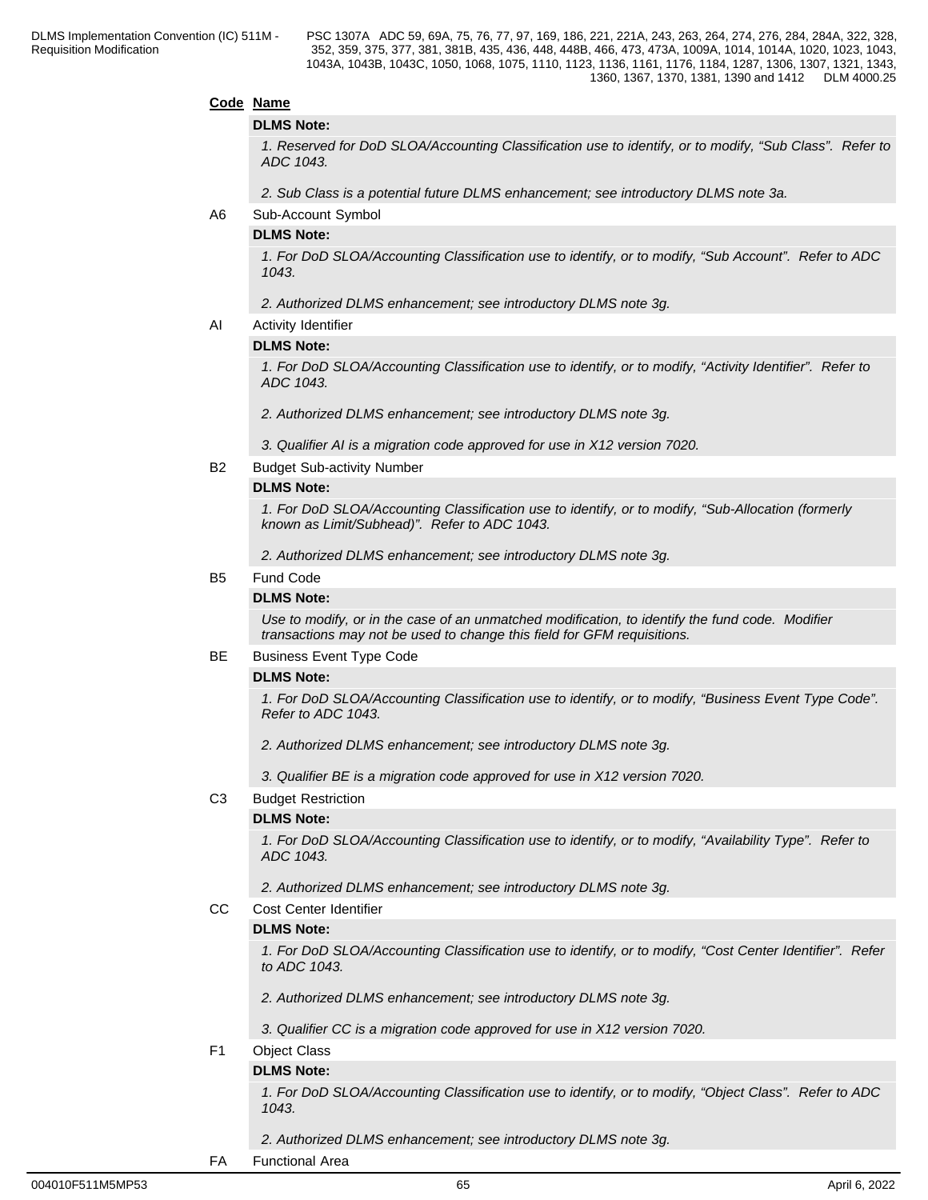**Code Name**

**DLMS Note:**

*1. Reserved for DoD SLOA/Accounting Classification use to identify, or to modify, “Sub Class”. Refer to ADC 1043.*

*2. Sub Class is a potential future DLMS enhancement; see introductory DLMS note 3a.*

A6 Sub-Account Symbol

**DLMS Note:**

*1. For DoD SLOA/Accounting Classification use to identify, or to modify, “Sub Account”. Refer to ADC 1043.*

*2. Authorized DLMS enhancement; see introductory DLMS note 3g.*

AI Activity Identifier

**DLMS Note:**

*1. For DoD SLOA/Accounting Classification use to identify, or to modify, “Activity Identifier”. Refer to ADC 1043.*

*2. Authorized DLMS enhancement; see introductory DLMS note 3g.*

*3. Qualifier AI is a migration code approved for use in X12 version 7020.*

B2 Budget Sub-activity Number

**DLMS Note:**

*1. For DoD SLOA/Accounting Classification use to identify, or to modify, “Sub-Allocation (formerly known as Limit/Subhead)”. Refer to ADC 1043.*

*2. Authorized DLMS enhancement; see introductory DLMS note 3g.*

B5 Fund Code

**DLMS Note:**

*Use to modify, or in the case of an unmatched modification, to identify the fund code. Modifier transactions may not be used to change this field for GFM requisitions.*

BE Business Event Type Code

**DLMS Note:**

*1. For DoD SLOA/Accounting Classification use to identify, or to modify, “Business Event Type Code”. Refer to ADC 1043.*

*2. Authorized DLMS enhancement; see introductory DLMS note 3g.*

*3. Qualifier BE is a migration code approved for use in X12 version 7020.*

C3 Budget Restriction

**DLMS Note:**

*1. For DoD SLOA/Accounting Classification use to identify, or to modify, “Availability Type”. Refer to ADC 1043.*

*2. Authorized DLMS enhancement; see introductory DLMS note 3g.*

CC Cost Center Identifier

**DLMS Note:**

*1. For DoD SLOA/Accounting Classification use to identify, or to modify, “Cost Center Identifier”. Refer to ADC 1043.*

*2. Authorized DLMS enhancement; see introductory DLMS note 3g.*

*3. Qualifier CC is a migration code approved for use in X12 version 7020.*

F1 Object Class

**DLMS Note:**

*1. For DoD SLOA/Accounting Classification use to identify, or to modify, “Object Class”. Refer to ADC 1043.*

*2. Authorized DLMS enhancement; see introductory DLMS note 3g.*

FA Functional Area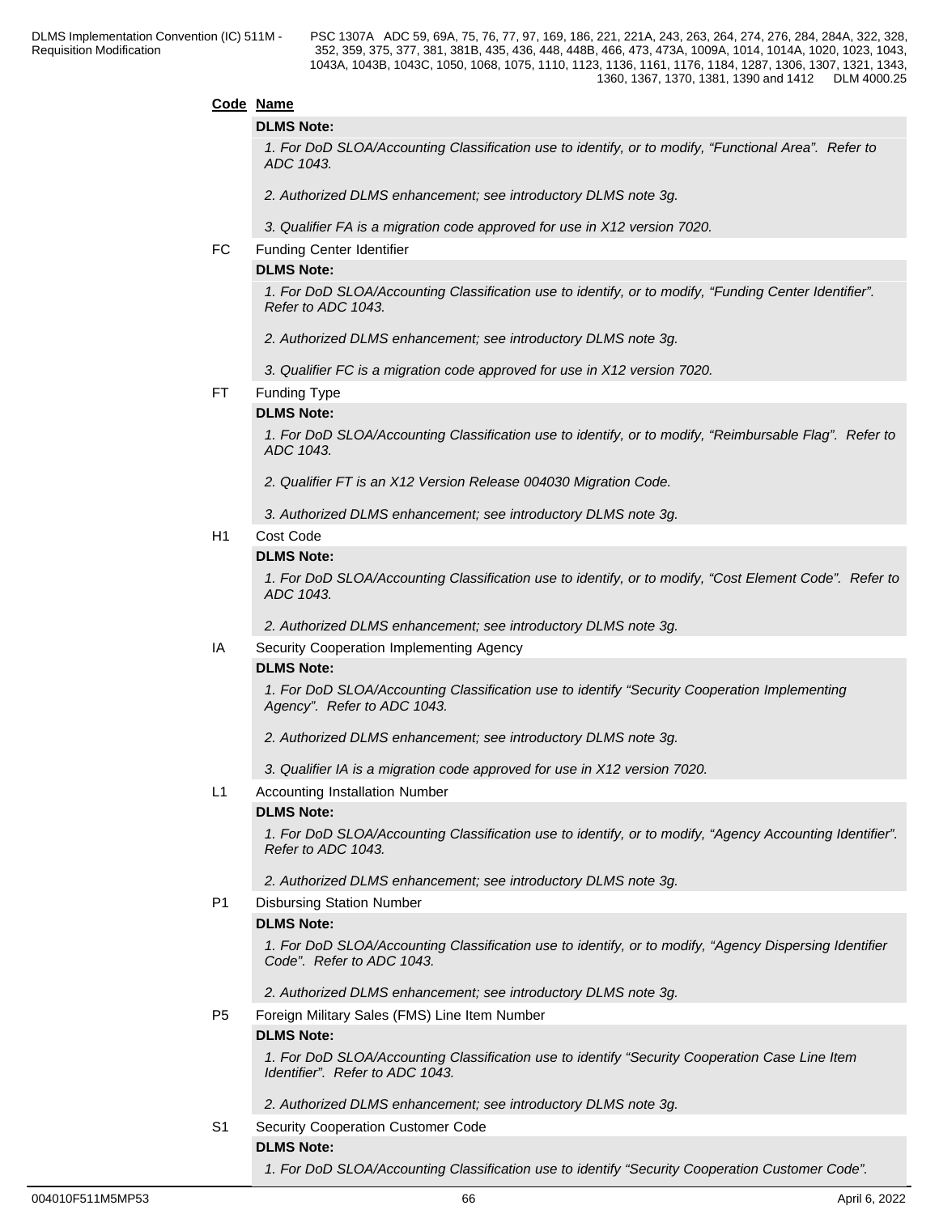**Code** **Name**

**DLMS Note:**

*1. For DoD SLOA/Accounting Classification use to identify, or to modify, "Functional Area". Refer to ADC 1043.*

*2. Authorized DLMS enhancement; see introductory DLMS note 3g.*

*3. Qualifier FA is a migration code approved for use in X12 version 7020.*

FC Funding Center Identifier

**DLMS Note:**

*1. For DoD SLOA/Accounting Classification use to identify, or to modify, "Funding Center Identifier". Refer to ADC 1043.*

*2. Authorized DLMS enhancement; see introductory DLMS note 3g.*

*3. Qualifier FC is a migration code approved for use in X12 version 7020.*

FT Funding Type

**DLMS Note:**

*1. For DoD SLOA/Accounting Classification use to identify, or to modify, "Reimbursable Flag". Refer to ADC 1043.*

*2. Qualifier FT is an X12 Version Release 004030 Migration Code.*

*3. Authorized DLMS enhancement; see introductory DLMS note 3g.*

H1 Cost Code

**DLMS Note:**

*1. For DoD SLOA/Accounting Classification use to identify, or to modify, "Cost Element Code". Refer to ADC 1043.*

*2. Authorized DLMS enhancement; see introductory DLMS note 3g.*

IA Security Cooperation Implementing Agency

**DLMS Note:**

*1. For DoD SLOA/Accounting Classification use to identify "Security Cooperation Implementing Agency". Refer to ADC 1043.*

*2. Authorized DLMS enhancement; see introductory DLMS note 3g.*

*3. Qualifier IA is a migration code approved for use in X12 version 7020.*

L1 Accounting Installation Number

**DLMS Note:**

*1. For DoD SLOA/Accounting Classification use to identify, or to modify, "Agency Accounting Identifier". Refer to ADC 1043.*

*2. Authorized DLMS enhancement; see introductory DLMS note 3g.*

P1 Disbursing Station Number

**DLMS Note:**

*1. For DoD SLOA/Accounting Classification use to identify, or to modify, "Agency Dispersing Identifier Code". Refer to ADC 1043.*

*2. Authorized DLMS enhancement; see introductory DLMS note 3g.*

P5 Foreign Military Sales (FMS) Line Item Number

**DLMS Note:**

*1. For DoD SLOA/Accounting Classification use to identify "Security Cooperation Case Line Item Identifier". Refer to ADC 1043.*

*2. Authorized DLMS enhancement; see introductory DLMS note 3g.*

S1 Security Cooperation Customer Code

**DLMS Note:**

*1. For DoD SLOA/Accounting Classification use to identify "Security Cooperation Customer Code".*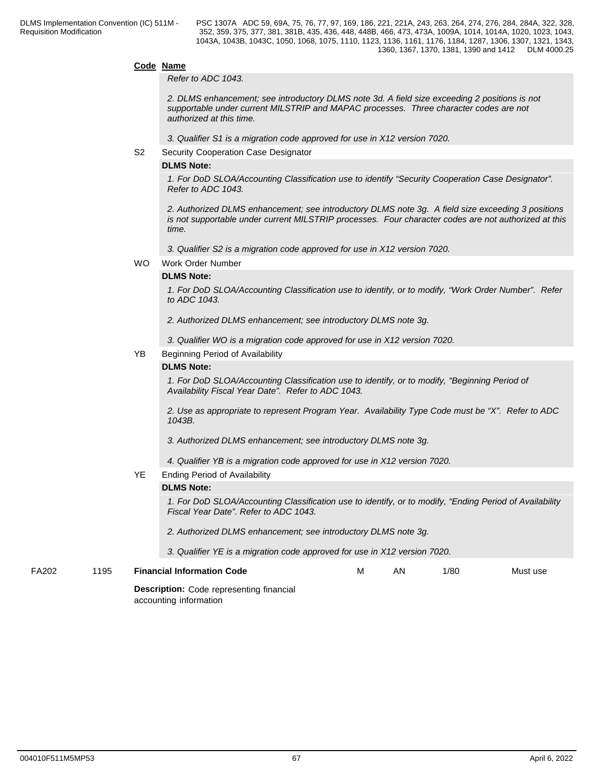**Code** **Name**

*Refer to ADC 1043.*

*2. DLMS enhancement; see introductory DLMS note 3d. A field size exceeding 2 positions is not supportable under current MILSTRIP and MAPAC processes. Three character codes are not authorized at this time.*

*3. Qualifier S1 is a migration code approved for use in X12 version 7020.*

S2 Security Cooperation Case Designator

**DLMS Note:**

*1. For DoD SLOA/Accounting Classification use to identify "Security Cooperation Case Designator". Refer to ADC 1043.*

*2. Authorized DLMS enhancement; see introductory DLMS note 3g. A field size exceeding 3 positions is not supportable under current MILSTRIP processes. Four character codes are not authorized at this time.*

*3. Qualifier S2 is a migration code approved for use in X12 version 7020.*

WO Work Order Number

**DLMS Note:**

*1. For DoD SLOA/Accounting Classification use to identify, or to modify, "Work Order Number". Refer to ADC 1043.*

*2. Authorized DLMS enhancement; see introductory DLMS note 3g.*

*3. Qualifier WO is a migration code approved for use in X12 version 7020.*

YB Beginning Period of Availability

**DLMS Note:**

*1. For DoD SLOA/Accounting Classification use to identify, or to modify, "Beginning Period of Availability Fiscal Year Date". Refer to ADC 1043.*

*2. Use as appropriate to represent Program Year. Availability Type Code must be "X". Refer to ADC 1043B.*

*3. Authorized DLMS enhancement; see introductory DLMS note 3g.*

*4. Qualifier YB is a migration code approved for use in X12 version 7020.*

YE Ending Period of Availability

**DLMS Note:**

*1. For DoD SLOA/Accounting Classification use to identify, or to modify, "Ending Period of Availability Fiscal Year Date". Refer to ADC 1043.*

*2. Authorized DLMS enhancement; see introductory DLMS note 3g.*

*3. Qualifier YE is a migration code approved for use in X12 version 7020.*

| FA202 | 1195 | **Financial Information Code** | M | AN | 1/80 | Must use |
|---|---|---|---|---|---|---|

**Description:** Code representing financial accounting information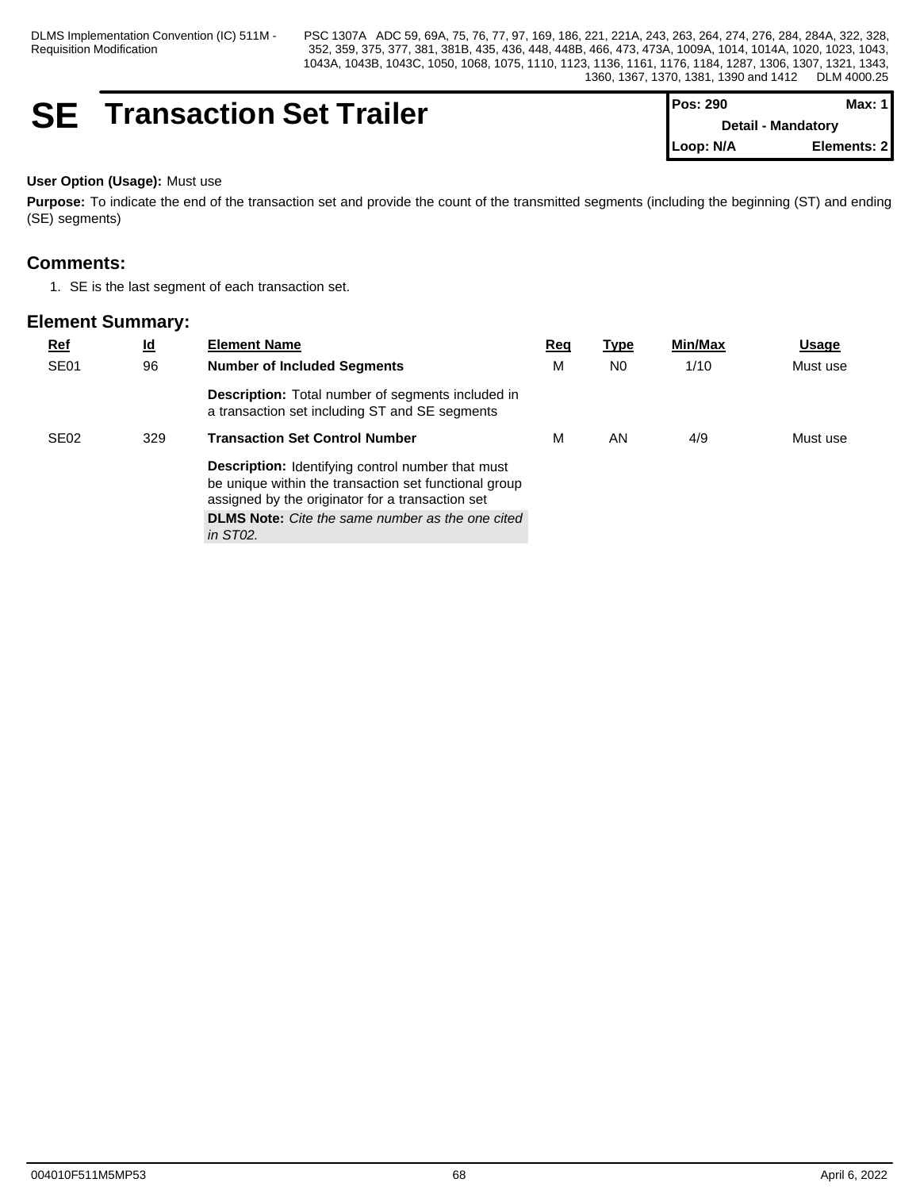# SE Transaction Set Trailer

| Pos: 290 | Max: 1 |
|---|---|
| Detail - Mandatory | |
| Loop: N/A | Elements: 2 |

**User Option (Usage):** Must use

**Purpose:** To indicate the end of the transaction set and provide the count of the transmitted segments (including the beginning (ST) and ending (SE) segments)

## Comments:

1. SE is the last segment of each transaction set.

## Element Summary:

| Ref | Id | Element Name | Req | Type | Min/Max | Usage |
|---|---|---|---|---|---|---|
| SE01 | 96 | **Number of Included Segments**<br><br>**Description:** Total number of segments included in a transaction set including ST and SE segments | M | N0 | 1/10 | Must use |
| SE02 | 329 | **Transaction Set Control Number**<br><br>**Description:** Identifying control number that must be unique within the transaction set functional group assigned by the originator for a transaction set<br>**DLMS Note:** *Cite the same number as the one cited in ST02.* | M | AN | 4/9 | Must use |